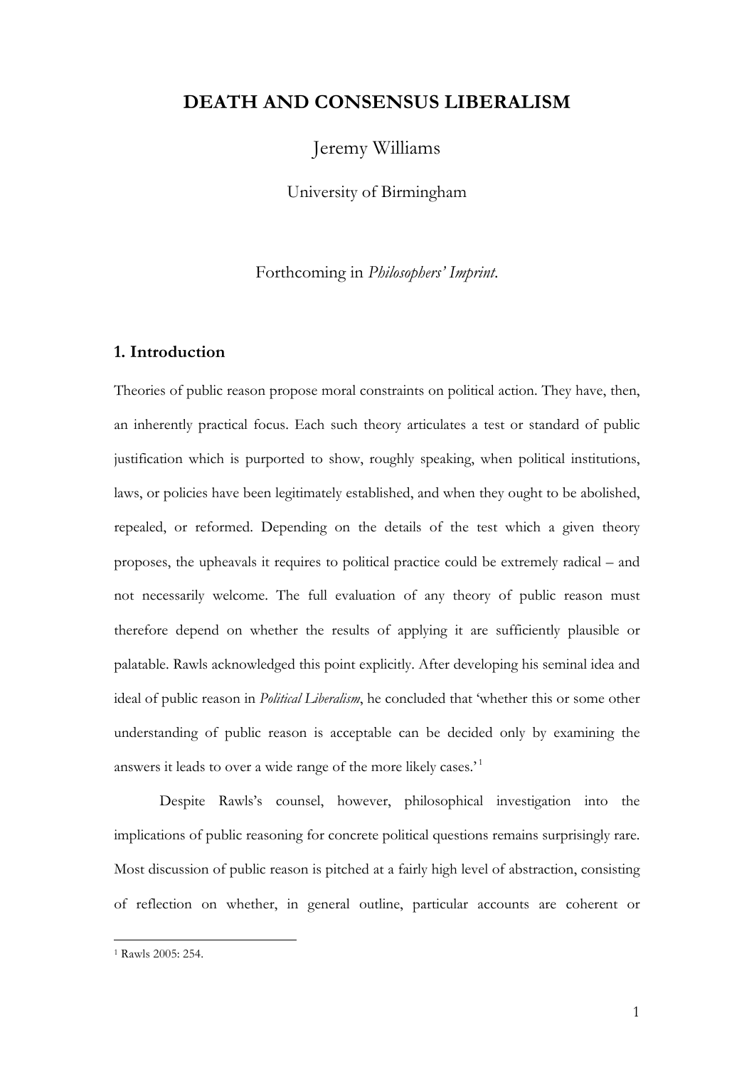# DEATH AND CONSENSUS LIBERALISM

Jeremy Williams

University of Birmingham

Forthcoming in *Philosophers' Imprint*.

## 1. Introduction

Theories of public reason propose moral constraints on political action. They have, then, an inherently practical focus. Each such theory articulates a test or standard of public justification which is purported to show, roughly speaking, when political institutions, laws, or policies have been legitimately established, and when they ought to be abolished, repealed, or reformed. Depending on the details of the test which a given theory proposes, the upheavals it requires to political practice could be extremely radical – and not necessarily welcome. The full evaluation of any theory of public reason must therefore depend on whether the results of applying it are sufficiently plausible or palatable. Rawls acknowledged this point explicitly. After developing his seminal idea and ideal of public reason in *Political Liberalism*, he concluded that 'whether this or some other understanding of public reason is acceptable can be decided only by examining the answers it leads to over a wide range of the more likely cases.'[1]

Despite Rawls's counsel, however, philosophical investigation into the implications of public reasoning for concrete political questions remains surprisingly rare. Most discussion of public reason is pitched at a fairly high level of abstraction, consisting of reflection on whether, in general outline, particular accounts are coherent or

[1] Rawls 2005: 254.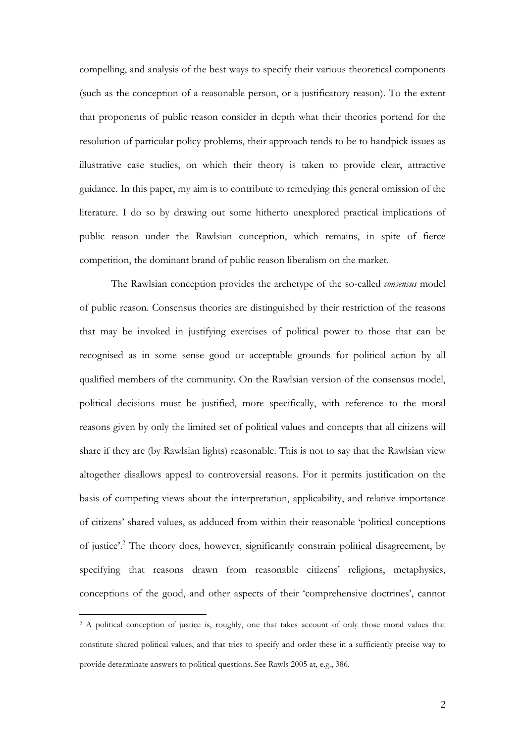compelling, and analysis of the best ways to specify their various theoretical components (such as the conception of a reasonable person, or a justificatory reason). To the extent that proponents of public reason consider in depth what their theories portend for the resolution of particular policy problems, their approach tends to be to handpick issues as illustrative case studies, on which their theory is taken to provide clear, attractive guidance. In this paper, my aim is to contribute to remedying this general omission of the literature. I do so by drawing out some hitherto unexplored practical implications of public reason under the Rawlsian conception, which remains, in spite of fierce competition, the dominant brand of public reason liberalism on the market.

The Rawlsian conception provides the archetype of the so-called *consensus* model of public reason. Consensus theories are distinguished by their restriction of the reasons that may be invoked in justifying exercises of political power to those that can be recognised as in some sense good or acceptable grounds for political action by all qualified members of the community. On the Rawlsian version of the consensus model, political decisions must be justified, more specifically, with reference to the moral reasons given by only the limited set of political values and concepts that all citizens will share if they are (by Rawlsian lights) reasonable. This is not to say that the Rawlsian view altogether disallows appeal to controversial reasons. For it permits justification on the basis of competing views about the interpretation, applicability, and relative importance of citizens' shared values, as adduced from within their reasonable 'political conceptions of justice'.[2] The theory does, however, significantly constrain political disagreement, by specifying that reasons drawn from reasonable citizens' religions, metaphysics, conceptions of the good, and other aspects of their 'comprehensive doctrines', cannot

[2] A political conception of justice is, roughly, one that takes account of only those moral values that constitute shared political values, and that tries to specify and order these in a sufficiently precise way to provide determinate answers to political questions. See Rawls 2005 at, e.g., 386.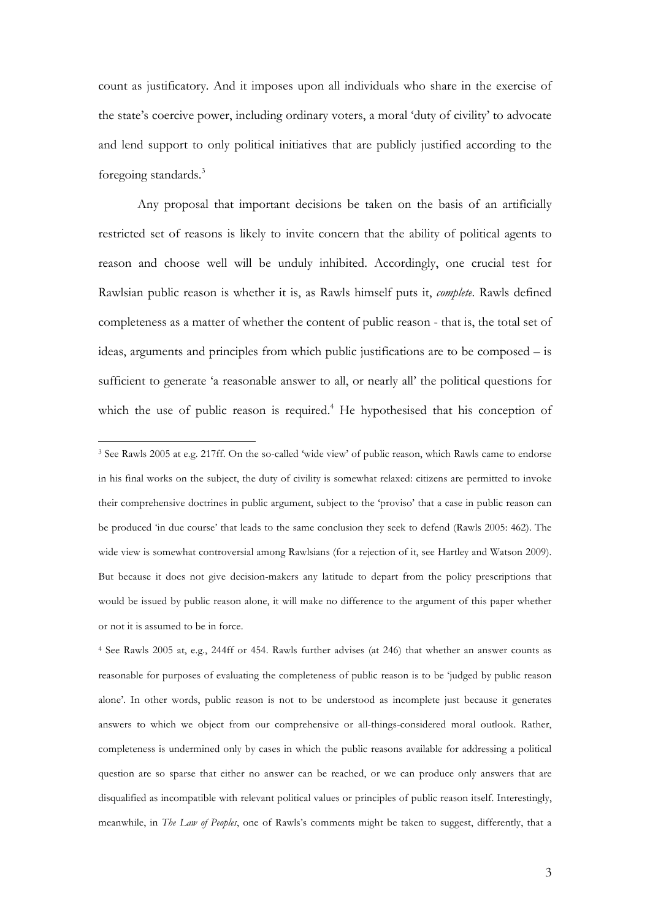count as justificatory. And it imposes upon all individuals who share in the exercise of the state's coercive power, including ordinary voters, a moral 'duty of civility' to advocate and lend support to only political initiatives that are publicly justified according to the foregoing standards.[3]

Any proposal that important decisions be taken on the basis of an artificially restricted set of reasons is likely to invite concern that the ability of political agents to reason and choose well will be unduly inhibited. Accordingly, one crucial test for Rawlsian public reason is whether it is, as Rawls himself puts it, *complete*. Rawls defined completeness as a matter of whether the content of public reason - that is, the total set of ideas, arguments and principles from which public justifications are to be composed – is sufficient to generate 'a reasonable answer to all, or nearly all' the political questions for which the use of public reason is required.[4] He hypothesised that his conception of

---

[3] See Rawls 2005 at e.g. 217ff. On the so-called 'wide view' of public reason, which Rawls came to endorse in his final works on the subject, the duty of civility is somewhat relaxed: citizens are permitted to invoke their comprehensive doctrines in public argument, subject to the 'proviso' that a case in public reason can be produced 'in due course' that leads to the same conclusion they seek to defend (Rawls 2005: 462). The wide view is somewhat controversial among Rawlsians (for a rejection of it, see Hartley and Watson 2009). But because it does not give decision-makers any latitude to depart from the policy prescriptions that would be issued by public reason alone, it will make no difference to the argument of this paper whether or not it is assumed to be in force.

[4] See Rawls 2005 at, e.g., 244ff or 454. Rawls further advises (at 246) that whether an answer counts as reasonable for purposes of evaluating the completeness of public reason is to be 'judged by public reason alone'. In other words, public reason is not to be understood as incomplete just because it generates answers to which we object from our comprehensive or all-things-considered moral outlook. Rather, completeness is undermined only by cases in which the public reasons available for addressing a political question are so sparse that either no answer can be reached, or we can produce only answers that are disqualified as incompatible with relevant political values or principles of public reason itself. Interestingly, meanwhile, in *The Law of Peoples*, one of Rawls's comments might be taken to suggest, differently, that a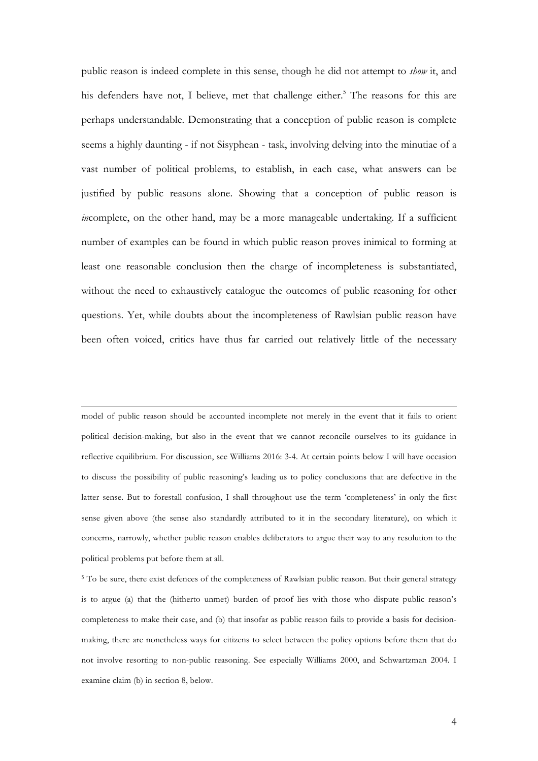public reason is indeed complete in this sense, though he did not attempt to *show* it, and his defenders have not, I believe, met that challenge either.[5] The reasons for this are perhaps understandable. Demonstrating that a conception of public reason is complete seems a highly daunting - if not Sisyphean - task, involving delving into the minutiae of a vast number of political problems, to establish, in each case, what answers can be justified by public reasons alone. Showing that a conception of public reason is *in*complete, on the other hand, may be a more manageable undertaking. If a sufficient number of examples can be found in which public reason proves inimical to forming at least one reasonable conclusion then the charge of incompleteness is substantiated, without the need to exhaustively catalogue the outcomes of public reasoning for other questions. Yet, while doubts about the incompleteness of Rawlsian public reason have been often voiced, critics have thus far carried out relatively little of the necessary

---

model of public reason should be accounted incomplete not merely in the event that it fails to orient political decision-making, but also in the event that we cannot reconcile ourselves to its guidance in reflective equilibrium. For discussion, see Williams 2016: 3-4. At certain points below I will have occasion to discuss the possibility of public reasoning's leading us to policy conclusions that are defective in the latter sense. But to forestall confusion, I shall throughout use the term 'completeness' in only the first sense given above (the sense also standardly attributed to it in the secondary literature), on which it concerns, narrowly, whether public reason enables deliberators to argue their way to any resolution to the political problems put before them at all.

[5] To be sure, there exist defences of the completeness of Rawlsian public reason. But their general strategy is to argue (a) that the (hitherto unmet) burden of proof lies with those who dispute public reason's completeness to make their case, and (b) that insofar as public reason fails to provide a basis for decision-making, there are nonetheless ways for citizens to select between the policy options before them that do not involve resorting to non-public reasoning. See especially Williams 2000, and Schwartzman 2004. I examine claim (b) in section 8, below.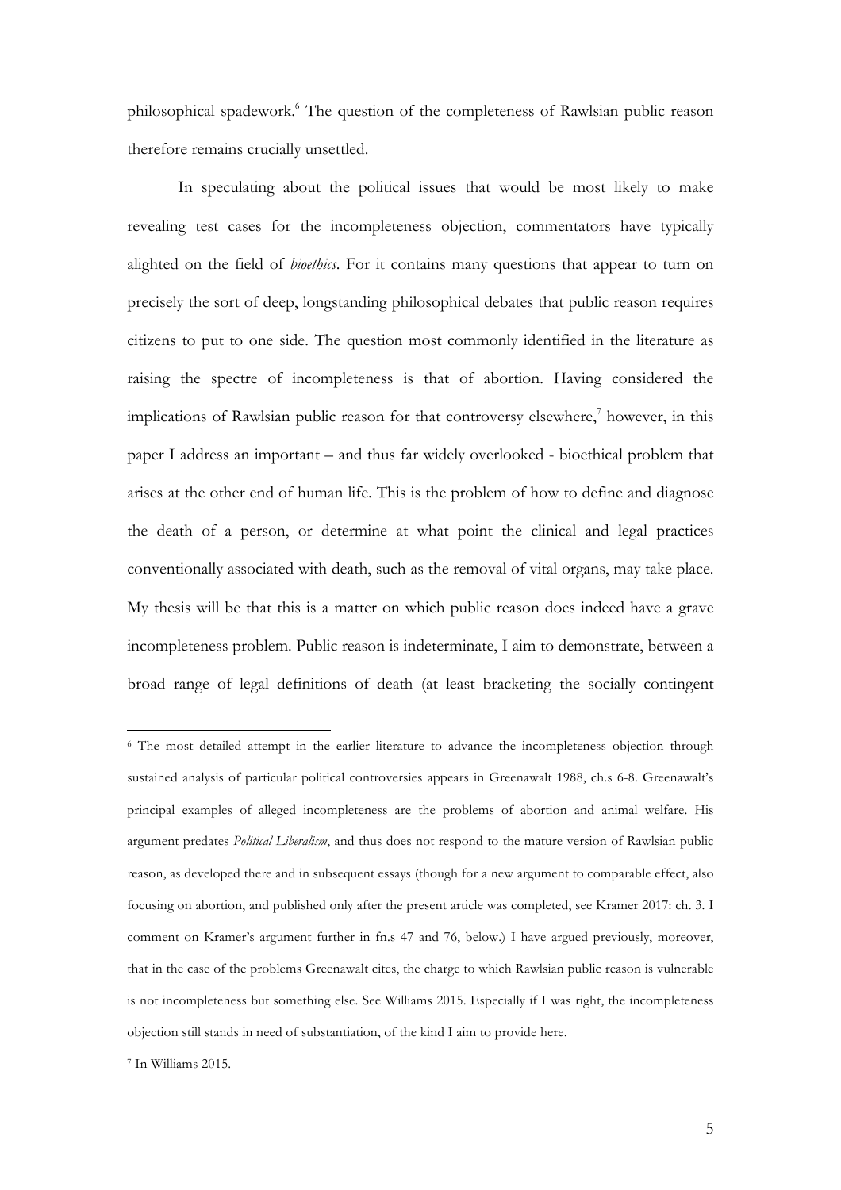philosophical spadework.[6] The question of the completeness of Rawlsian public reason therefore remains crucially unsettled.

In speculating about the political issues that would be most likely to make revealing test cases for the incompleteness objection, commentators have typically alighted on the field of *bioethics*. For it contains many questions that appear to turn on precisely the sort of deep, longstanding philosophical debates that public reason requires citizens to put to one side. The question most commonly identified in the literature as raising the spectre of incompleteness is that of abortion. Having considered the implications of Rawlsian public reason for that controversy elsewhere,[7] however, in this paper I address an important – and thus far widely overlooked - bioethical problem that arises at the other end of human life. This is the problem of how to define and diagnose the death of a person, or determine at what point the clinical and legal practices conventionally associated with death, such as the removal of vital organs, may take place. My thesis will be that this is a matter on which public reason does indeed have a grave incompleteness problem. Public reason is indeterminate, I aim to demonstrate, between a broad range of legal definitions of death (at least bracketing the socially contingent

[6] The most detailed attempt in the earlier literature to advance the incompleteness objection through sustained analysis of particular political controversies appears in Greenawalt 1988, ch.s 6-8. Greenawalt's principal examples of alleged incompleteness are the problems of abortion and animal welfare. His argument predates *Political Liberalism*, and thus does not respond to the mature version of Rawlsian public reason, as developed there and in subsequent essays (though for a new argument to comparable effect, also focusing on abortion, and published only after the present article was completed, see Kramer 2017: ch. 3. I comment on Kramer's argument further in fn.s 47 and 76, below.) I have argued previously, moreover, that in the case of the problems Greenawalt cites, the charge to which Rawlsian public reason is vulnerable is not incompleteness but something else. See Williams 2015. Especially if I was right, the incompleteness objection still stands in need of substantiation, of the kind I aim to provide here.

[7] In Williams 2015.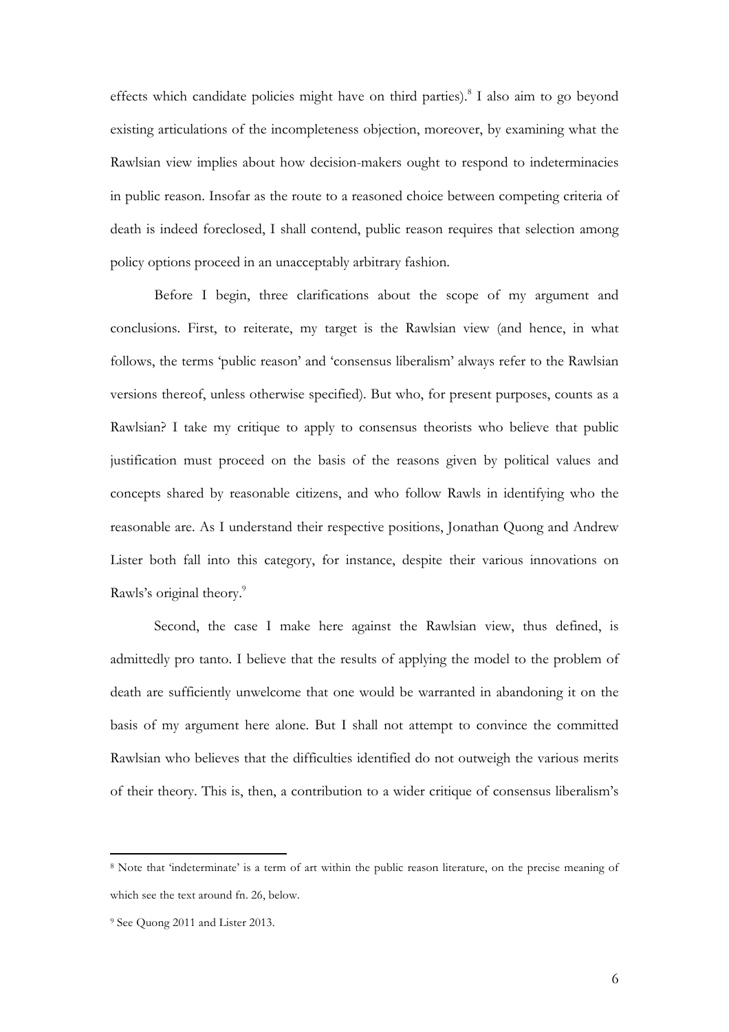effects which candidate policies might have on third parties).[8] I also aim to go beyond existing articulations of the incompleteness objection, moreover, by examining what the Rawlsian view implies about how decision-makers ought to respond to indeterminacies in public reason. Insofar as the route to a reasoned choice between competing criteria of death is indeed foreclosed, I shall contend, public reason requires that selection among policy options proceed in an unacceptably arbitrary fashion.

Before I begin, three clarifications about the scope of my argument and conclusions. First, to reiterate, my target is the Rawlsian view (and hence, in what follows, the terms 'public reason' and 'consensus liberalism' always refer to the Rawlsian versions thereof, unless otherwise specified). But who, for present purposes, counts as a Rawlsian? I take my critique to apply to consensus theorists who believe that public justification must proceed on the basis of the reasons given by political values and concepts shared by reasonable citizens, and who follow Rawls in identifying who the reasonable are. As I understand their respective positions, Jonathan Quong and Andrew Lister both fall into this category, for instance, despite their various innovations on Rawls's original theory.[9]

Second, the case I make here against the Rawlsian view, thus defined, is admittedly pro tanto. I believe that the results of applying the model to the problem of death are sufficiently unwelcome that one would be warranted in abandoning it on the basis of my argument here alone. But I shall not attempt to convince the committed Rawlsian who believes that the difficulties identified do not outweigh the various merits of their theory. This is, then, a contribution to a wider critique of consensus liberalism's

[8] Note that 'indeterminate' is a term of art within the public reason literature, on the precise meaning of which see the text around fn. 26, below.

[9] See Quong 2011 and Lister 2013.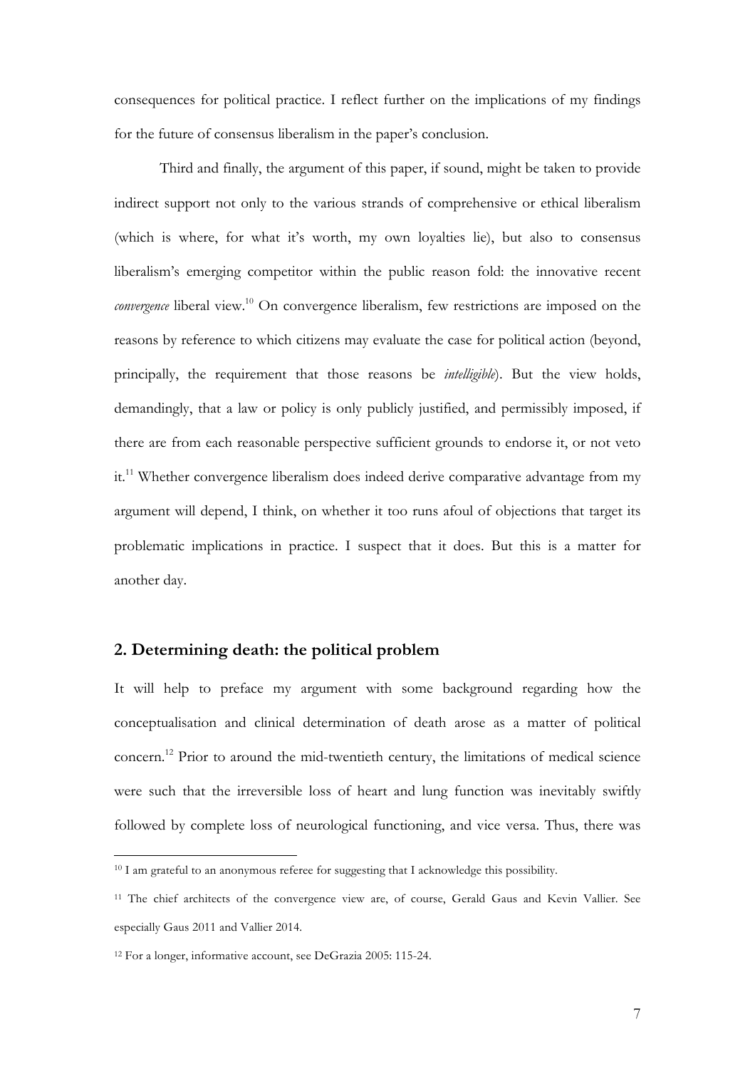consequences for political practice. I reflect further on the implications of my findings for the future of consensus liberalism in the paper's conclusion.

Third and finally, the argument of this paper, if sound, might be taken to provide indirect support not only to the various strands of comprehensive or ethical liberalism (which is where, for what it's worth, my own loyalties lie), but also to consensus liberalism's emerging competitor within the public reason fold: the innovative recent *convergence* liberal view.[10] On convergence liberalism, few restrictions are imposed on the reasons by reference to which citizens may evaluate the case for political action (beyond, principally, the requirement that those reasons be *intelligible*). But the view holds, demandingly, that a law or policy is only publicly justified, and permissibly imposed, if there are from each reasonable perspective sufficient grounds to endorse it, or not veto it.[11] Whether convergence liberalism does indeed derive comparative advantage from my argument will depend, I think, on whether it too runs afoul of objections that target its problematic implications in practice. I suspect that it does. But this is a matter for another day.

## 2. Determining death: the political problem

It will help to preface my argument with some background regarding how the conceptualisation and clinical determination of death arose as a matter of political concern.[12] Prior to around the mid-twentieth century, the limitations of medical science were such that the irreversible loss of heart and lung function was inevitably swiftly followed by complete loss of neurological functioning, and vice versa. Thus, there was

---

[10] I am grateful to an anonymous referee for suggesting that I acknowledge this possibility.

[11] The chief architects of the convergence view are, of course, Gerald Gaus and Kevin Vallier. See especially Gaus 2011 and Vallier 2014.

[12] For a longer, informative account, see DeGrazia 2005: 115-24.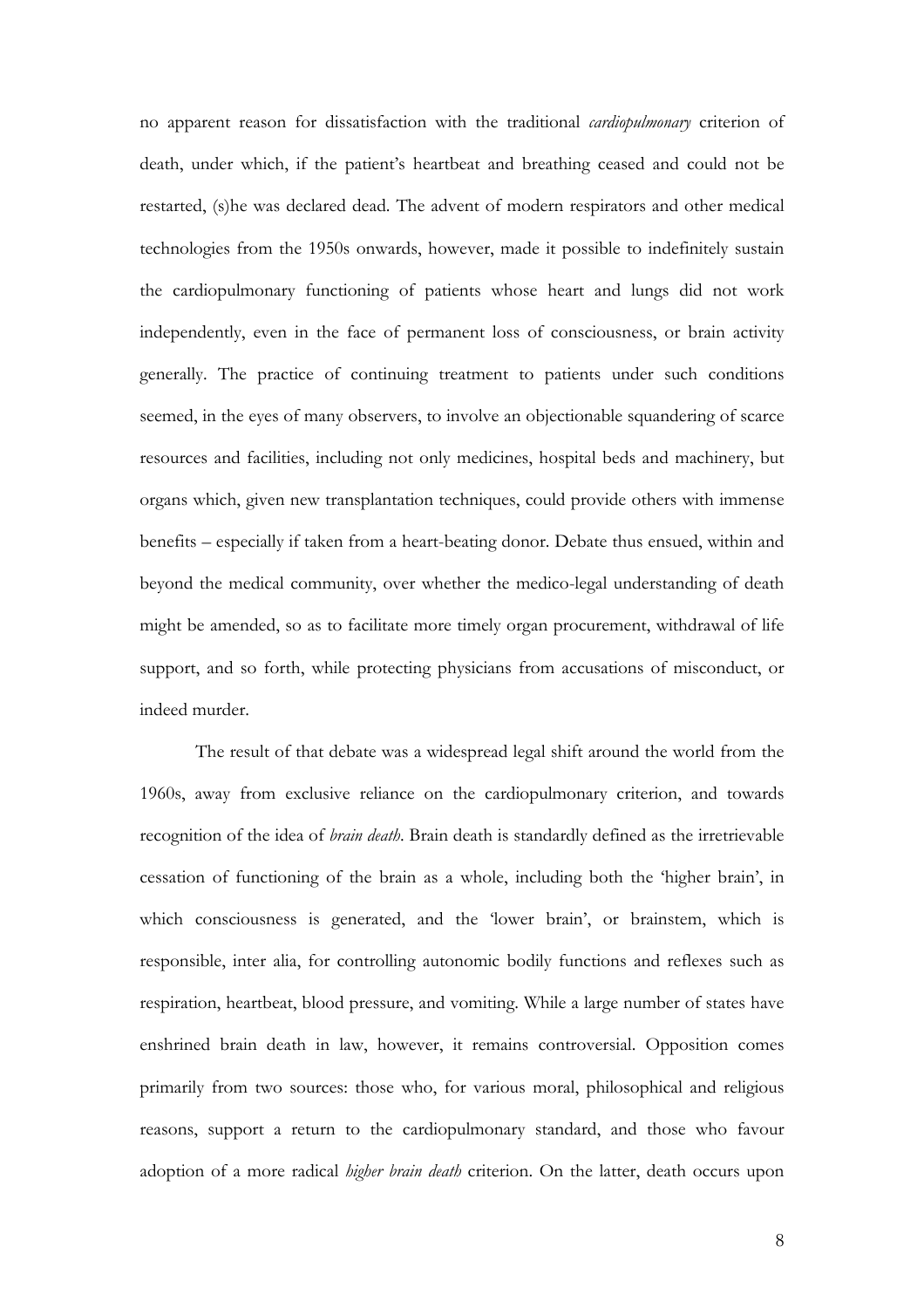no apparent reason for dissatisfaction with the traditional *cardiopulmonary* criterion of death, under which, if the patient's heartbeat and breathing ceased and could not be restarted, (s)he was declared dead. The advent of modern respirators and other medical technologies from the 1950s onwards, however, made it possible to indefinitely sustain the cardiopulmonary functioning of patients whose heart and lungs did not work independently, even in the face of permanent loss of consciousness, or brain activity generally. The practice of continuing treatment to patients under such conditions seemed, in the eyes of many observers, to involve an objectionable squandering of scarce resources and facilities, including not only medicines, hospital beds and machinery, but organs which, given new transplantation techniques, could provide others with immense benefits – especially if taken from a heart-beating donor. Debate thus ensued, within and beyond the medical community, over whether the medico-legal understanding of death might be amended, so as to facilitate more timely organ procurement, withdrawal of life support, and so forth, while protecting physicians from accusations of misconduct, or indeed murder.

The result of that debate was a widespread legal shift around the world from the 1960s, away from exclusive reliance on the cardiopulmonary criterion, and towards recognition of the idea of *brain death*. Brain death is standardly defined as the irretrievable cessation of functioning of the brain as a whole, including both the 'higher brain', in which consciousness is generated, and the 'lower brain', or brainstem, which is responsible, inter alia, for controlling autonomic bodily functions and reflexes such as respiration, heartbeat, blood pressure, and vomiting. While a large number of states have enshrined brain death in law, however, it remains controversial. Opposition comes primarily from two sources: those who, for various moral, philosophical and religious reasons, support a return to the cardiopulmonary standard, and those who favour adoption of a more radical *higher brain death* criterion. On the latter, death occurs upon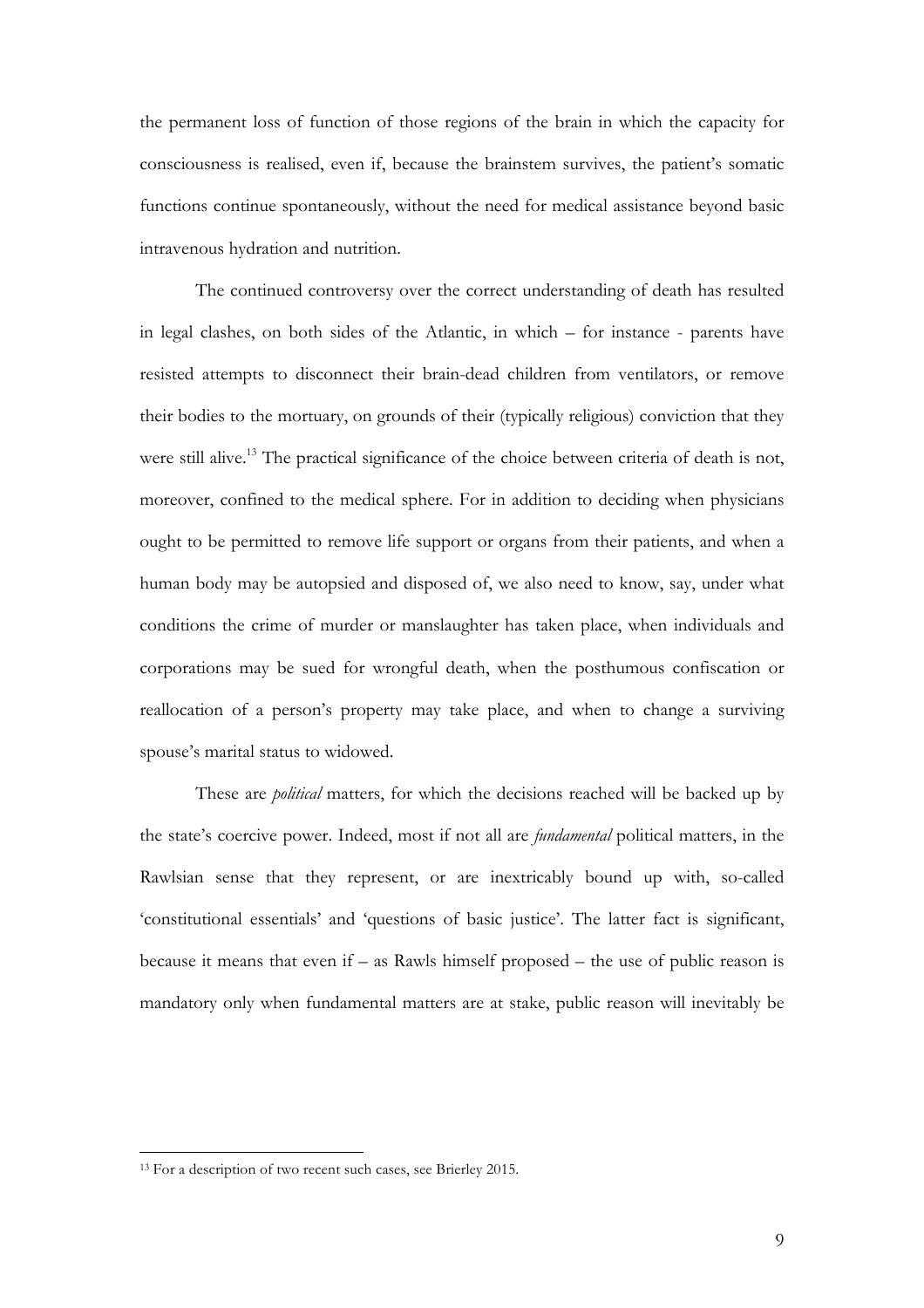the permanent loss of function of those regions of the brain in which the capacity for consciousness is realised, even if, because the brainstem survives, the patient's somatic functions continue spontaneously, without the need for medical assistance beyond basic intravenous hydration and nutrition.

The continued controversy over the correct understanding of death has resulted in legal clashes, on both sides of the Atlantic, in which – for instance - parents have resisted attempts to disconnect their brain-dead children from ventilators, or remove their bodies to the mortuary, on grounds of their (typically religious) conviction that they were still alive.[13] The practical significance of the choice between criteria of death is not, moreover, confined to the medical sphere. For in addition to deciding when physicians ought to be permitted to remove life support or organs from their patients, and when a human body may be autopsied and disposed of, we also need to know, say, under what conditions the crime of murder or manslaughter has taken place, when individuals and corporations may be sued for wrongful death, when the posthumous confiscation or reallocation of a person's property may take place, and when to change a surviving spouse's marital status to widowed.

These are *political* matters, for which the decisions reached will be backed up by the state's coercive power. Indeed, most if not all are *fundamental* political matters, in the Rawlsian sense that they represent, or are inextricably bound up with, so-called 'constitutional essentials' and 'questions of basic justice'. The latter fact is significant, because it means that even if – as Rawls himself proposed – the use of public reason is mandatory only when fundamental matters are at stake, public reason will inevitably be

[13] For a description of two recent such cases, see Brierley 2015.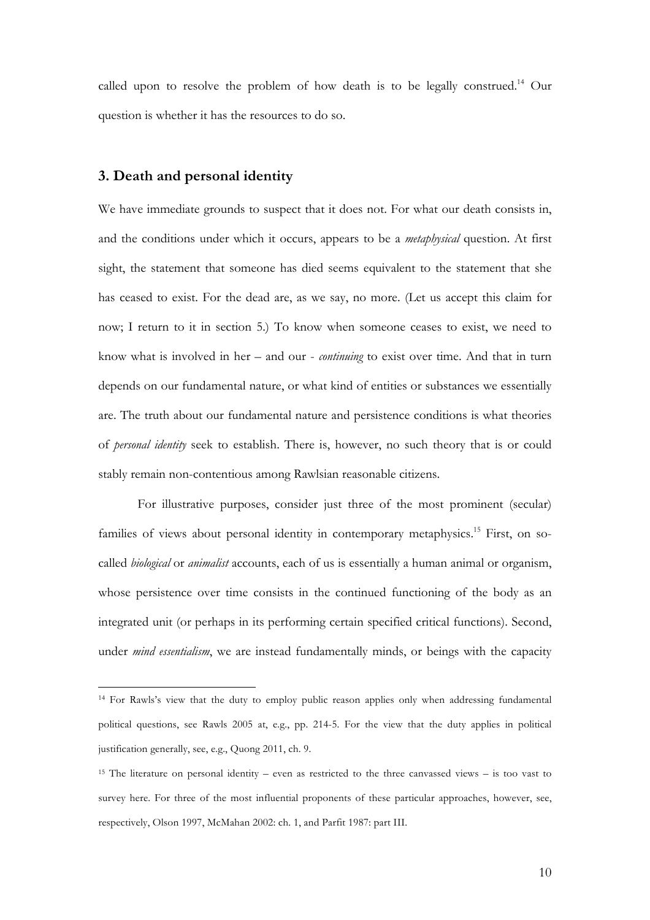called upon to resolve the problem of how death is to be legally construed.[14] Our question is whether it has the resources to do so.

## 3. Death and personal identity

We have immediate grounds to suspect that it does not. For what our death consists in, and the conditions under which it occurs, appears to be a *metaphysical* question. At first sight, the statement that someone has died seems equivalent to the statement that she has ceased to exist. For the dead are, as we say, no more. (Let us accept this claim for now; I return to it in section 5.) To know when someone ceases to exist, we need to know what is involved in her – and our - *continuing* to exist over time. And that in turn depends on our fundamental nature, or what kind of entities or substances we essentially are. The truth about our fundamental nature and persistence conditions is what theories of *personal identity* seek to establish. There is, however, no such theory that is or could stably remain non-contentious among Rawlsian reasonable citizens.

For illustrative purposes, consider just three of the most prominent (secular) families of views about personal identity in contemporary metaphysics.[15] First, on so-called *biological* or *animalist* accounts, each of us is essentially a human animal or organism, whose persistence over time consists in the continued functioning of the body as an integrated unit (or perhaps in its performing certain specified critical functions). Second, under *mind essentialism*, we are instead fundamentally minds, or beings with the capacity

---

[14] For Rawls's view that the duty to employ public reason applies only when addressing fundamental political questions, see Rawls 2005 at, e.g., pp. 214-5. For the view that the duty applies in political justification generally, see, e.g., Quong 2011, ch. 9.

[15] The literature on personal identity – even as restricted to the three canvassed views – is too vast to survey here. For three of the most influential proponents of these particular approaches, however, see, respectively, Olson 1997, McMahan 2002: ch. 1, and Parfit 1987: part III.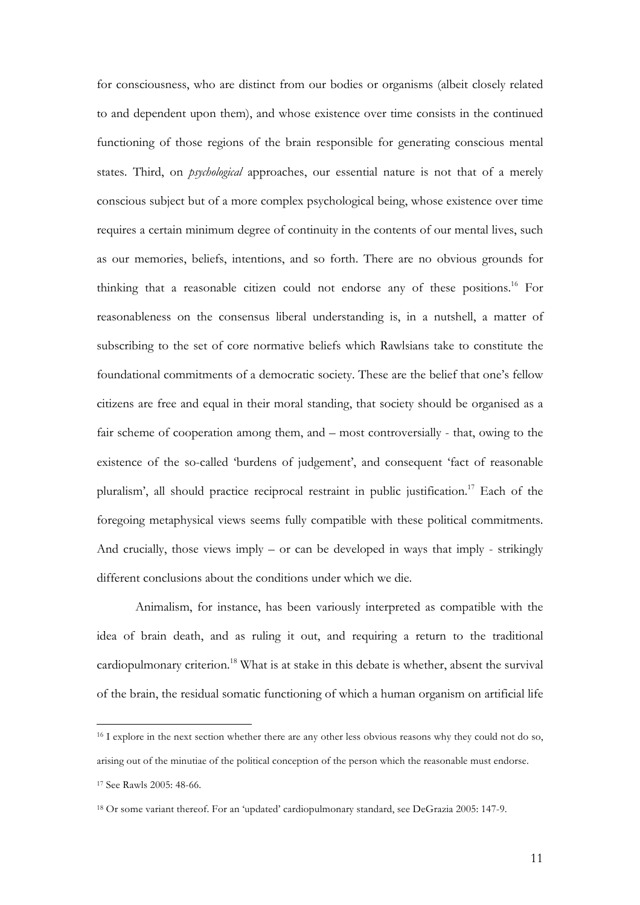for consciousness, who are distinct from our bodies or organisms (albeit closely related to and dependent upon them), and whose existence over time consists in the continued functioning of those regions of the brain responsible for generating conscious mental states. Third, on *psychological* approaches, our essential nature is not that of a merely conscious subject but of a more complex psychological being, whose existence over time requires a certain minimum degree of continuity in the contents of our mental lives, such as our memories, beliefs, intentions, and so forth. There are no obvious grounds for thinking that a reasonable citizen could not endorse any of these positions.[16] For reasonableness on the consensus liberal understanding is, in a nutshell, a matter of subscribing to the set of core normative beliefs which Rawlsians take to constitute the foundational commitments of a democratic society. These are the belief that one's fellow citizens are free and equal in their moral standing, that society should be organised as a fair scheme of cooperation among them, and – most controversially - that, owing to the existence of the so-called 'burdens of judgement', and consequent 'fact of reasonable pluralism', all should practice reciprocal restraint in public justification.[17] Each of the foregoing metaphysical views seems fully compatible with these political commitments. And crucially, those views imply – or can be developed in ways that imply - strikingly different conclusions about the conditions under which we die.

Animalism, for instance, has been variously interpreted as compatible with the idea of brain death, and as ruling it out, and requiring a return to the traditional cardiopulmonary criterion.[18] What is at stake in this debate is whether, absent the survival of the brain, the residual somatic functioning of which a human organism on artificial life

---

[16] I explore in the next section whether there are any other less obvious reasons why they could not do so, arising out of the minutiae of the political conception of the person which the reasonable must endorse.

[17] See Rawls 2005: 48-66.

[18] Or some variant thereof. For an 'updated' cardiopulmonary standard, see DeGrazia 2005: 147-9.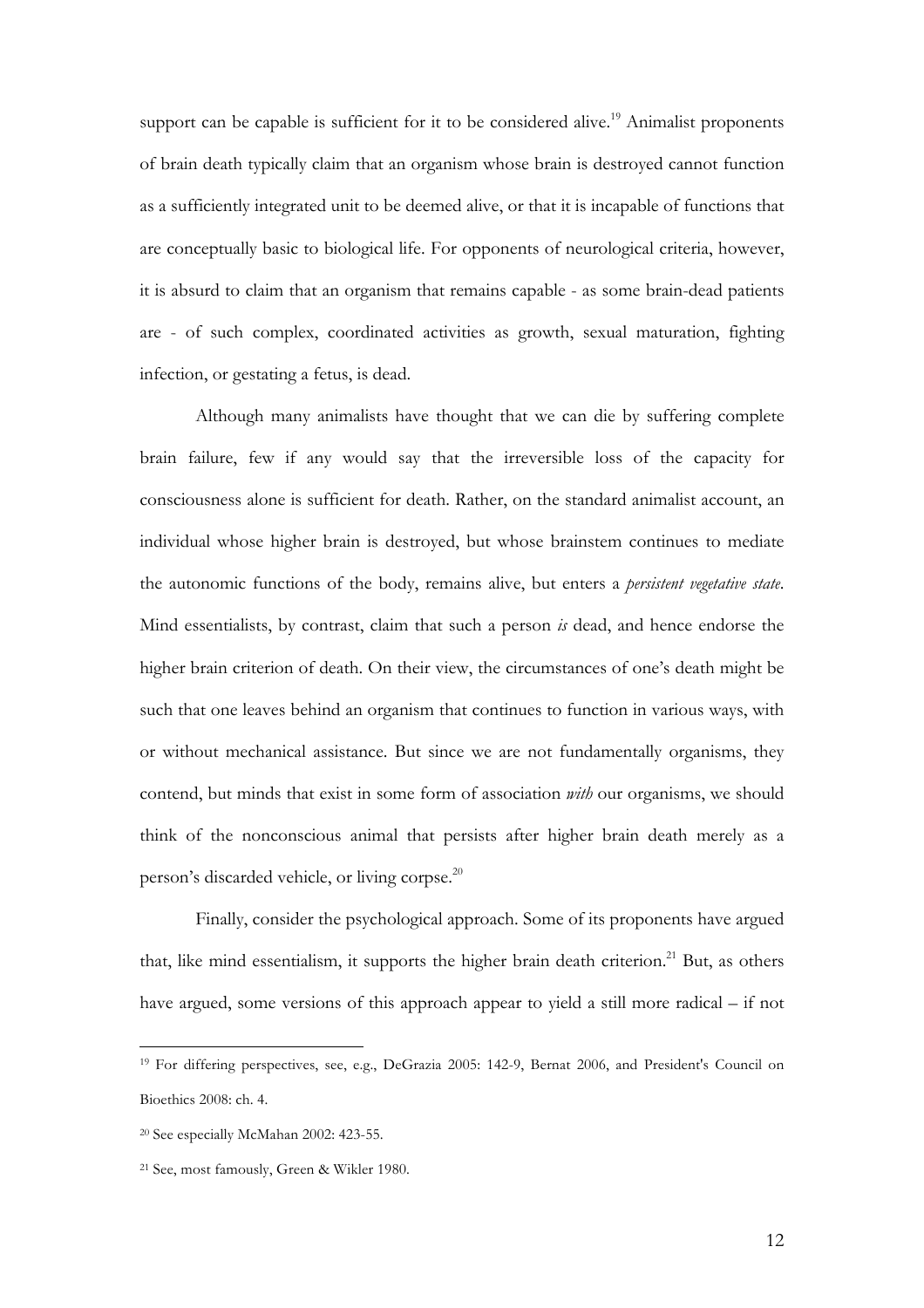support can be capable is sufficient for it to be considered alive.[19] Animalist proponents of brain death typically claim that an organism whose brain is destroyed cannot function as a sufficiently integrated unit to be deemed alive, or that it is incapable of functions that are conceptually basic to biological life. For opponents of neurological criteria, however, it is absurd to claim that an organism that remains capable - as some brain-dead patients are - of such complex, coordinated activities as growth, sexual maturation, fighting infection, or gestating a fetus, is dead.

Although many animalists have thought that we can die by suffering complete brain failure, few if any would say that the irreversible loss of the capacity for consciousness alone is sufficient for death. Rather, on the standard animalist account, an individual whose higher brain is destroyed, but whose brainstem continues to mediate the autonomic functions of the body, remains alive, but enters a *persistent vegetative state*. Mind essentialists, by contrast, claim that such a person *is* dead, and hence endorse the higher brain criterion of death. On their view, the circumstances of one's death might be such that one leaves behind an organism that continues to function in various ways, with or without mechanical assistance. But since we are not fundamentally organisms, they contend, but minds that exist in some form of association *with* our organisms, we should think of the nonconscious animal that persists after higher brain death merely as a person's discarded vehicle, or living corpse.[20]

Finally, consider the psychological approach. Some of its proponents have argued that, like mind essentialism, it supports the higher brain death criterion.[21] But, as others have argued, some versions of this approach appear to yield a still more radical – if not

---

[19] For differing perspectives, see, e.g., DeGrazia 2005: 142-9, Bernat 2006, and President's Council on Bioethics 2008: ch. 4.

[20] See especially McMahan 2002: 423-55.

[21] See, most famously, Green & Wikler 1980.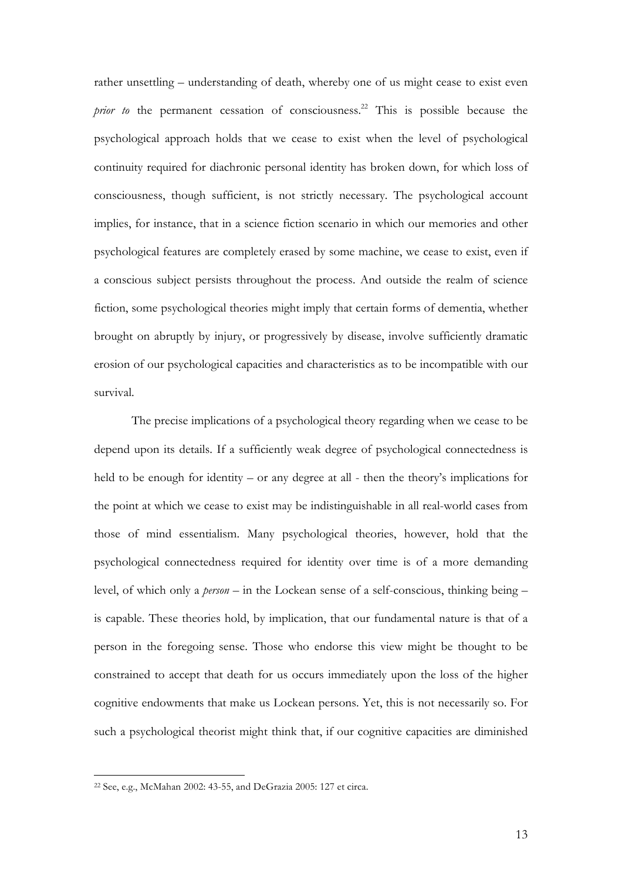rather unsettling – understanding of death, whereby one of us might cease to exist even *prior to* the permanent cessation of consciousness.[22] This is possible because the psychological approach holds that we cease to exist when the level of psychological continuity required for diachronic personal identity has broken down, for which loss of consciousness, though sufficient, is not strictly necessary. The psychological account implies, for instance, that in a science fiction scenario in which our memories and other psychological features are completely erased by some machine, we cease to exist, even if a conscious subject persists throughout the process. And outside the realm of science fiction, some psychological theories might imply that certain forms of dementia, whether brought on abruptly by injury, or progressively by disease, involve sufficiently dramatic erosion of our psychological capacities and characteristics as to be incompatible with our survival.

The precise implications of a psychological theory regarding when we cease to be depend upon its details. If a sufficiently weak degree of psychological connectedness is held to be enough for identity – or any degree at all - then the theory's implications for the point at which we cease to exist may be indistinguishable in all real-world cases from those of mind essentialism. Many psychological theories, however, hold that the psychological connectedness required for identity over time is of a more demanding level, of which only a *person* – in the Lockean sense of a self-conscious, thinking being – is capable. These theories hold, by implication, that our fundamental nature is that of a person in the foregoing sense. Those who endorse this view might be thought to be constrained to accept that death for us occurs immediately upon the loss of the higher cognitive endowments that make us Lockean persons. Yet, this is not necessarily so. For such a psychological theorist might think that, if our cognitive capacities are diminished

[22] See, e.g., McMahan 2002: 43-55, and DeGrazia 2005: 127 et circa.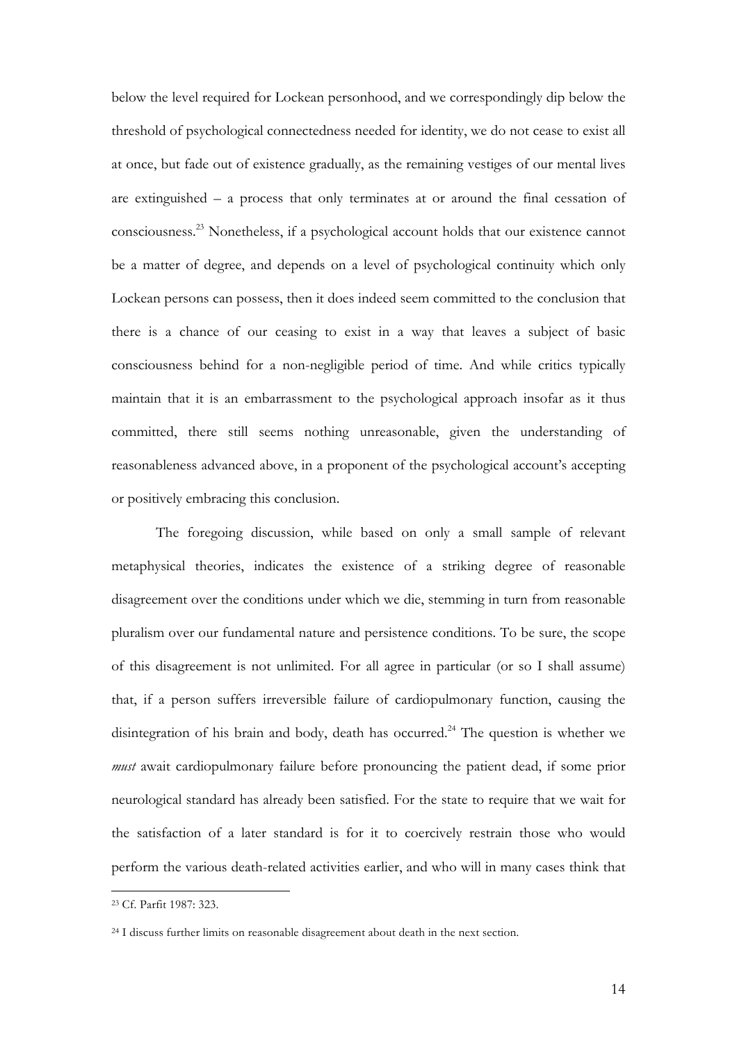below the level required for Lockean personhood, and we correspondingly dip below the threshold of psychological connectedness needed for identity, we do not cease to exist all at once, but fade out of existence gradually, as the remaining vestiges of our mental lives are extinguished – a process that only terminates at or around the final cessation of consciousness.[23] Nonetheless, if a psychological account holds that our existence cannot be a matter of degree, and depends on a level of psychological continuity which only Lockean persons can possess, then it does indeed seem committed to the conclusion that there is a chance of our ceasing to exist in a way that leaves a subject of basic consciousness behind for a non-negligible period of time. And while critics typically maintain that it is an embarrassment to the psychological approach insofar as it thus committed, there still seems nothing unreasonable, given the understanding of reasonableness advanced above, in a proponent of the psychological account's accepting or positively embracing this conclusion.

The foregoing discussion, while based on only a small sample of relevant metaphysical theories, indicates the existence of a striking degree of reasonable disagreement over the conditions under which we die, stemming in turn from reasonable pluralism over our fundamental nature and persistence conditions. To be sure, the scope of this disagreement is not unlimited. For all agree in particular (or so I shall assume) that, if a person suffers irreversible failure of cardiopulmonary function, causing the disintegration of his brain and body, death has occurred.[24] The question is whether we *must* await cardiopulmonary failure before pronouncing the patient dead, if some prior neurological standard has already been satisfied. For the state to require that we wait for the satisfaction of a later standard is for it to coercively restrain those who would perform the various death-related activities earlier, and who will in many cases think that

[23] Cf. Parfit 1987: 323.

[24] I discuss further limits on reasonable disagreement about death in the next section.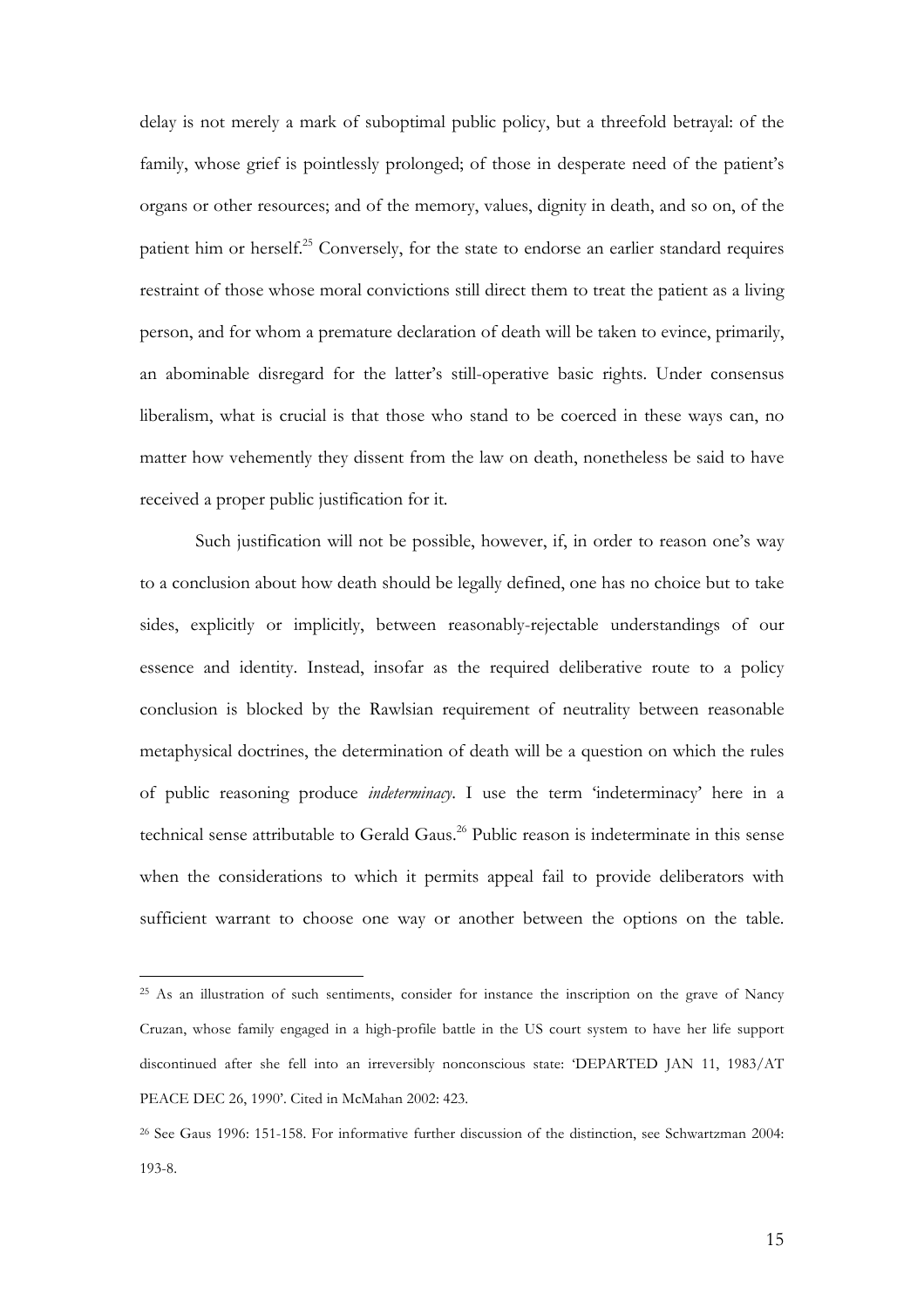delay is not merely a mark of suboptimal public policy, but a threefold betrayal: of the family, whose grief is pointlessly prolonged; of those in desperate need of the patient's organs or other resources; and of the memory, values, dignity in death, and so on, of the patient him or herself.[25] Conversely, for the state to endorse an earlier standard requires restraint of those whose moral convictions still direct them to treat the patient as a living person, and for whom a premature declaration of death will be taken to evince, primarily, an abominable disregard for the latter's still-operative basic rights. Under consensus liberalism, what is crucial is that those who stand to be coerced in these ways can, no matter how vehemently they dissent from the law on death, nonetheless be said to have received a proper public justification for it.

Such justification will not be possible, however, if, in order to reason one's way to a conclusion about how death should be legally defined, one has no choice but to take sides, explicitly or implicitly, between reasonably-rejectable understandings of our essence and identity. Instead, insofar as the required deliberative route to a policy conclusion is blocked by the Rawlsian requirement of neutrality between reasonable metaphysical doctrines, the determination of death will be a question on which the rules of public reasoning produce *indeterminacy*. I use the term 'indeterminacy' here in a technical sense attributable to Gerald Gaus.[26] Public reason is indeterminate in this sense when the considerations to which it permits appeal fail to provide deliberators with sufficient warrant to choose one way or another between the options on the table.

---

[25] As an illustration of such sentiments, consider for instance the inscription on the grave of Nancy Cruzan, whose family engaged in a high-profile battle in the US court system to have her life support discontinued after she fell into an irreversibly nonconscious state: 'DEPARTED JAN 11, 1983/AT PEACE DEC 26, 1990'. Cited in McMahan 2002: 423.

[26] See Gaus 1996: 151-158. For informative further discussion of the distinction, see Schwartzman 2004: 193-8.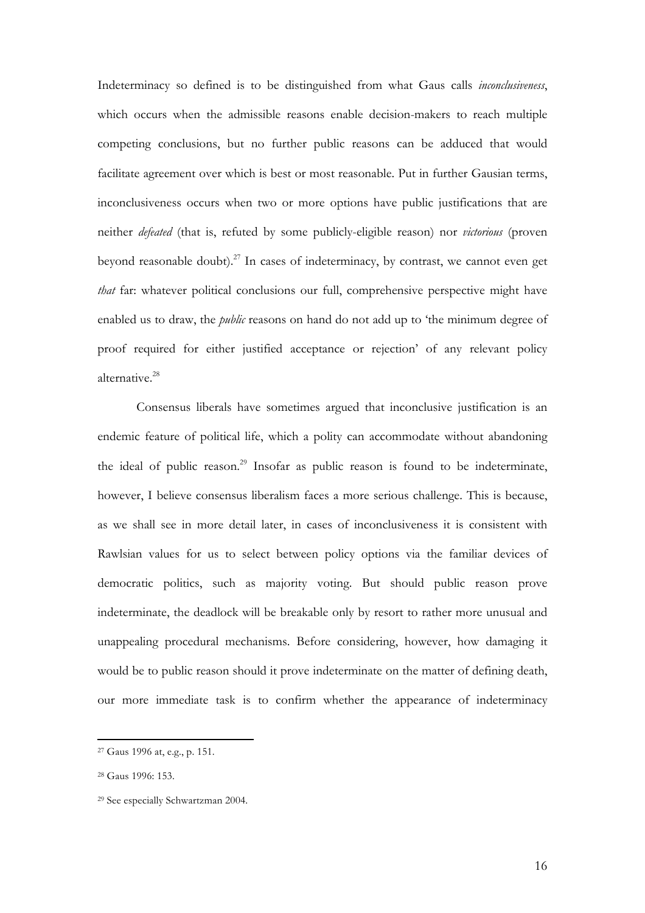Indeterminacy so defined is to be distinguished from what Gaus calls *inconclusiveness*, which occurs when the admissible reasons enable decision-makers to reach multiple competing conclusions, but no further public reasons can be adduced that would facilitate agreement over which is best or most reasonable. Put in further Gausian terms, inconclusiveness occurs when two or more options have public justifications that are neither *defeated* (that is, refuted by some publicly-eligible reason) nor *victorious* (proven beyond reasonable doubt).[27] In cases of indeterminacy, by contrast, we cannot even get *that* far: whatever political conclusions our full, comprehensive perspective might have enabled us to draw, the *public* reasons on hand do not add up to 'the minimum degree of proof required for either justified acceptance or rejection' of any relevant policy alternative.[28]

Consensus liberals have sometimes argued that inconclusive justification is an endemic feature of political life, which a polity can accommodate without abandoning the ideal of public reason.[29] Insofar as public reason is found to be indeterminate, however, I believe consensus liberalism faces a more serious challenge. This is because, as we shall see in more detail later, in cases of inconclusiveness it is consistent with Rawlsian values for us to select between policy options via the familiar devices of democratic politics, such as majority voting. But should public reason prove indeterminate, the deadlock will be breakable only by resort to rather more unusual and unappealing procedural mechanisms. Before considering, however, how damaging it would be to public reason should it prove indeterminate on the matter of defining death, our more immediate task is to confirm whether the appearance of indeterminacy

[27] Gaus 1996 at, e.g., p. 151.

[28] Gaus 1996: 153.

[29] See especially Schwartzman 2004.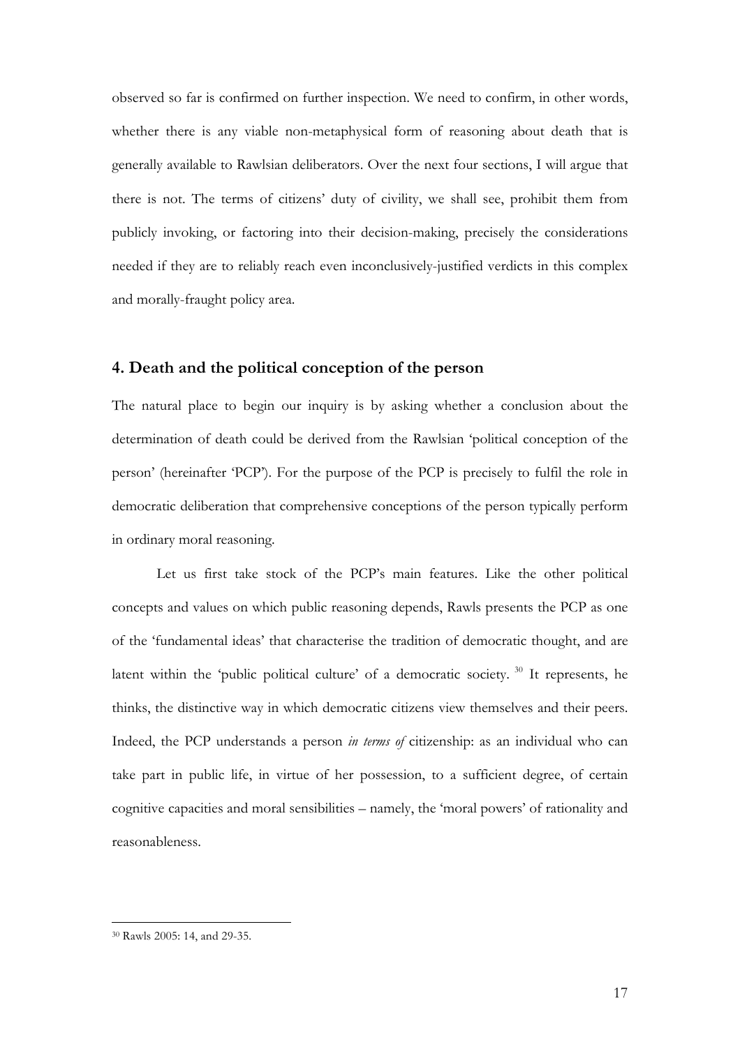observed so far is confirmed on further inspection. We need to confirm, in other words, whether there is any viable non-metaphysical form of reasoning about death that is generally available to Rawlsian deliberators. Over the next four sections, I will argue that there is not. The terms of citizens' duty of civility, we shall see, prohibit them from publicly invoking, or factoring into their decision-making, precisely the considerations needed if they are to reliably reach even inconclusively-justified verdicts in this complex and morally-fraught policy area.

## 4. Death and the political conception of the person

The natural place to begin our inquiry is by asking whether a conclusion about the determination of death could be derived from the Rawlsian 'political conception of the person' (hereinafter 'PCP'). For the purpose of the PCP is precisely to fulfil the role in democratic deliberation that comprehensive conceptions of the person typically perform in ordinary moral reasoning.

Let us first take stock of the PCP's main features. Like the other political concepts and values on which public reasoning depends, Rawls presents the PCP as one of the 'fundamental ideas' that characterise the tradition of democratic thought, and are latent within the 'public political culture' of a democratic society. [30] It represents, he thinks, the distinctive way in which democratic citizens view themselves and their peers. Indeed, the PCP understands a person *in terms of* citizenship: as an individual who can take part in public life, in virtue of her possession, to a sufficient degree, of certain cognitive capacities and moral sensibilities – namely, the 'moral powers' of rationality and reasonableness.

[30] Rawls 2005: 14, and 29-35.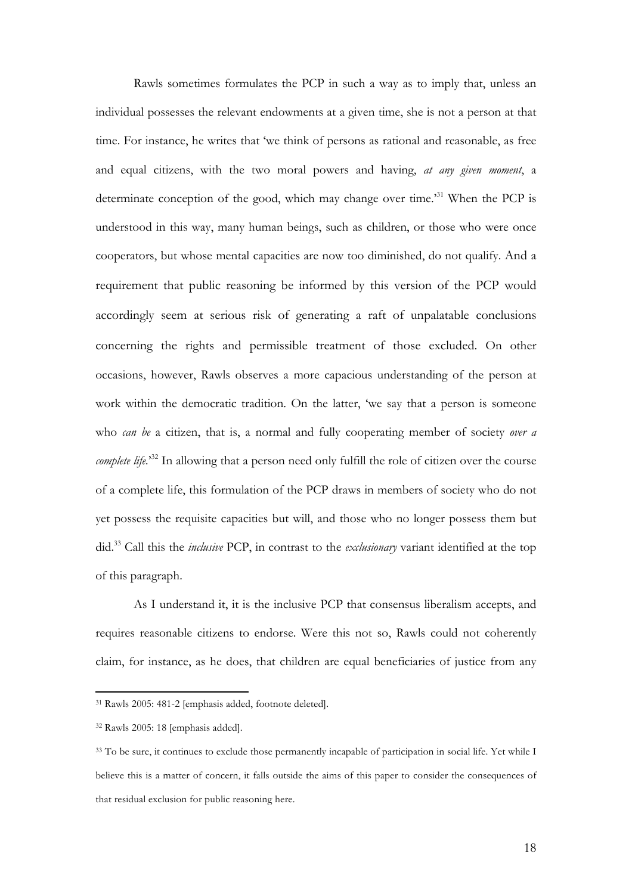Rawls sometimes formulates the PCP in such a way as to imply that, unless an individual possesses the relevant endowments at a given time, she is not a person at that time. For instance, he writes that 'we think of persons as rational and reasonable, as free and equal citizens, with the two moral powers and having, *at any given moment*, a determinate conception of the good, which may change over time.'[31] When the PCP is understood in this way, many human beings, such as children, or those who were once cooperators, but whose mental capacities are now too diminished, do not qualify. And a requirement that public reasoning be informed by this version of the PCP would accordingly seem at serious risk of generating a raft of unpalatable conclusions concerning the rights and permissible treatment of those excluded. On other occasions, however, Rawls observes a more capacious understanding of the person at work within the democratic tradition. On the latter, 'we say that a person is someone who *can be* a citizen, that is, a normal and fully cooperating member of society *over a complete life*.'[32] In allowing that a person need only fulfill the role of citizen over the course of a complete life, this formulation of the PCP draws in members of society who do not yet possess the requisite capacities but will, and those who no longer possess them but did.[33] Call this the *inclusive* PCP, in contrast to the *exclusionary* variant identified at the top of this paragraph.

As I understand it, it is the inclusive PCP that consensus liberalism accepts, and requires reasonable citizens to endorse. Were this not so, Rawls could not coherently claim, for instance, as he does, that children are equal beneficiaries of justice from any

---

[31] Rawls 2005: 481-2 [emphasis added, footnote deleted].

[32] Rawls 2005: 18 [emphasis added].

[33] To be sure, it continues to exclude those permanently incapable of participation in social life. Yet while I believe this is a matter of concern, it falls outside the aims of this paper to consider the consequences of that residual exclusion for public reasoning here.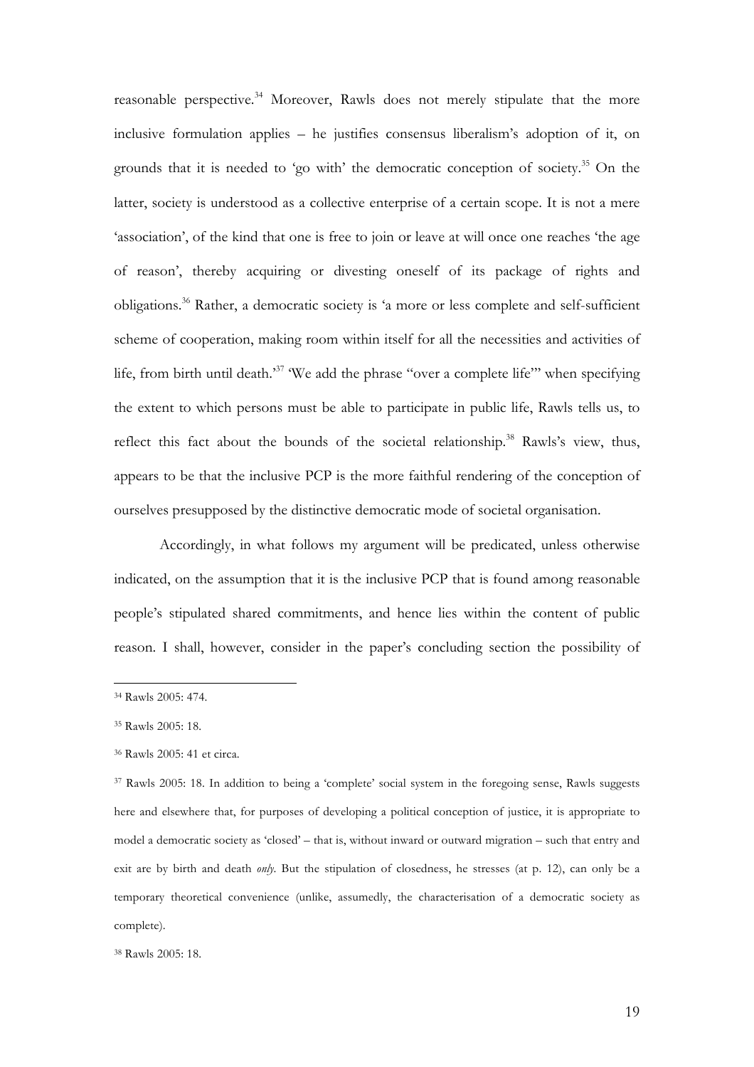reasonable perspective.[34] Moreover, Rawls does not merely stipulate that the more inclusive formulation applies – he justifies consensus liberalism's adoption of it, on grounds that it is needed to 'go with' the democratic conception of society.[35] On the latter, society is understood as a collective enterprise of a certain scope. It is not a mere 'association', of the kind that one is free to join or leave at will once one reaches 'the age of reason', thereby acquiring or divesting oneself of its package of rights and obligations.[36] Rather, a democratic society is 'a more or less complete and self-sufficient scheme of cooperation, making room within itself for all the necessities and activities of life, from birth until death.'[37] 'We add the phrase "over a complete life"' when specifying the extent to which persons must be able to participate in public life, Rawls tells us, to reflect this fact about the bounds of the societal relationship.[38] Rawls's view, thus, appears to be that the inclusive PCP is the more faithful rendering of the conception of ourselves presupposed by the distinctive democratic mode of societal organisation.

Accordingly, in what follows my argument will be predicated, unless otherwise indicated, on the assumption that it is the inclusive PCP that is found among reasonable people's stipulated shared commitments, and hence lies within the content of public reason. I shall, however, consider in the paper's concluding section the possibility of

---

[34] Rawls 2005: 474.

[35] Rawls 2005: 18.

[36] Rawls 2005: 41 et circa.

[37] Rawls 2005: 18. In addition to being a 'complete' social system in the foregoing sense, Rawls suggests here and elsewhere that, for purposes of developing a political conception of justice, it is appropriate to model a democratic society as 'closed' – that is, without inward or outward migration – such that entry and exit are by birth and death *only*. But the stipulation of closedness, he stresses (at p. 12), can only be a temporary theoretical convenience (unlike, assumedly, the characterisation of a democratic society as complete).

[38] Rawls 2005: 18.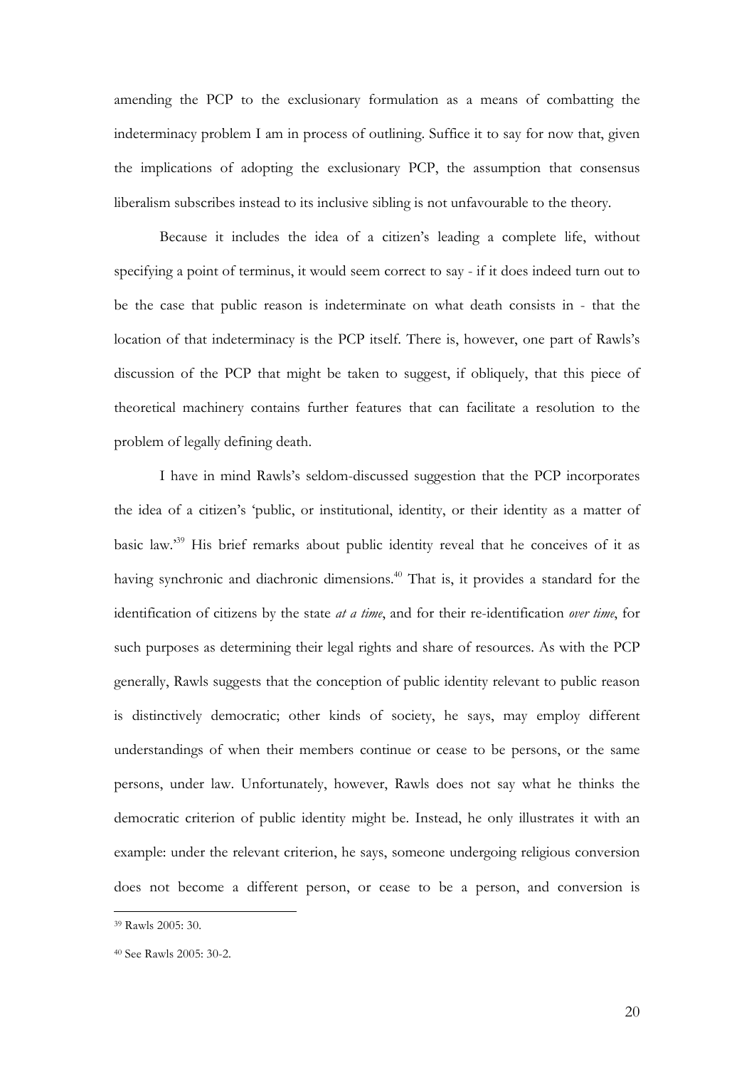amending the PCP to the exclusionary formulation as a means of combatting the indeterminacy problem I am in process of outlining. Suffice it to say for now that, given the implications of adopting the exclusionary PCP, the assumption that consensus liberalism subscribes instead to its inclusive sibling is not unfavourable to the theory.

Because it includes the idea of a citizen's leading a complete life, without specifying a point of terminus, it would seem correct to say - if it does indeed turn out to be the case that public reason is indeterminate on what death consists in - that the location of that indeterminacy is the PCP itself. There is, however, one part of Rawls's discussion of the PCP that might be taken to suggest, if obliquely, that this piece of theoretical machinery contains further features that can facilitate a resolution to the problem of legally defining death.

I have in mind Rawls's seldom-discussed suggestion that the PCP incorporates the idea of a citizen's 'public, or institutional, identity, or their identity as a matter of basic law.'[39] His brief remarks about public identity reveal that he conceives of it as having synchronic and diachronic dimensions.[40] That is, it provides a standard for the identification of citizens by the state *at a time*, and for their re-identification *over time*, for such purposes as determining their legal rights and share of resources. As with the PCP generally, Rawls suggests that the conception of public identity relevant to public reason is distinctively democratic; other kinds of society, he says, may employ different understandings of when their members continue or cease to be persons, or the same persons, under law. Unfortunately, however, Rawls does not say what he thinks the democratic criterion of public identity might be. Instead, he only illustrates it with an example: under the relevant criterion, he says, someone undergoing religious conversion does not become a different person, or cease to be a person, and conversion is

---

[39] Rawls 2005: 30.

[40] See Rawls 2005: 30-2.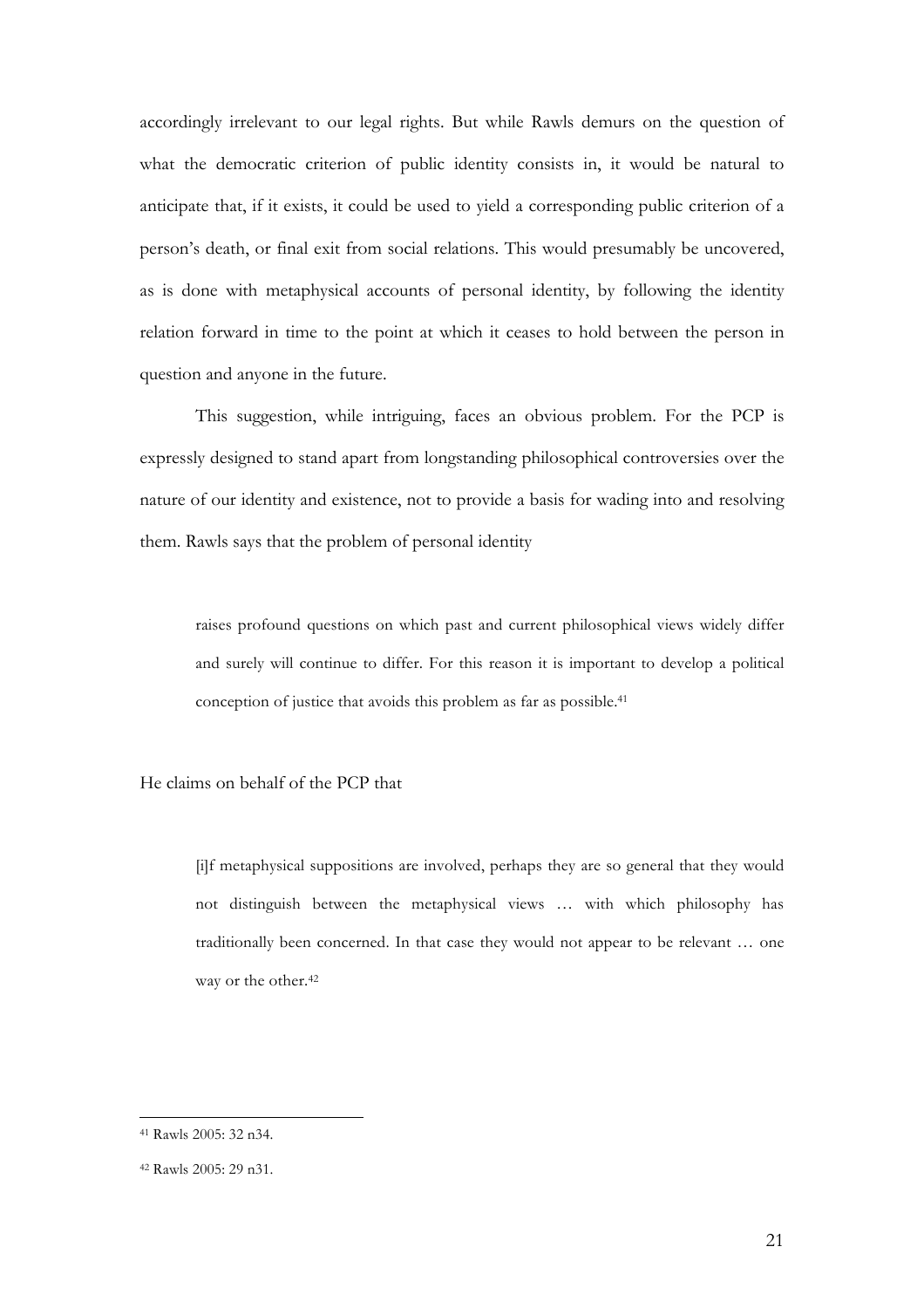accordingly irrelevant to our legal rights. But while Rawls demurs on the question of what the democratic criterion of public identity consists in, it would be natural to anticipate that, if it exists, it could be used to yield a corresponding public criterion of a person's death, or final exit from social relations. This would presumably be uncovered, as is done with metaphysical accounts of personal identity, by following the identity relation forward in time to the point at which it ceases to hold between the person in question and anyone in the future.

This suggestion, while intriguing, faces an obvious problem. For the PCP is expressly designed to stand apart from longstanding philosophical controversies over the nature of our identity and existence, not to provide a basis for wading into and resolving them. Rawls says that the problem of personal identity

> raises profound questions on which past and current philosophical views widely differ and surely will continue to differ. For this reason it is important to develop a political conception of justice that avoids this problem as far as possible.[41]

He claims on behalf of the PCP that

> [i]f metaphysical suppositions are involved, perhaps they are so general that they would not distinguish between the metaphysical views … with which philosophy has traditionally been concerned. In that case they would not appear to be relevant … one way or the other.[42]

---

[41] Rawls 2005: 32 n34.

[42] Rawls 2005: 29 n31.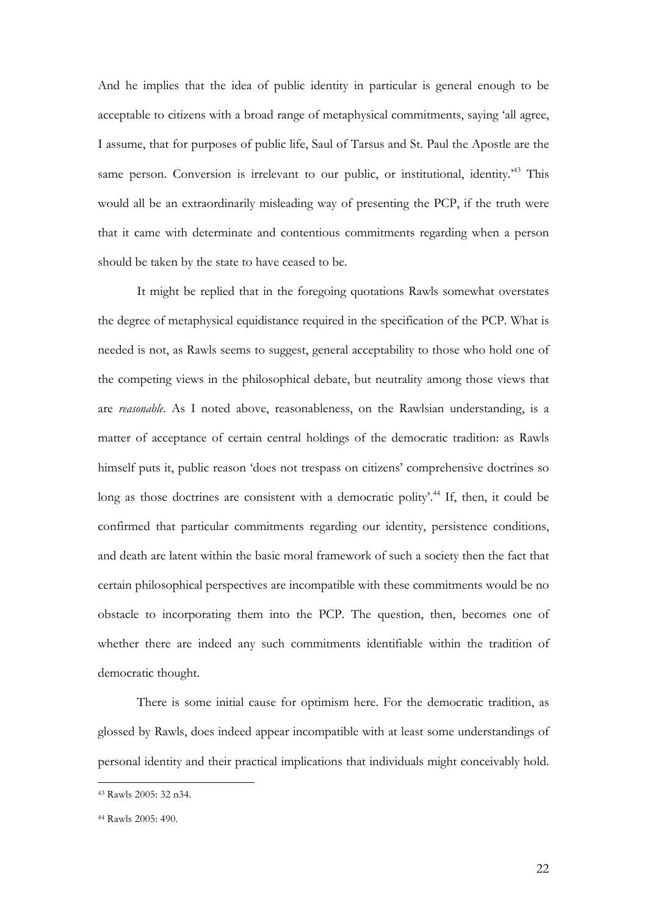And he implies that the idea of public identity in particular is general enough to be acceptable to citizens with a broad range of metaphysical commitments, saying 'all agree, I assume, that for purposes of public life, Saul of Tarsus and St. Paul the Apostle are the same person. Conversion is irrelevant to our public, or institutional, identity.'[43] This would all be an extraordinarily misleading way of presenting the PCP, if the truth were that it came with determinate and contentious commitments regarding when a person should be taken by the state to have ceased to be.

It might be replied that in the foregoing quotations Rawls somewhat overstates the degree of metaphysical equidistance required in the specification of the PCP. What is needed is not, as Rawls seems to suggest, general acceptability to those who hold one of the competing views in the philosophical debate, but neutrality among those views that are *reasonable*. As I noted above, reasonableness, on the Rawlsian understanding, is a matter of acceptance of certain central holdings of the democratic tradition: as Rawls himself puts it, public reason 'does not trespass on citizens' comprehensive doctrines so long as those doctrines are consistent with a democratic polity'.[44] If, then, it could be confirmed that particular commitments regarding our identity, persistence conditions, and death are latent within the basic moral framework of such a society then the fact that certain philosophical perspectives are incompatible with these commitments would be no obstacle to incorporating them into the PCP. The question, then, becomes one of whether there are indeed any such commitments identifiable within the tradition of democratic thought.

There is some initial cause for optimism here. For the democratic tradition, as glossed by Rawls, does indeed appear incompatible with at least some understandings of personal identity and their practical implications that individuals might conceivably hold.

---

[43] Rawls 2005: 32 n34.

[44] Rawls 2005: 490.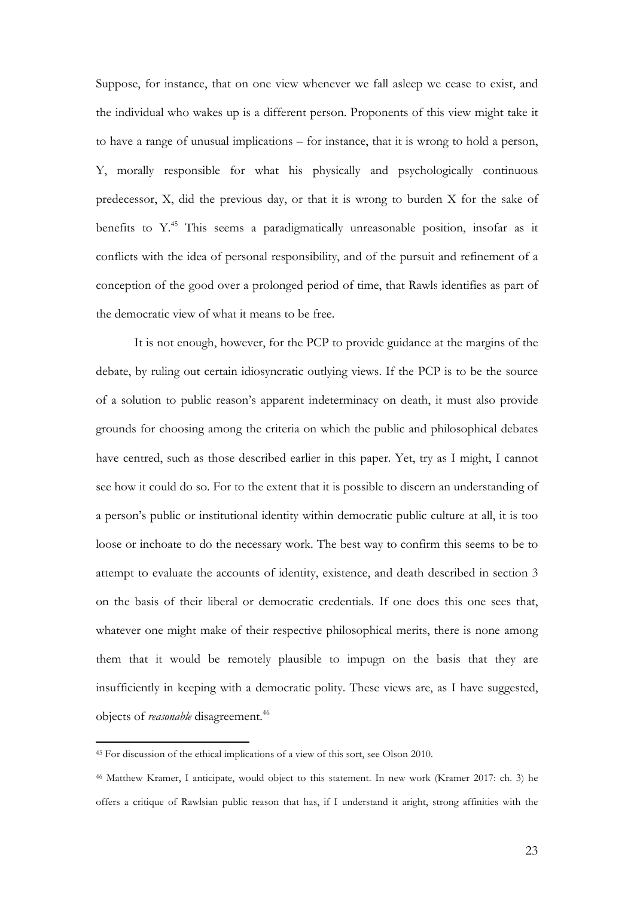Suppose, for instance, that on one view whenever we fall asleep we cease to exist, and the individual who wakes up is a different person. Proponents of this view might take it to have a range of unusual implications – for instance, that it is wrong to hold a person, Y, morally responsible for what his physically and psychologically continuous predecessor, X, did the previous day, or that it is wrong to burden X for the sake of benefits to Y.[45] This seems a paradigmatically unreasonable position, insofar as it conflicts with the idea of personal responsibility, and of the pursuit and refinement of a conception of the good over a prolonged period of time, that Rawls identifies as part of the democratic view of what it means to be free.

It is not enough, however, for the PCP to provide guidance at the margins of the debate, by ruling out certain idiosyncratic outlying views. If the PCP is to be the source of a solution to public reason's apparent indeterminacy on death, it must also provide grounds for choosing among the criteria on which the public and philosophical debates have centred, such as those described earlier in this paper. Yet, try as I might, I cannot see how it could do so. For to the extent that it is possible to discern an understanding of a person's public or institutional identity within democratic public culture at all, it is too loose or inchoate to do the necessary work. The best way to confirm this seems to be to attempt to evaluate the accounts of identity, existence, and death described in section 3 on the basis of their liberal or democratic credentials. If one does this one sees that, whatever one might make of their respective philosophical merits, there is none among them that it would be remotely plausible to impugn on the basis that they are insufficiently in keeping with a democratic polity. These views are, as I have suggested, objects of *reasonable* disagreement.[46]

---

[45] For discussion of the ethical implications of a view of this sort, see Olson 2010.

[46] Matthew Kramer, I anticipate, would object to this statement. In new work (Kramer 2017: ch. 3) he offers a critique of Rawlsian public reason that has, if I understand it aright, strong affinities with the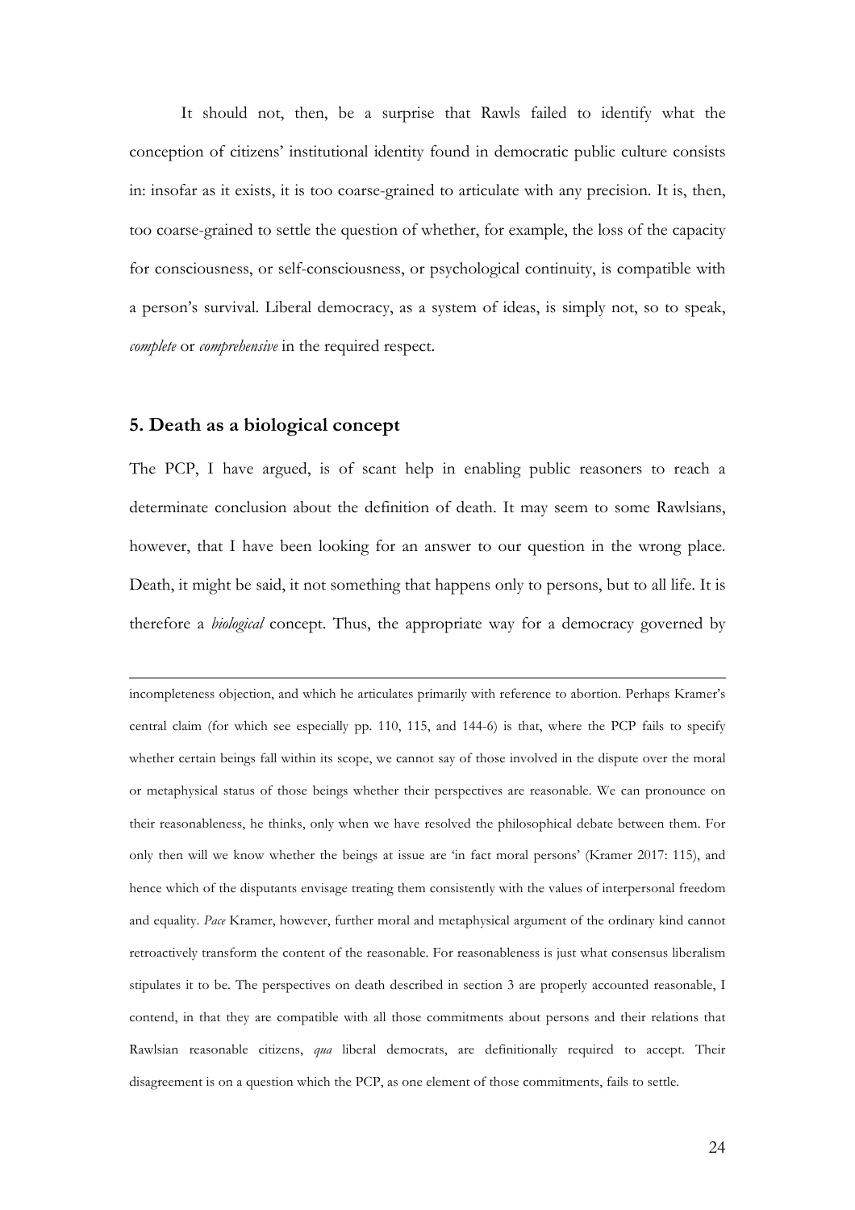It should not, then, be a surprise that Rawls failed to identify what the conception of citizens' institutional identity found in democratic public culture consists in: insofar as it exists, it is too coarse-grained to articulate with any precision. It is, then, too coarse-grained to settle the question of whether, for example, the loss of the capacity for consciousness, or self-consciousness, or psychological continuity, is compatible with a person's survival. Liberal democracy, as a system of ideas, is simply not, so to speak, *complete* or *comprehensive* in the required respect.

## 5. Death as a biological concept

The PCP, I have argued, is of scant help in enabling public reasoners to reach a determinate conclusion about the definition of death. It may seem to some Rawlsians, however, that I have been looking for an answer to our question in the wrong place. Death, it might be said, it not something that happens only to persons, but to all life. It is therefore a *biological* concept. Thus, the appropriate way for a democracy governed by

---

incompleteness objection, and which he articulates primarily with reference to abortion. Perhaps Kramer's central claim (for which see especially pp. 110, 115, and 144-6) is that, where the PCP fails to specify whether certain beings fall within its scope, we cannot say of those involved in the dispute over the moral or metaphysical status of those beings whether their perspectives are reasonable. We can pronounce on their reasonableness, he thinks, only when we have resolved the philosophical debate between them. For only then will we know whether the beings at issue are 'in fact moral persons' (Kramer 2017: 115), and hence which of the disputants envisage treating them consistently with the values of interpersonal freedom and equality. *Pace* Kramer, however, further moral and metaphysical argument of the ordinary kind cannot retroactively transform the content of the reasonable. For reasonableness is just what consensus liberalism stipulates it to be. The perspectives on death described in section 3 are properly accounted reasonable, I contend, in that they are compatible with all those commitments about persons and their relations that Rawlsian reasonable citizens, *qua* liberal democrats, are definitionally required to accept. Their disagreement is on a question which the PCP, as one element of those commitments, fails to settle.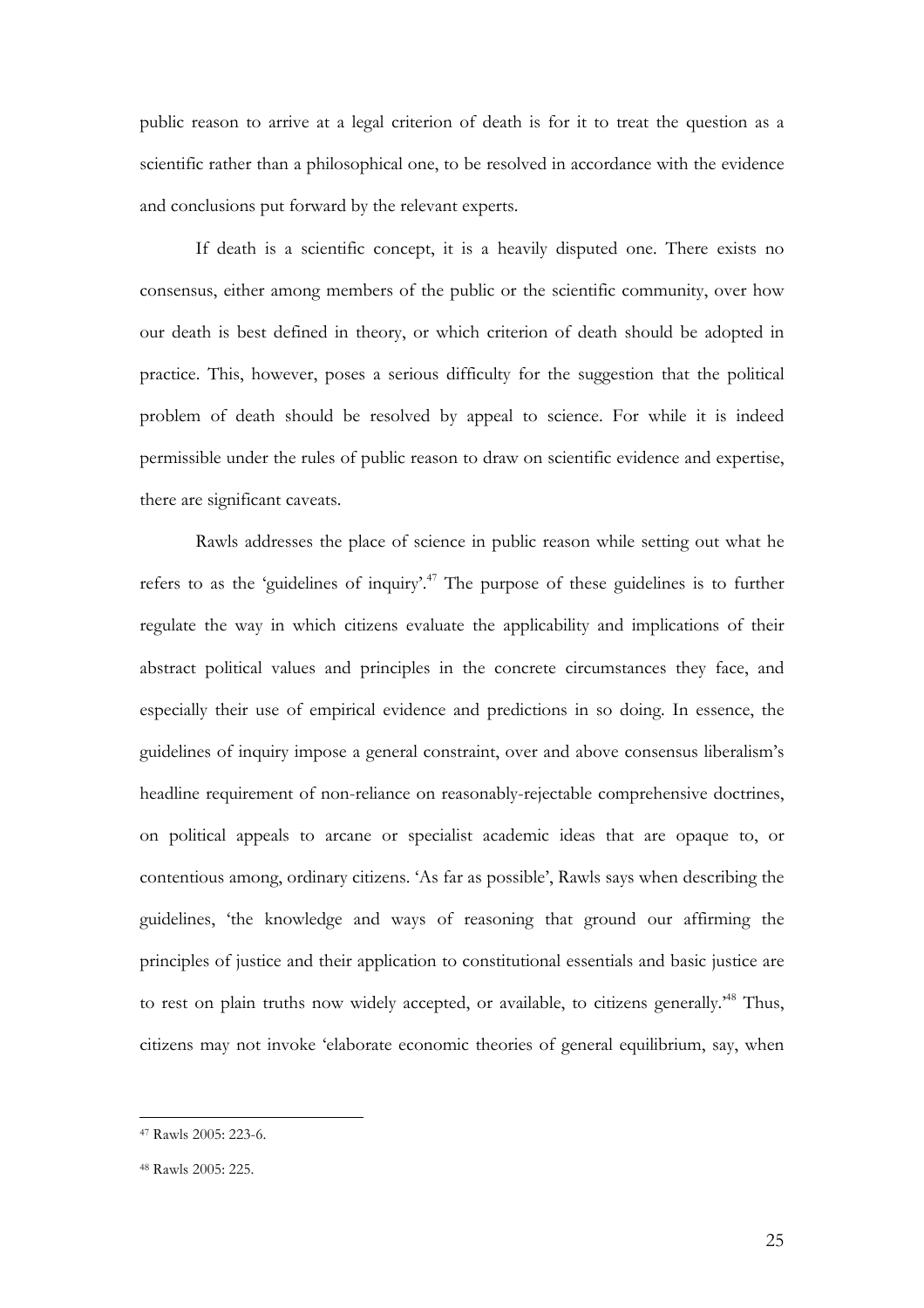public reason to arrive at a legal criterion of death is for it to treat the question as a scientific rather than a philosophical one, to be resolved in accordance with the evidence and conclusions put forward by the relevant experts.

If death is a scientific concept, it is a heavily disputed one. There exists no consensus, either among members of the public or the scientific community, over how our death is best defined in theory, or which criterion of death should be adopted in practice. This, however, poses a serious difficulty for the suggestion that the political problem of death should be resolved by appeal to science. For while it is indeed permissible under the rules of public reason to draw on scientific evidence and expertise, there are significant caveats.

Rawls addresses the place of science in public reason while setting out what he refers to as the 'guidelines of inquiry'.[47] The purpose of these guidelines is to further regulate the way in which citizens evaluate the applicability and implications of their abstract political values and principles in the concrete circumstances they face, and especially their use of empirical evidence and predictions in so doing. In essence, the guidelines of inquiry impose a general constraint, over and above consensus liberalism's headline requirement of non-reliance on reasonably-rejectable comprehensive doctrines, on political appeals to arcane or specialist academic ideas that are opaque to, or contentious among, ordinary citizens. 'As far as possible', Rawls says when describing the guidelines, 'the knowledge and ways of reasoning that ground our affirming the principles of justice and their application to constitutional essentials and basic justice are to rest on plain truths now widely accepted, or available, to citizens generally.'[48] Thus, citizens may not invoke 'elaborate economic theories of general equilibrium, say, when

---

[47] Rawls 2005: 223-6.

[48] Rawls 2005: 225.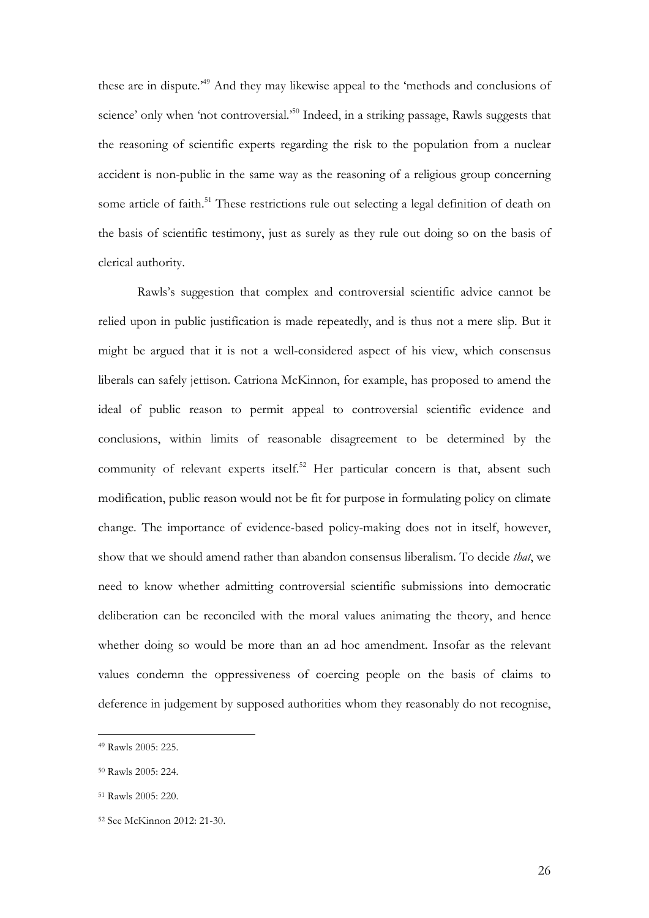these are in dispute.'[49] And they may likewise appeal to the 'methods and conclusions of science' only when 'not controversial.'[50] Indeed, in a striking passage, Rawls suggests that the reasoning of scientific experts regarding the risk to the population from a nuclear accident is non-public in the same way as the reasoning of a religious group concerning some article of faith.[51] These restrictions rule out selecting a legal definition of death on the basis of scientific testimony, just as surely as they rule out doing so on the basis of clerical authority.

Rawls's suggestion that complex and controversial scientific advice cannot be relied upon in public justification is made repeatedly, and is thus not a mere slip. But it might be argued that it is not a well-considered aspect of his view, which consensus liberals can safely jettison. Catriona McKinnon, for example, has proposed to amend the ideal of public reason to permit appeal to controversial scientific evidence and conclusions, within limits of reasonable disagreement to be determined by the community of relevant experts itself.[52] Her particular concern is that, absent such modification, public reason would not be fit for purpose in formulating policy on climate change. The importance of evidence-based policy-making does not in itself, however, show that we should amend rather than abandon consensus liberalism. To decide *that*, we need to know whether admitting controversial scientific submissions into democratic deliberation can be reconciled with the moral values animating the theory, and hence whether doing so would be more than an ad hoc amendment. Insofar as the relevant values condemn the oppressiveness of coercing people on the basis of claims to deference in judgement by supposed authorities whom they reasonably do not recognise,

---

[49] Rawls 2005: 225.

[50] Rawls 2005: 224.

[51] Rawls 2005: 220.

[52] See McKinnon 2012: 21-30.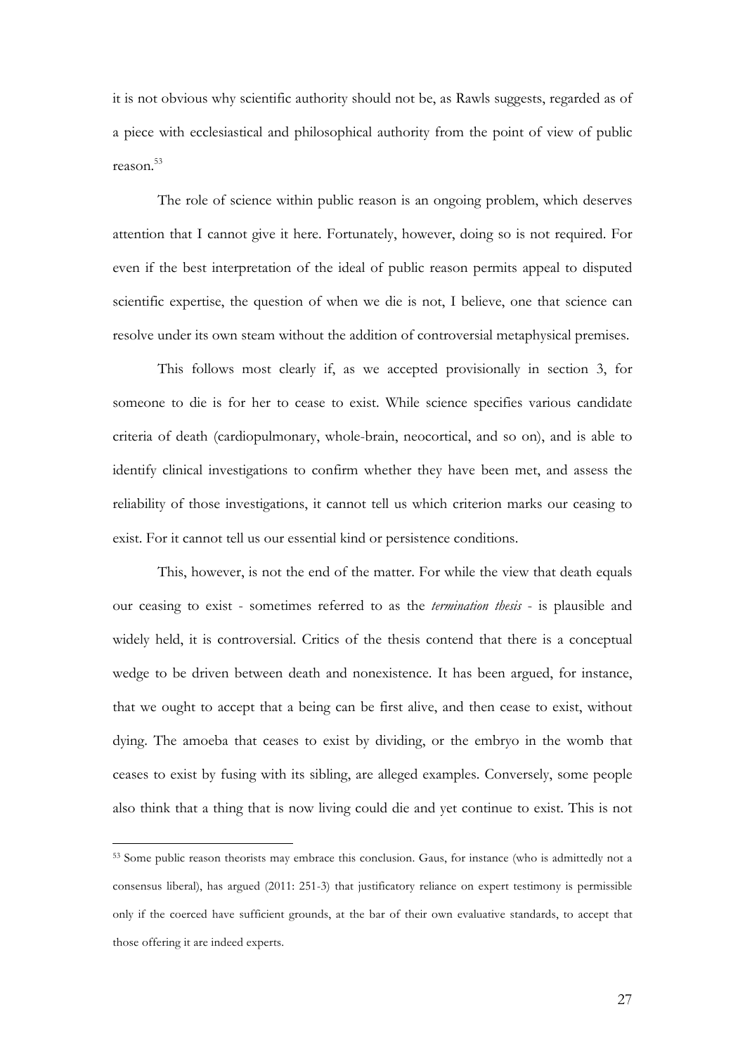it is not obvious why scientific authority should not be, as Rawls suggests, regarded as of a piece with ecclesiastical and philosophical authority from the point of view of public reason.[53]

The role of science within public reason is an ongoing problem, which deserves attention that I cannot give it here. Fortunately, however, doing so is not required. For even if the best interpretation of the ideal of public reason permits appeal to disputed scientific expertise, the question of when we die is not, I believe, one that science can resolve under its own steam without the addition of controversial metaphysical premises.

This follows most clearly if, as we accepted provisionally in section 3, for someone to die is for her to cease to exist. While science specifies various candidate criteria of death (cardiopulmonary, whole-brain, neocortical, and so on), and is able to identify clinical investigations to confirm whether they have been met, and assess the reliability of those investigations, it cannot tell us which criterion marks our ceasing to exist. For it cannot tell us our essential kind or persistence conditions.

This, however, is not the end of the matter. For while the view that death equals our ceasing to exist - sometimes referred to as the *termination thesis* - is plausible and widely held, it is controversial. Critics of the thesis contend that there is a conceptual wedge to be driven between death and nonexistence. It has been argued, for instance, that we ought to accept that a being can be first alive, and then cease to exist, without dying. The amoeba that ceases to exist by dividing, or the embryo in the womb that ceases to exist by fusing with its sibling, are alleged examples. Conversely, some people also think that a thing that is now living could die and yet continue to exist. This is not

[53] Some public reason theorists may embrace this conclusion. Gaus, for instance (who is admittedly not a consensus liberal), has argued (2011: 251-3) that justificatory reliance on expert testimony is permissible only if the coerced have sufficient grounds, at the bar of their own evaluative standards, to accept that those offering it are indeed experts.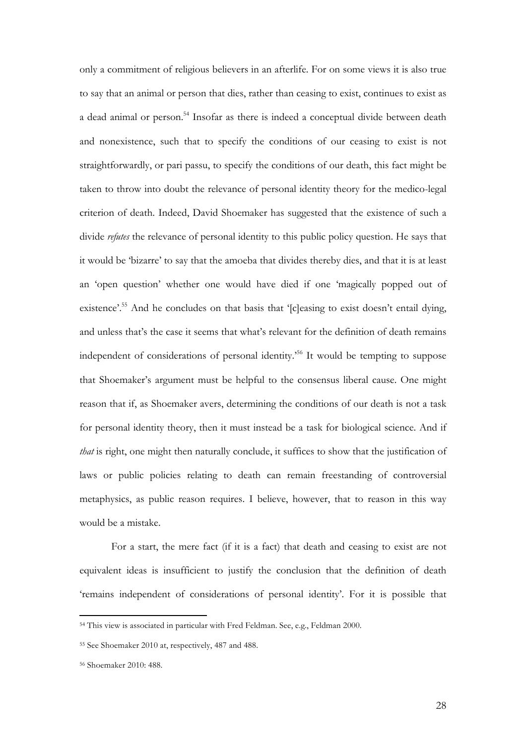only a commitment of religious believers in an afterlife. For on some views it is also true to say that an animal or person that dies, rather than ceasing to exist, continues to exist as a dead animal or person.[54] Insofar as there is indeed a conceptual divide between death and nonexistence, such that to specify the conditions of our ceasing to exist is not straightforwardly, or pari passu, to specify the conditions of our death, this fact might be taken to throw into doubt the relevance of personal identity theory for the medico-legal criterion of death. Indeed, David Shoemaker has suggested that the existence of such a divide *refutes* the relevance of personal identity to this public policy question. He says that it would be 'bizarre' to say that the amoeba that divides thereby dies, and that it is at least an 'open question' whether one would have died if one 'magically popped out of existence'.[55] And he concludes on that basis that '[c]easing to exist doesn't entail dying, and unless that's the case it seems that what's relevant for the definition of death remains independent of considerations of personal identity.'[56] It would be tempting to suppose that Shoemaker's argument must be helpful to the consensus liberal cause. One might reason that if, as Shoemaker avers, determining the conditions of our death is not a task for personal identity theory, then it must instead be a task for biological science. And if *that* is right, one might then naturally conclude, it suffices to show that the justification of laws or public policies relating to death can remain freestanding of controversial metaphysics, as public reason requires. I believe, however, that to reason in this way would be a mistake.

For a start, the mere fact (if it is a fact) that death and ceasing to exist are not equivalent ideas is insufficient to justify the conclusion that the definition of death 'remains independent of considerations of personal identity'. For it is possible that

---

[54] This view is associated in particular with Fred Feldman. See, e.g., Feldman 2000.

[55] See Shoemaker 2010 at, respectively, 487 and 488.

[56] Shoemaker 2010: 488.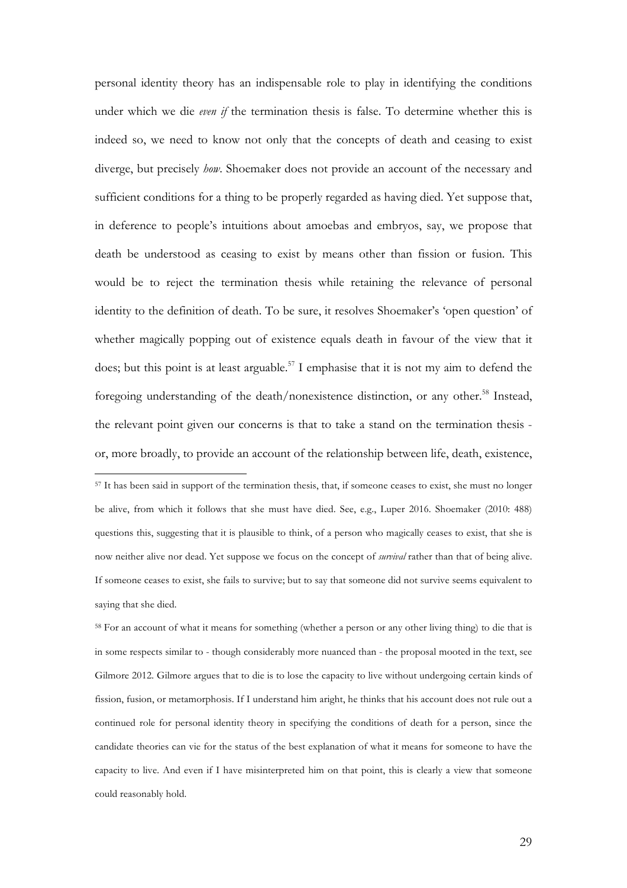personal identity theory has an indispensable role to play in identifying the conditions under which we die *even if* the termination thesis is false. To determine whether this is indeed so, we need to know not only that the concepts of death and ceasing to exist diverge, but precisely *how*. Shoemaker does not provide an account of the necessary and sufficient conditions for a thing to be properly regarded as having died. Yet suppose that, in deference to people's intuitions about amoebas and embryos, say, we propose that death be understood as ceasing to exist by means other than fission or fusion. This would be to reject the termination thesis while retaining the relevance of personal identity to the definition of death. To be sure, it resolves Shoemaker's 'open question' of whether magically popping out of existence equals death in favour of the view that it does; but this point is at least arguable.[57] I emphasise that it is not my aim to defend the foregoing understanding of the death/nonexistence distinction, or any other.[58] Instead, the relevant point given our concerns is that to take a stand on the termination thesis - or, more broadly, to provide an account of the relationship between life, death, existence,

---

[57] It has been said in support of the termination thesis, that, if someone ceases to exist, she must no longer be alive, from which it follows that she must have died. See, e.g., Luper 2016. Shoemaker (2010: 488) questions this, suggesting that it is plausible to think, of a person who magically ceases to exist, that she is now neither alive nor dead. Yet suppose we focus on the concept of *survival* rather than that of being alive. If someone ceases to exist, she fails to survive; but to say that someone did not survive seems equivalent to saying that she died.

[58] For an account of what it means for something (whether a person or any other living thing) to die that is in some respects similar to - though considerably more nuanced than - the proposal mooted in the text, see Gilmore 2012. Gilmore argues that to die is to lose the capacity to live without undergoing certain kinds of fission, fusion, or metamorphosis. If I understand him aright, he thinks that his account does not rule out a continued role for personal identity theory in specifying the conditions of death for a person, since the candidate theories can vie for the status of the best explanation of what it means for someone to have the capacity to live. And even if I have misinterpreted him on that point, this is clearly a view that someone could reasonably hold.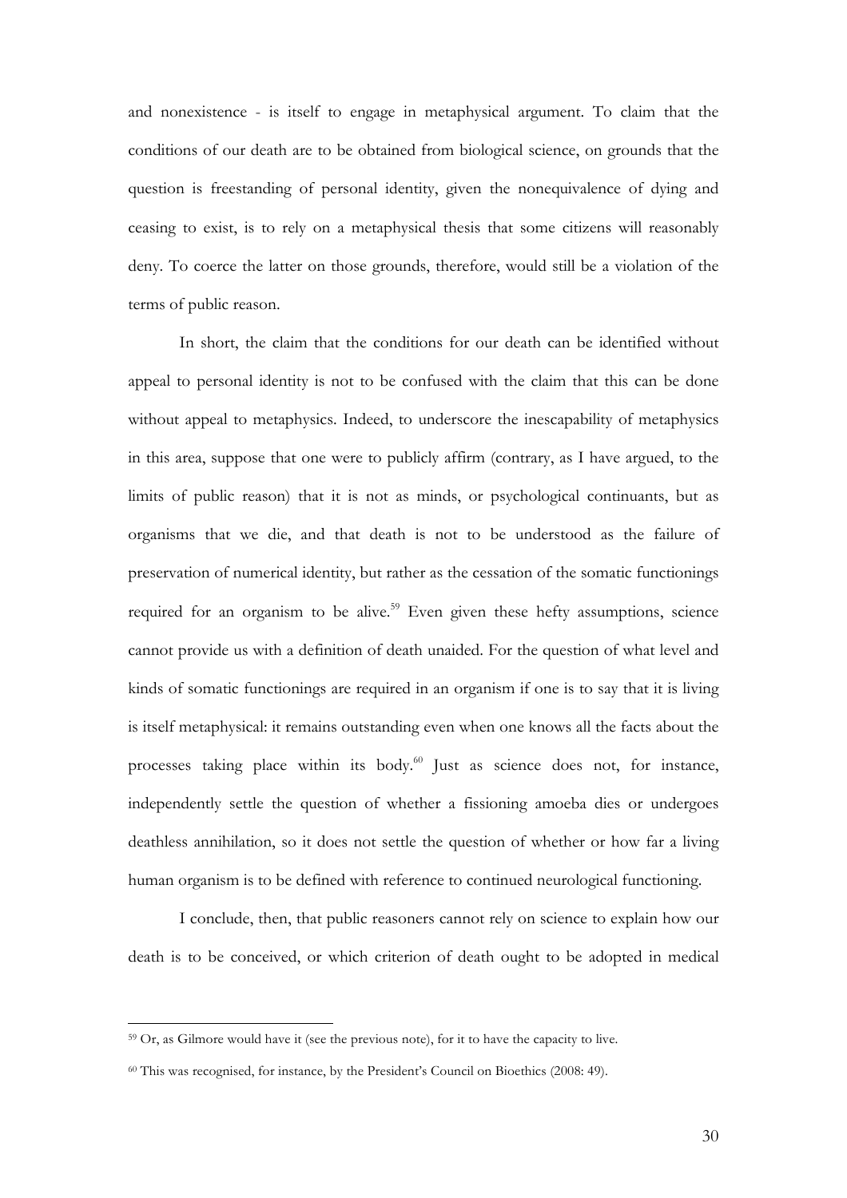and nonexistence - is itself to engage in metaphysical argument. To claim that the conditions of our death are to be obtained from biological science, on grounds that the question is freestanding of personal identity, given the nonequivalence of dying and ceasing to exist, is to rely on a metaphysical thesis that some citizens will reasonably deny. To coerce the latter on those grounds, therefore, would still be a violation of the terms of public reason.

In short, the claim that the conditions for our death can be identified without appeal to personal identity is not to be confused with the claim that this can be done without appeal to metaphysics. Indeed, to underscore the inescapability of metaphysics in this area, suppose that one were to publicly affirm (contrary, as I have argued, to the limits of public reason) that it is not as minds, or psychological continuants, but as organisms that we die, and that death is not to be understood as the failure of preservation of numerical identity, but rather as the cessation of the somatic functionings required for an organism to be alive.[59] Even given these hefty assumptions, science cannot provide us with a definition of death unaided. For the question of what level and kinds of somatic functionings are required in an organism if one is to say that it is living is itself metaphysical: it remains outstanding even when one knows all the facts about the processes taking place within its body.[60] Just as science does not, for instance, independently settle the question of whether a fissioning amoeba dies or undergoes deathless annihilation, so it does not settle the question of whether or how far a living human organism is to be defined with reference to continued neurological functioning.

I conclude, then, that public reasoners cannot rely on science to explain how our death is to be conceived, or which criterion of death ought to be adopted in medical

---

[59] Or, as Gilmore would have it (see the previous note), for it to have the capacity to live.

[60] This was recognised, for instance, by the President's Council on Bioethics (2008: 49).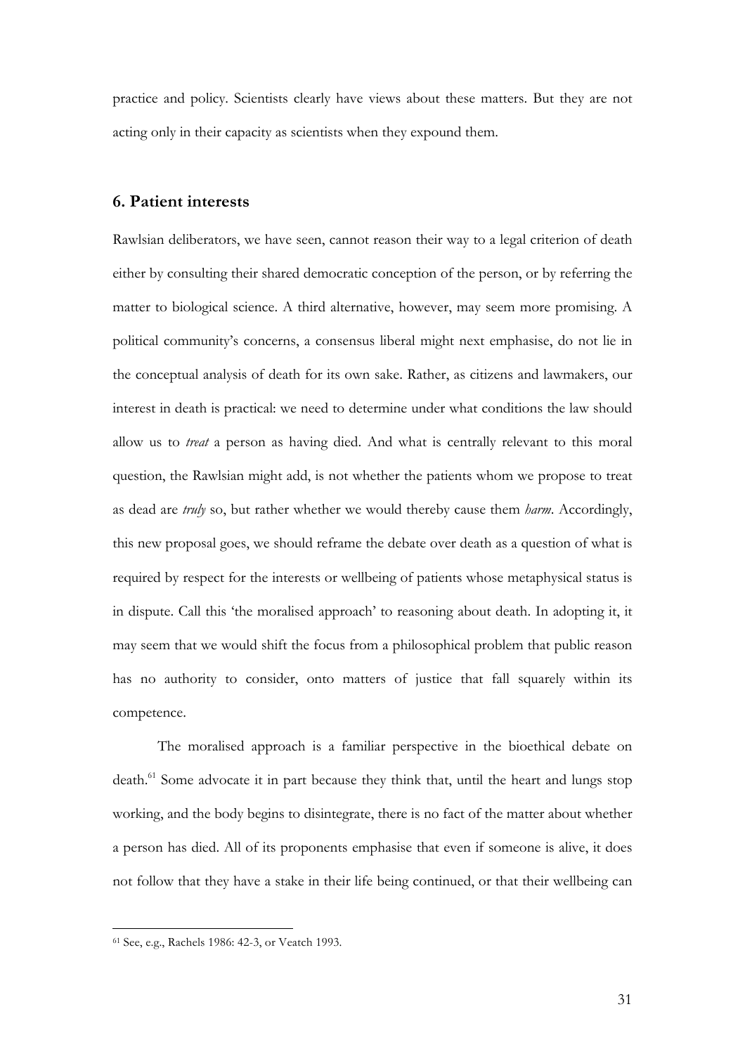practice and policy. Scientists clearly have views about these matters. But they are not acting only in their capacity as scientists when they expound them.

## 6. Patient interests

Rawlsian deliberators, we have seen, cannot reason their way to a legal criterion of death either by consulting their shared democratic conception of the person, or by referring the matter to biological science. A third alternative, however, may seem more promising. A political community's concerns, a consensus liberal might next emphasise, do not lie in the conceptual analysis of death for its own sake. Rather, as citizens and lawmakers, our interest in death is practical: we need to determine under what conditions the law should allow us to *treat* a person as having died. And what is centrally relevant to this moral question, the Rawlsian might add, is not whether the patients whom we propose to treat as dead are *truly* so, but rather whether we would thereby cause them *harm*. Accordingly, this new proposal goes, we should reframe the debate over death as a question of what is required by respect for the interests or wellbeing of patients whose metaphysical status is in dispute. Call this 'the moralised approach' to reasoning about death. In adopting it, it may seem that we would shift the focus from a philosophical problem that public reason has no authority to consider, onto matters of justice that fall squarely within its competence.

The moralised approach is a familiar perspective in the bioethical debate on death.[61] Some advocate it in part because they think that, until the heart and lungs stop working, and the body begins to disintegrate, there is no fact of the matter about whether a person has died. All of its proponents emphasise that even if someone is alive, it does not follow that they have a stake in their life being continued, or that their wellbeing can

[61] See, e.g., Rachels 1986: 42-3, or Veatch 1993.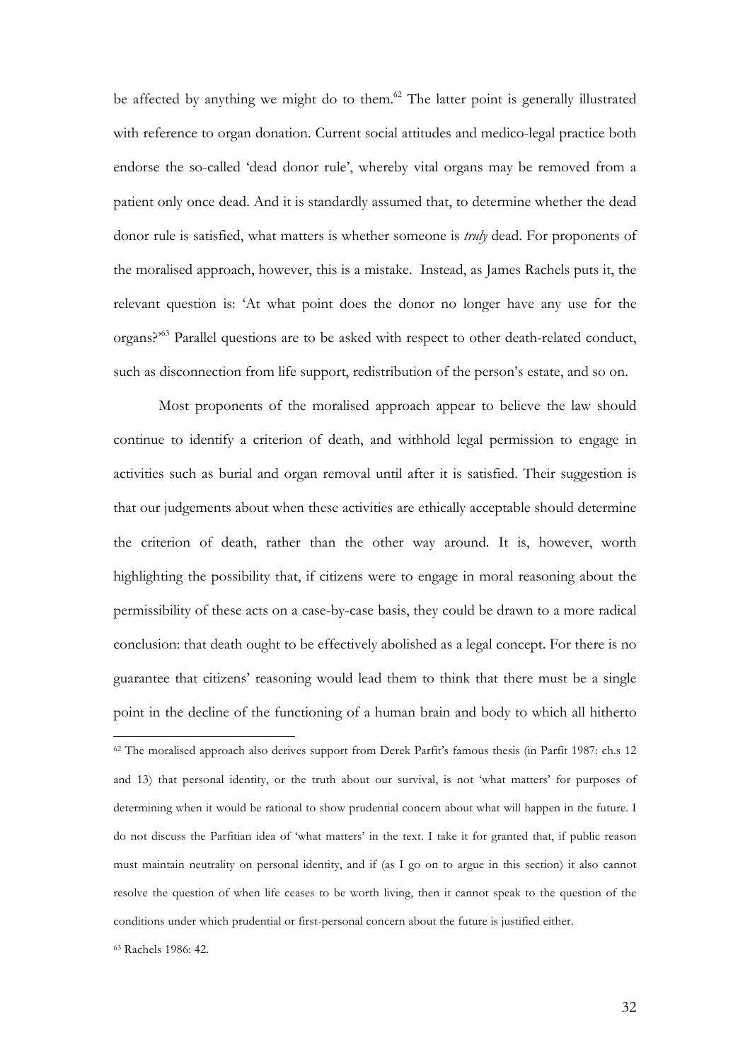be affected by anything we might do to them.[62] The latter point is generally illustrated with reference to organ donation. Current social attitudes and medico-legal practice both endorse the so-called 'dead donor rule', whereby vital organs may be removed from a patient only once dead. And it is standardly assumed that, to determine whether the dead donor rule is satisfied, what matters is whether someone is *truly* dead. For proponents of the moralised approach, however, this is a mistake. Instead, as James Rachels puts it, the relevant question is: 'At what point does the donor no longer have any use for the organs?'[63] Parallel questions are to be asked with respect to other death-related conduct, such as disconnection from life support, redistribution of the person's estate, and so on.

Most proponents of the moralised approach appear to believe the law should continue to identify a criterion of death, and withhold legal permission to engage in activities such as burial and organ removal until after it is satisfied. Their suggestion is that our judgements about when these activities are ethically acceptable should determine the criterion of death, rather than the other way around. It is, however, worth highlighting the possibility that, if citizens were to engage in moral reasoning about the permissibility of these acts on a case-by-case basis, they could be drawn to a more radical conclusion: that death ought to be effectively abolished as a legal concept. For there is no guarantee that citizens' reasoning would lead them to think that there must be a single point in the decline of the functioning of a human brain and body to which all hitherto

---

[62] The moralised approach also derives support from Derek Parfit's famous thesis (in Parfit 1987: ch.s 12 and 13) that personal identity, or the truth about our survival, is not 'what matters' for purposes of determining when it would be rational to show prudential concern about what will happen in the future. I do not discuss the Parfitian idea of 'what matters' in the text. I take it for granted that, if public reason must maintain neutrality on personal identity, and if (as I go on to argue in this section) it also cannot resolve the question of when life ceases to be worth living, then it cannot speak to the question of the conditions under which prudential or first-personal concern about the future is justified either.

[63] Rachels 1986: 42.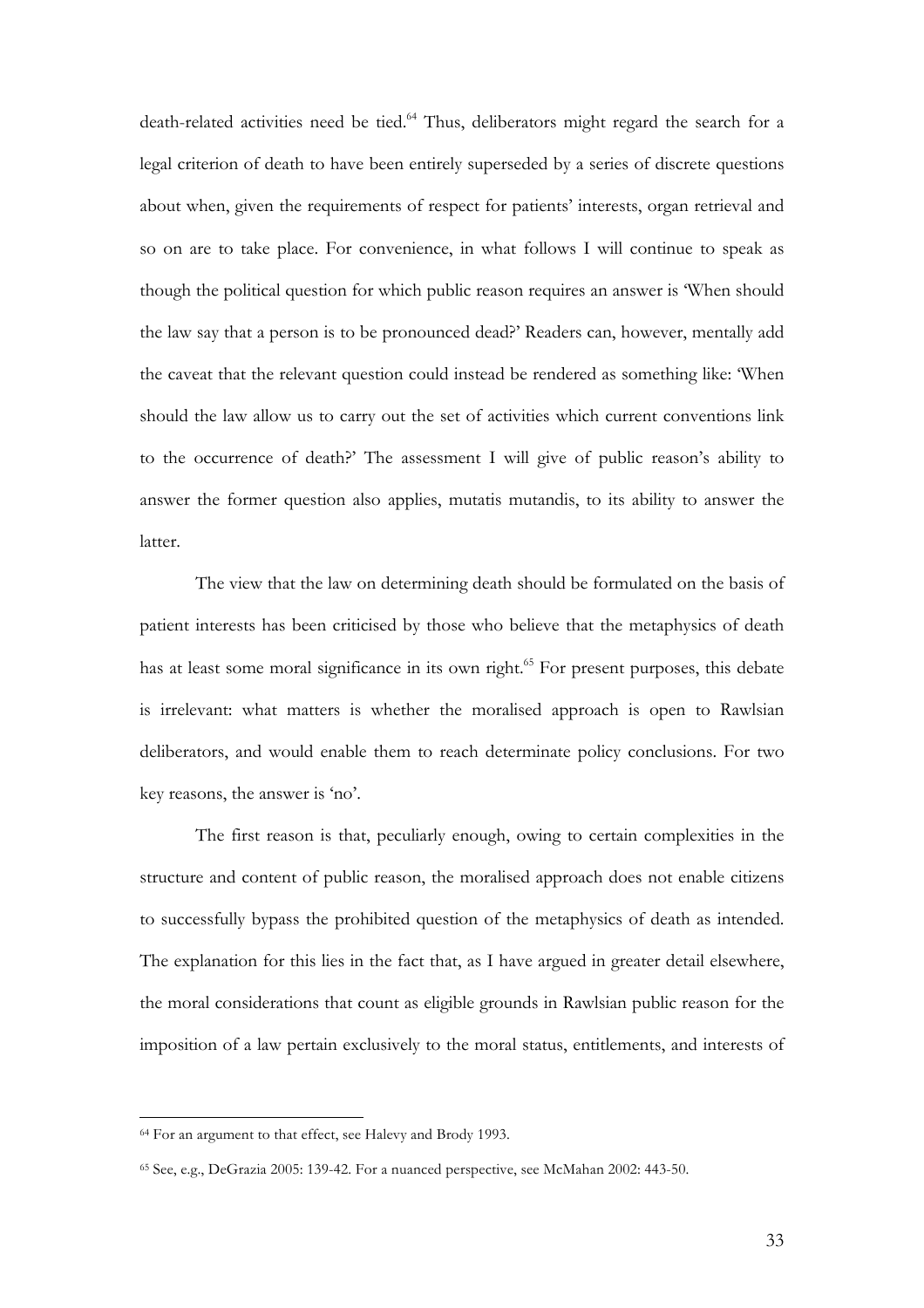death-related activities need be tied.[64] Thus, deliberators might regard the search for a legal criterion of death to have been entirely superseded by a series of discrete questions about when, given the requirements of respect for patients' interests, organ retrieval and so on are to take place. For convenience, in what follows I will continue to speak as though the political question for which public reason requires an answer is 'When should the law say that a person is to be pronounced dead?' Readers can, however, mentally add the caveat that the relevant question could instead be rendered as something like: 'When should the law allow us to carry out the set of activities which current conventions link to the occurrence of death?' The assessment I will give of public reason's ability to answer the former question also applies, mutatis mutandis, to its ability to answer the latter.

The view that the law on determining death should be formulated on the basis of patient interests has been criticised by those who believe that the metaphysics of death has at least some moral significance in its own right.[65] For present purposes, this debate is irrelevant: what matters is whether the moralised approach is open to Rawlsian deliberators, and would enable them to reach determinate policy conclusions. For two key reasons, the answer is 'no'.

The first reason is that, peculiarly enough, owing to certain complexities in the structure and content of public reason, the moralised approach does not enable citizens to successfully bypass the prohibited question of the metaphysics of death as intended. The explanation for this lies in the fact that, as I have argued in greater detail elsewhere, the moral considerations that count as eligible grounds in Rawlsian public reason for the imposition of a law pertain exclusively to the moral status, entitlements, and interests of

---

[64] For an argument to that effect, see Halevy and Brody 1993.

[65] See, e.g., DeGrazia 2005: 139-42. For a nuanced perspective, see McMahan 2002: 443-50.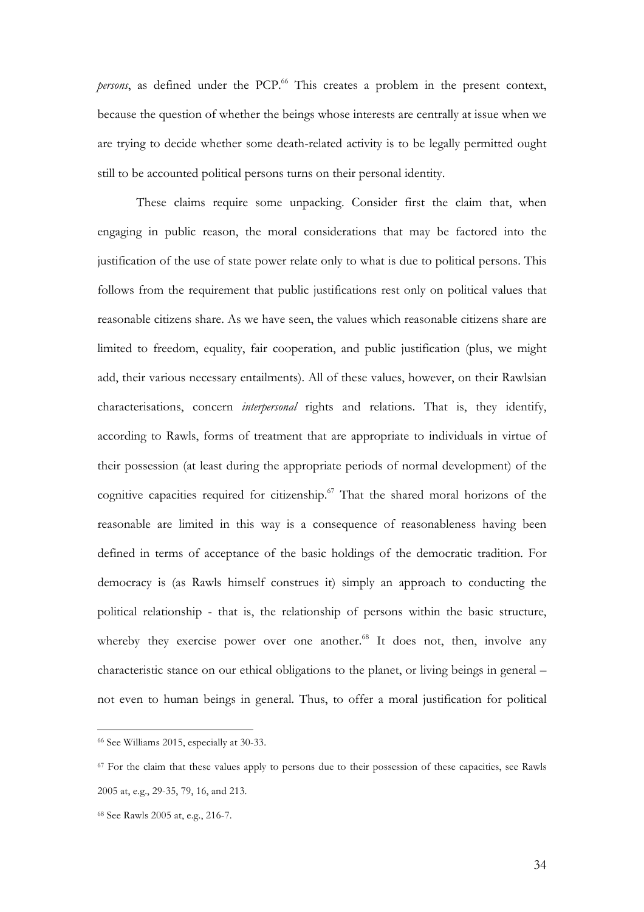*persons*, as defined under the PCP.[66] This creates a problem in the present context, because the question of whether the beings whose interests are centrally at issue when we are trying to decide whether some death-related activity is to be legally permitted ought still to be accounted political persons turns on their personal identity.

These claims require some unpacking. Consider first the claim that, when engaging in public reason, the moral considerations that may be factored into the justification of the use of state power relate only to what is due to political persons. This follows from the requirement that public justifications rest only on political values that reasonable citizens share. As we have seen, the values which reasonable citizens share are limited to freedom, equality, fair cooperation, and public justification (plus, we might add, their various necessary entailments). All of these values, however, on their Rawlsian characterisations, concern *interpersonal* rights and relations. That is, they identify, according to Rawls, forms of treatment that are appropriate to individuals in virtue of their possession (at least during the appropriate periods of normal development) of the cognitive capacities required for citizenship.[67] That the shared moral horizons of the reasonable are limited in this way is a consequence of reasonableness having been defined in terms of acceptance of the basic holdings of the democratic tradition. For democracy is (as Rawls himself construes it) simply an approach to conducting the political relationship - that is, the relationship of persons within the basic structure, whereby they exercise power over one another.[68] It does not, then, involve any characteristic stance on our ethical obligations to the planet, or living beings in general – not even to human beings in general. Thus, to offer a moral justification for political

---

[66] See Williams 2015, especially at 30-33.

[67] For the claim that these values apply to persons due to their possession of these capacities, see Rawls 2005 at, e.g., 29-35, 79, 16, and 213.

[68] See Rawls 2005 at, e.g., 216-7.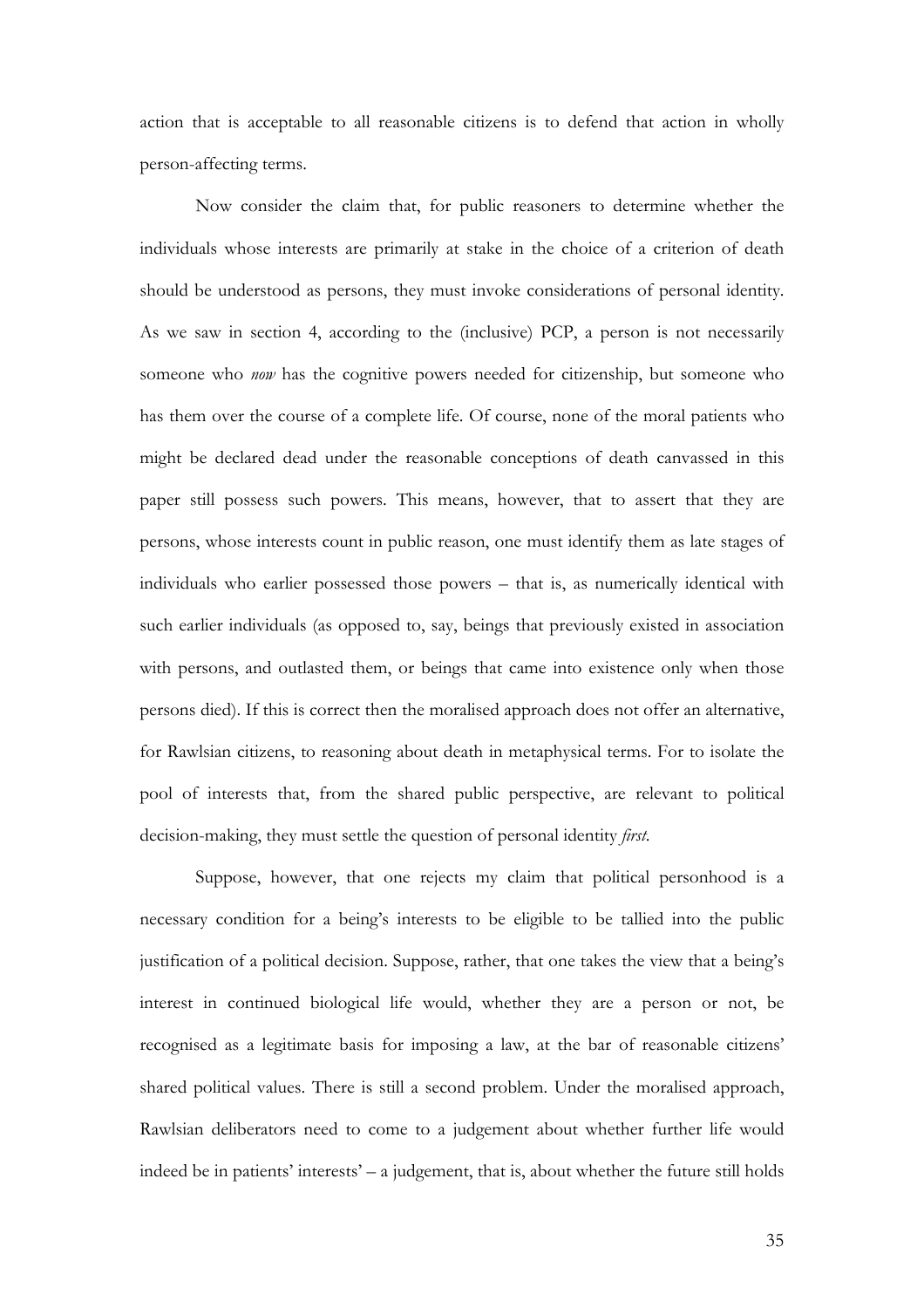action that is acceptable to all reasonable citizens is to defend that action in wholly person-affecting terms.

Now consider the claim that, for public reasoners to determine whether the individuals whose interests are primarily at stake in the choice of a criterion of death should be understood as persons, they must invoke considerations of personal identity. As we saw in section 4, according to the (inclusive) PCP, a person is not necessarily someone who *now* has the cognitive powers needed for citizenship, but someone who has them over the course of a complete life. Of course, none of the moral patients who might be declared dead under the reasonable conceptions of death canvassed in this paper still possess such powers. This means, however, that to assert that they are persons, whose interests count in public reason, one must identify them as late stages of individuals who earlier possessed those powers – that is, as numerically identical with such earlier individuals (as opposed to, say, beings that previously existed in association with persons, and outlasted them, or beings that came into existence only when those persons died). If this is correct then the moralised approach does not offer an alternative, for Rawlsian citizens, to reasoning about death in metaphysical terms. For to isolate the pool of interests that, from the shared public perspective, are relevant to political decision-making, they must settle the question of personal identity *first*.

Suppose, however, that one rejects my claim that political personhood is a necessary condition for a being's interests to be eligible to be tallied into the public justification of a political decision. Suppose, rather, that one takes the view that a being's interest in continued biological life would, whether they are a person or not, be recognised as a legitimate basis for imposing a law, at the bar of reasonable citizens' shared political values. There is still a second problem. Under the moralised approach, Rawlsian deliberators need to come to a judgement about whether further life would indeed be in patients' interests' – a judgement, that is, about whether the future still holds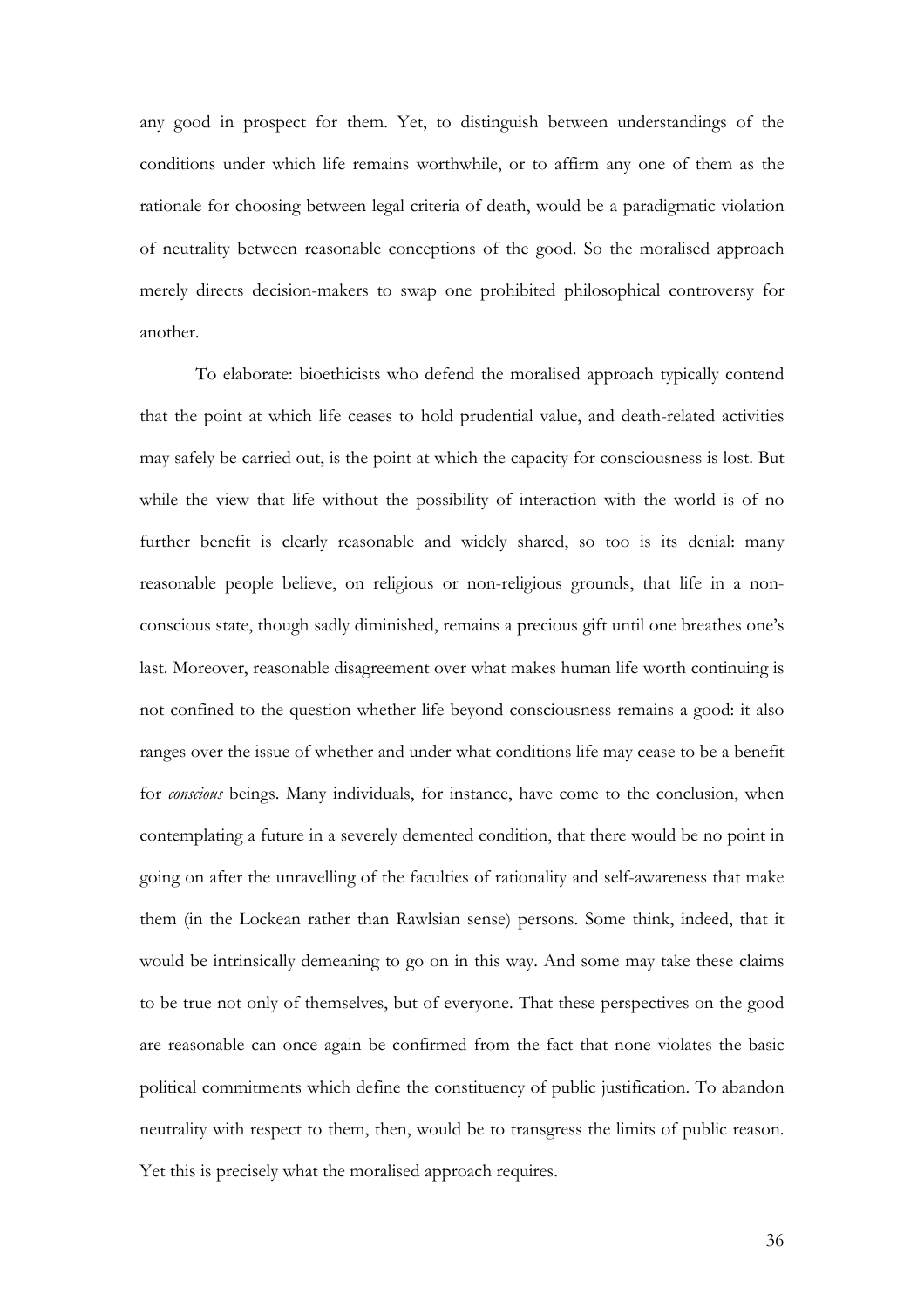any good in prospect for them. Yet, to distinguish between understandings of the conditions under which life remains worthwhile, or to affirm any one of them as the rationale for choosing between legal criteria of death, would be a paradigmatic violation of neutrality between reasonable conceptions of the good. So the moralised approach merely directs decision-makers to swap one prohibited philosophical controversy for another.

To elaborate: bioethicists who defend the moralised approach typically contend that the point at which life ceases to hold prudential value, and death-related activities may safely be carried out, is the point at which the capacity for consciousness is lost. But while the view that life without the possibility of interaction with the world is of no further benefit is clearly reasonable and widely shared, so too is its denial: many reasonable people believe, on religious or non-religious grounds, that life in a non-conscious state, though sadly diminished, remains a precious gift until one breathes one's last. Moreover, reasonable disagreement over what makes human life worth continuing is not confined to the question whether life beyond consciousness remains a good: it also ranges over the issue of whether and under what conditions life may cease to be a benefit for *conscious* beings. Many individuals, for instance, have come to the conclusion, when contemplating a future in a severely demented condition, that there would be no point in going on after the unravelling of the faculties of rationality and self-awareness that make them (in the Lockean rather than Rawlsian sense) persons. Some think, indeed, that it would be intrinsically demeaning to go on in this way. And some may take these claims to be true not only of themselves, but of everyone. That these perspectives on the good are reasonable can once again be confirmed from the fact that none violates the basic political commitments which define the constituency of public justification. To abandon neutrality with respect to them, then, would be to transgress the limits of public reason. Yet this is precisely what the moralised approach requires.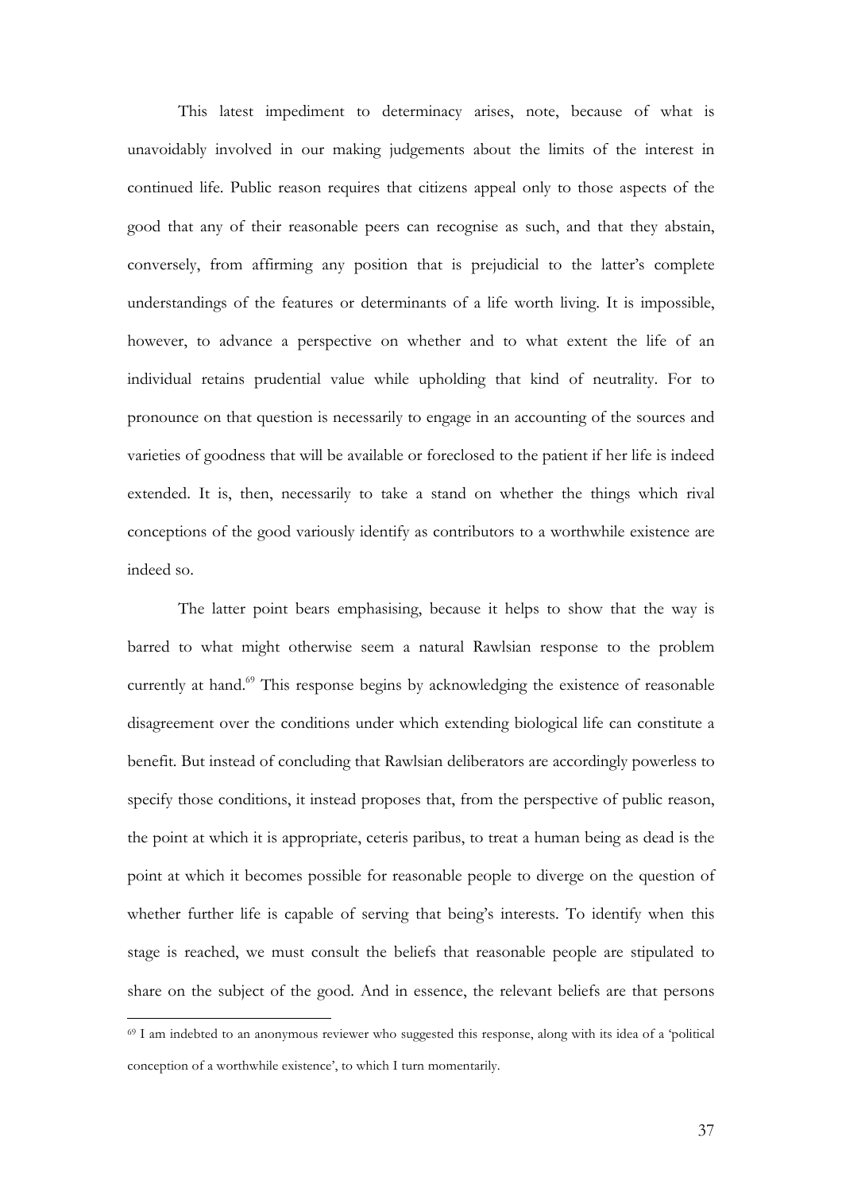This latest impediment to determinacy arises, note, because of what is unavoidably involved in our making judgements about the limits of the interest in continued life. Public reason requires that citizens appeal only to those aspects of the good that any of their reasonable peers can recognise as such, and that they abstain, conversely, from affirming any position that is prejudicial to the latter's complete understandings of the features or determinants of a life worth living. It is impossible, however, to advance a perspective on whether and to what extent the life of an individual retains prudential value while upholding that kind of neutrality. For to pronounce on that question is necessarily to engage in an accounting of the sources and varieties of goodness that will be available or foreclosed to the patient if her life is indeed extended. It is, then, necessarily to take a stand on whether the things which rival conceptions of the good variously identify as contributors to a worthwhile existence are indeed so.

The latter point bears emphasising, because it helps to show that the way is barred to what might otherwise seem a natural Rawlsian response to the problem currently at hand.[69] This response begins by acknowledging the existence of reasonable disagreement over the conditions under which extending biological life can constitute a benefit. But instead of concluding that Rawlsian deliberators are accordingly powerless to specify those conditions, it instead proposes that, from the perspective of public reason, the point at which it is appropriate, ceteris paribus, to treat a human being as dead is the point at which it becomes possible for reasonable people to diverge on the question of whether further life is capable of serving that being's interests. To identify when this stage is reached, we must consult the beliefs that reasonable people are stipulated to share on the subject of the good. And in essence, the relevant beliefs are that persons

[69] I am indebted to an anonymous reviewer who suggested this response, along with its idea of a 'political conception of a worthwhile existence', to which I turn momentarily.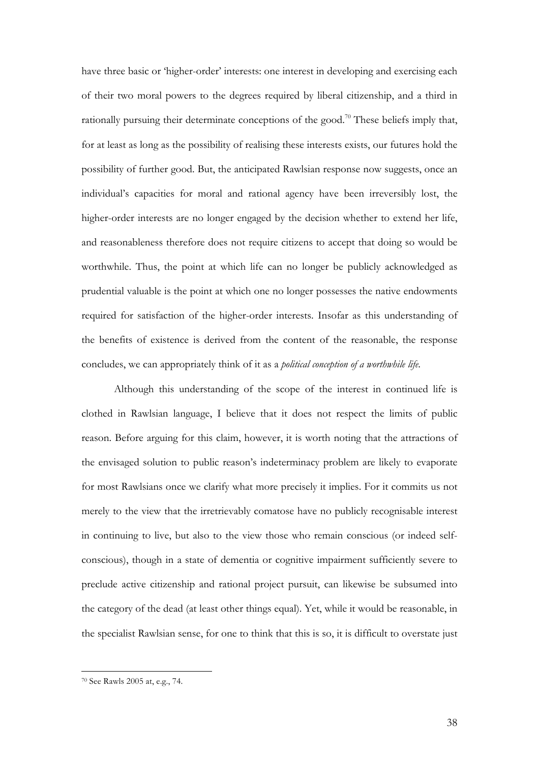have three basic or 'higher-order' interests: one interest in developing and exercising each of their two moral powers to the degrees required by liberal citizenship, and a third in rationally pursuing their determinate conceptions of the good.[70] These beliefs imply that, for at least as long as the possibility of realising these interests exists, our futures hold the possibility of further good. But, the anticipated Rawlsian response now suggests, once an individual's capacities for moral and rational agency have been irreversibly lost, the higher-order interests are no longer engaged by the decision whether to extend her life, and reasonableness therefore does not require citizens to accept that doing so would be worthwhile. Thus, the point at which life can no longer be publicly acknowledged as prudential valuable is the point at which one no longer possesses the native endowments required for satisfaction of the higher-order interests. Insofar as this understanding of the benefits of existence is derived from the content of the reasonable, the response concludes, we can appropriately think of it as a *political conception of a worthwhile life*.

Although this understanding of the scope of the interest in continued life is clothed in Rawlsian language, I believe that it does not respect the limits of public reason. Before arguing for this claim, however, it is worth noting that the attractions of the envisaged solution to public reason's indeterminacy problem are likely to evaporate for most Rawlsians once we clarify what more precisely it implies. For it commits us not merely to the view that the irretrievably comatose have no publicly recognisable interest in continuing to live, but also to the view those who remain conscious (or indeed self-conscious), though in a state of dementia or cognitive impairment sufficiently severe to preclude active citizenship and rational project pursuit, can likewise be subsumed into the category of the dead (at least other things equal). Yet, while it would be reasonable, in the specialist Rawlsian sense, for one to think that this is so, it is difficult to overstate just

[70] See Rawls 2005 at, e.g., 74.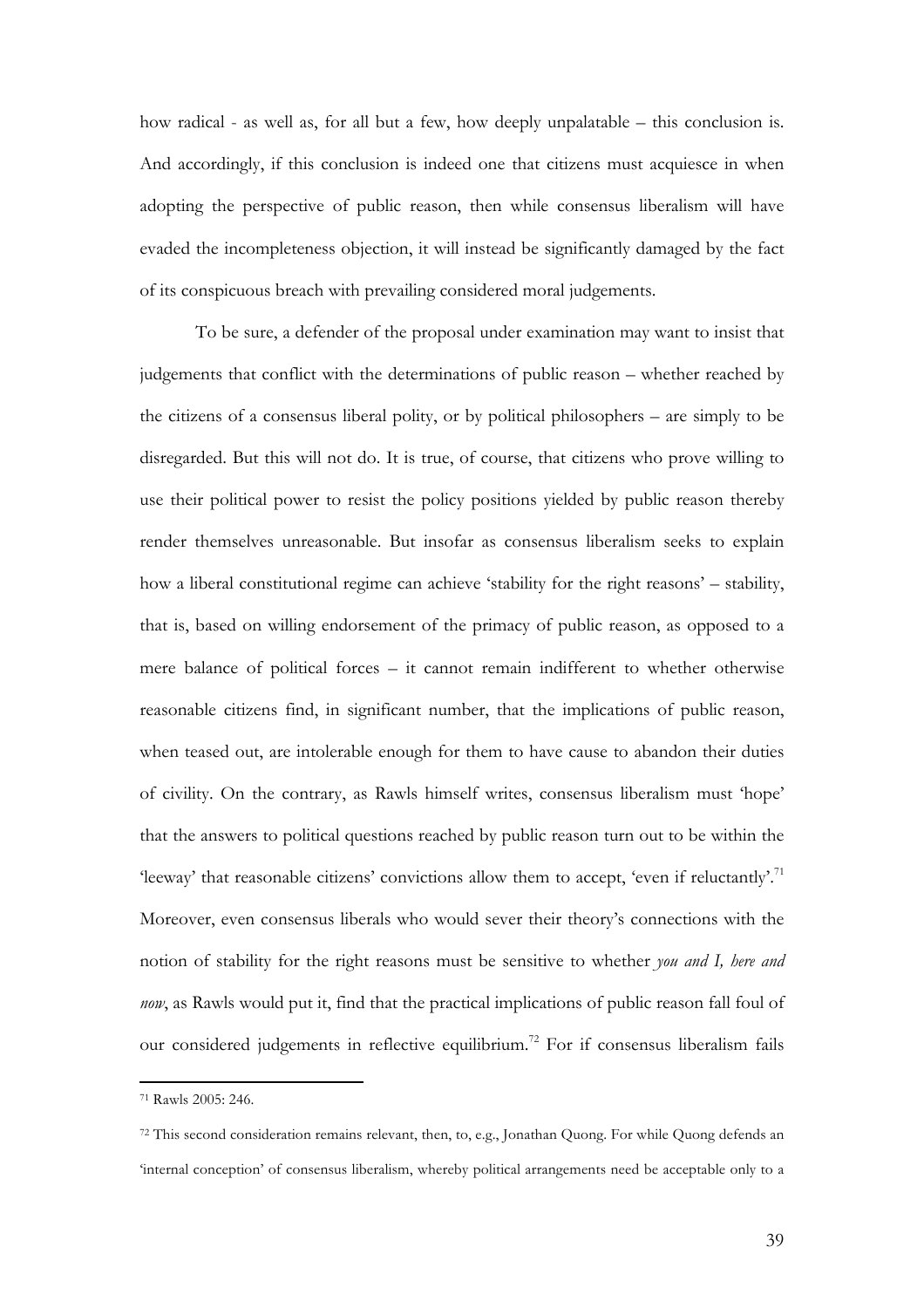how radical - as well as, for all but a few, how deeply unpalatable – this conclusion is. And accordingly, if this conclusion is indeed one that citizens must acquiesce in when adopting the perspective of public reason, then while consensus liberalism will have evaded the incompleteness objection, it will instead be significantly damaged by the fact of its conspicuous breach with prevailing considered moral judgements.

To be sure, a defender of the proposal under examination may want to insist that judgements that conflict with the determinations of public reason – whether reached by the citizens of a consensus liberal polity, or by political philosophers – are simply to be disregarded. But this will not do. It is true, of course, that citizens who prove willing to use their political power to resist the policy positions yielded by public reason thereby render themselves unreasonable. But insofar as consensus liberalism seeks to explain how a liberal constitutional regime can achieve 'stability for the right reasons' – stability, that is, based on willing endorsement of the primacy of public reason, as opposed to a mere balance of political forces – it cannot remain indifferent to whether otherwise reasonable citizens find, in significant number, that the implications of public reason, when teased out, are intolerable enough for them to have cause to abandon their duties of civility. On the contrary, as Rawls himself writes, consensus liberalism must 'hope' that the answers to political questions reached by public reason turn out to be within the 'leeway' that reasonable citizens' convictions allow them to accept, 'even if reluctantly'.[71] Moreover, even consensus liberals who would sever their theory's connections with the notion of stability for the right reasons must be sensitive to whether *you and I, here and now*, as Rawls would put it, find that the practical implications of public reason fall foul of our considered judgements in reflective equilibrium.[72] For if consensus liberalism fails

[71] Rawls 2005: 246.

[72] This second consideration remains relevant, then, to, e.g., Jonathan Quong. For while Quong defends an 'internal conception' of consensus liberalism, whereby political arrangements need be acceptable only to a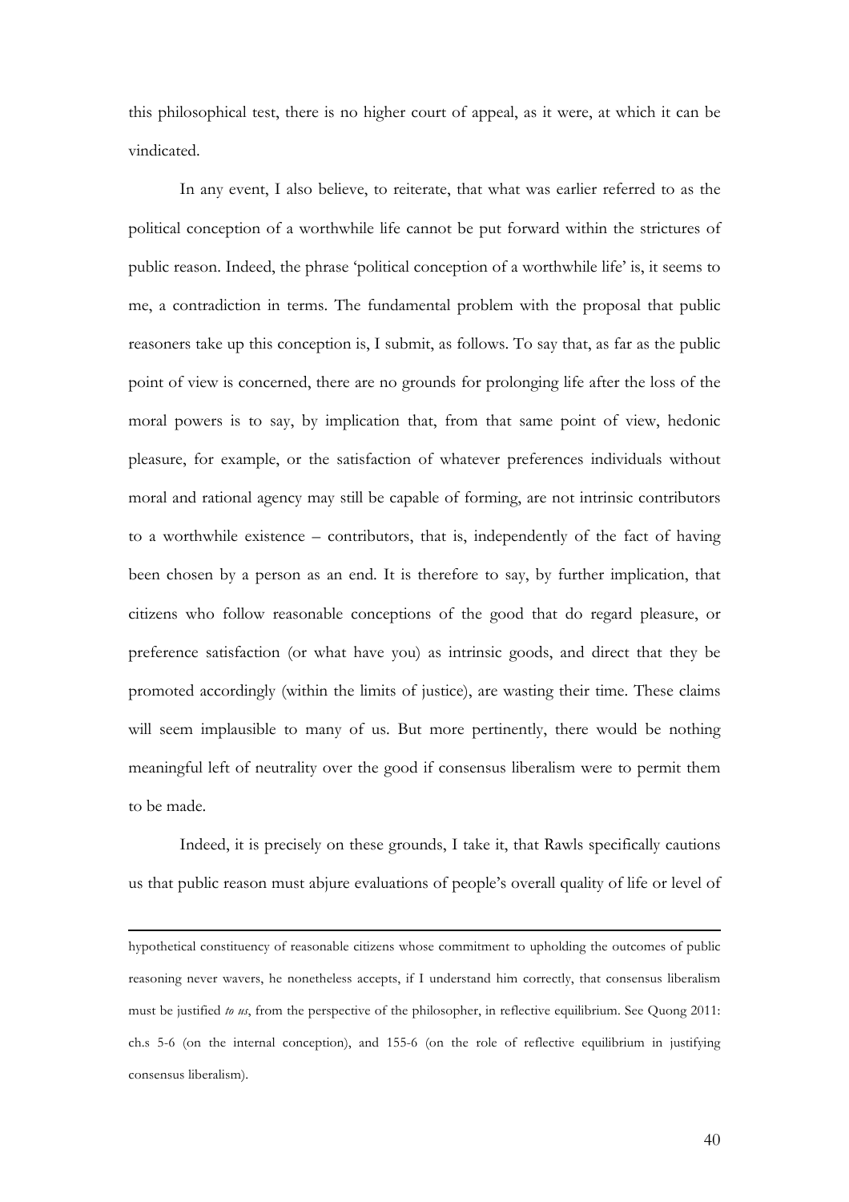this philosophical test, there is no higher court of appeal, as it were, at which it can be vindicated.

In any event, I also believe, to reiterate, that what was earlier referred to as the political conception of a worthwhile life cannot be put forward within the strictures of public reason. Indeed, the phrase 'political conception of a worthwhile life' is, it seems to me, a contradiction in terms. The fundamental problem with the proposal that public reasoners take up this conception is, I submit, as follows. To say that, as far as the public point of view is concerned, there are no grounds for prolonging life after the loss of the moral powers is to say, by implication that, from that same point of view, hedonic pleasure, for example, or the satisfaction of whatever preferences individuals without moral and rational agency may still be capable of forming, are not intrinsic contributors to a worthwhile existence – contributors, that is, independently of the fact of having been chosen by a person as an end. It is therefore to say, by further implication, that citizens who follow reasonable conceptions of the good that do regard pleasure, or preference satisfaction (or what have you) as intrinsic goods, and direct that they be promoted accordingly (within the limits of justice), are wasting their time. These claims will seem implausible to many of us. But more pertinently, there would be nothing meaningful left of neutrality over the good if consensus liberalism were to permit them to be made.

Indeed, it is precisely on these grounds, I take it, that Rawls specifically cautions us that public reason must abjure evaluations of people's overall quality of life or level of

---

hypothetical constituency of reasonable citizens whose commitment to upholding the outcomes of public reasoning never wavers, he nonetheless accepts, if I understand him correctly, that consensus liberalism must be justified *to us*, from the perspective of the philosopher, in reflective equilibrium. See Quong 2011: ch.s 5-6 (on the internal conception), and 155-6 (on the role of reflective equilibrium in justifying consensus liberalism).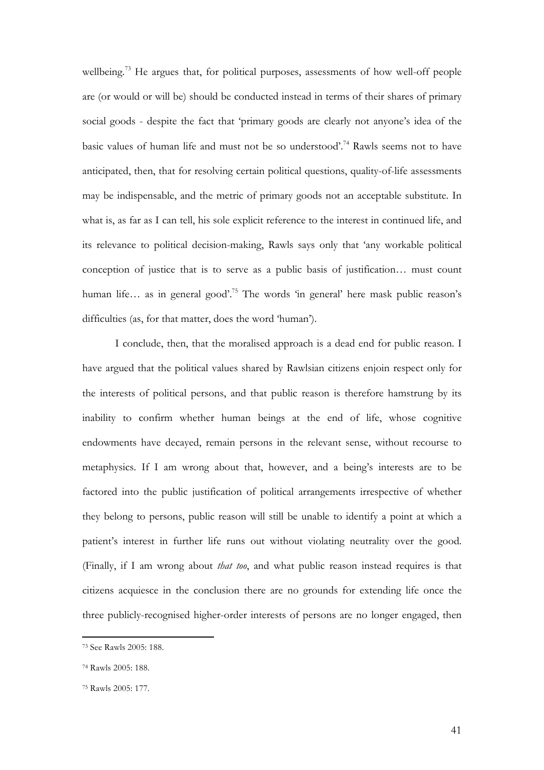wellbeing.[73] He argues that, for political purposes, assessments of how well-off people are (or would or will be) should be conducted instead in terms of their shares of primary social goods - despite the fact that 'primary goods are clearly not anyone's idea of the basic values of human life and must not be so understood'.[74] Rawls seems not to have anticipated, then, that for resolving certain political questions, quality-of-life assessments may be indispensable, and the metric of primary goods not an acceptable substitute. In what is, as far as I can tell, his sole explicit reference to the interest in continued life, and its relevance to political decision-making, Rawls says only that 'any workable political conception of justice that is to serve as a public basis of justification… must count human life… as in general good'.[75] The words 'in general' here mask public reason's difficulties (as, for that matter, does the word 'human').

I conclude, then, that the moralised approach is a dead end for public reason. I have argued that the political values shared by Rawlsian citizens enjoin respect only for the interests of political persons, and that public reason is therefore hamstrung by its inability to confirm whether human beings at the end of life, whose cognitive endowments have decayed, remain persons in the relevant sense, without recourse to metaphysics. If I am wrong about that, however, and a being's interests are to be factored into the public justification of political arrangements irrespective of whether they belong to persons, public reason will still be unable to identify a point at which a patient's interest in further life runs out without violating neutrality over the good. (Finally, if I am wrong about *that too*, and what public reason instead requires is that citizens acquiesce in the conclusion there are no grounds for extending life once the three publicly-recognised higher-order interests of persons are no longer engaged, then

[73] See Rawls 2005: 188.

[74] Rawls 2005: 188.

[75] Rawls 2005: 177.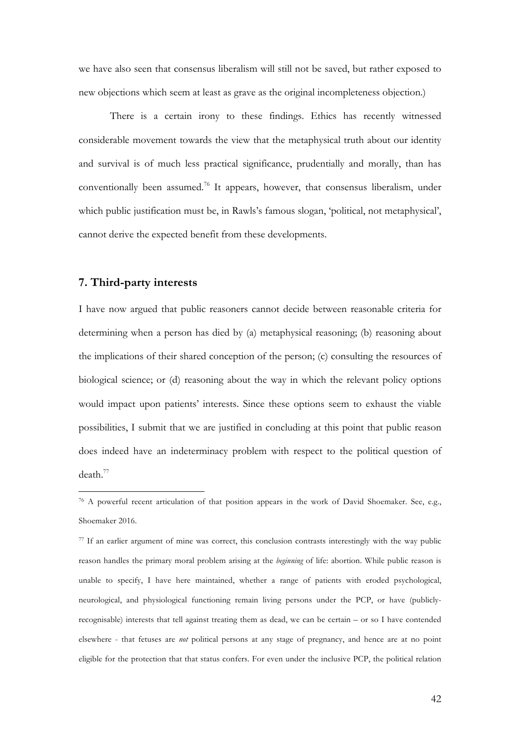we have also seen that consensus liberalism will still not be saved, but rather exposed to new objections which seem at least as grave as the original incompleteness objection.)

There is a certain irony to these findings. Ethics has recently witnessed considerable movement towards the view that the metaphysical truth about our identity and survival is of much less practical significance, prudentially and morally, than has conventionally been assumed.[76] It appears, however, that consensus liberalism, under which public justification must be, in Rawls's famous slogan, 'political, not metaphysical', cannot derive the expected benefit from these developments.

## 7. Third-party interests

I have now argued that public reasoners cannot decide between reasonable criteria for determining when a person has died by (a) metaphysical reasoning; (b) reasoning about the implications of their shared conception of the person; (c) consulting the resources of biological science; or (d) reasoning about the way in which the relevant policy options would impact upon patients' interests. Since these options seem to exhaust the viable possibilities, I submit that we are justified in concluding at this point that public reason does indeed have an indeterminacy problem with respect to the political question of death.[77]

---

[76] A powerful recent articulation of that position appears in the work of David Shoemaker. See, e.g., Shoemaker 2016.

[77] If an earlier argument of mine was correct, this conclusion contrasts interestingly with the way public reason handles the primary moral problem arising at the *beginning* of life: abortion. While public reason is unable to specify, I have here maintained, whether a range of patients with eroded psychological, neurological, and physiological functioning remain living persons under the PCP, or have (publicly-recognisable) interests that tell against treating them as dead, we can be certain – or so I have contended elsewhere - that fetuses are *not* political persons at any stage of pregnancy, and hence are at no point eligible for the protection that that status confers. For even under the inclusive PCP, the political relation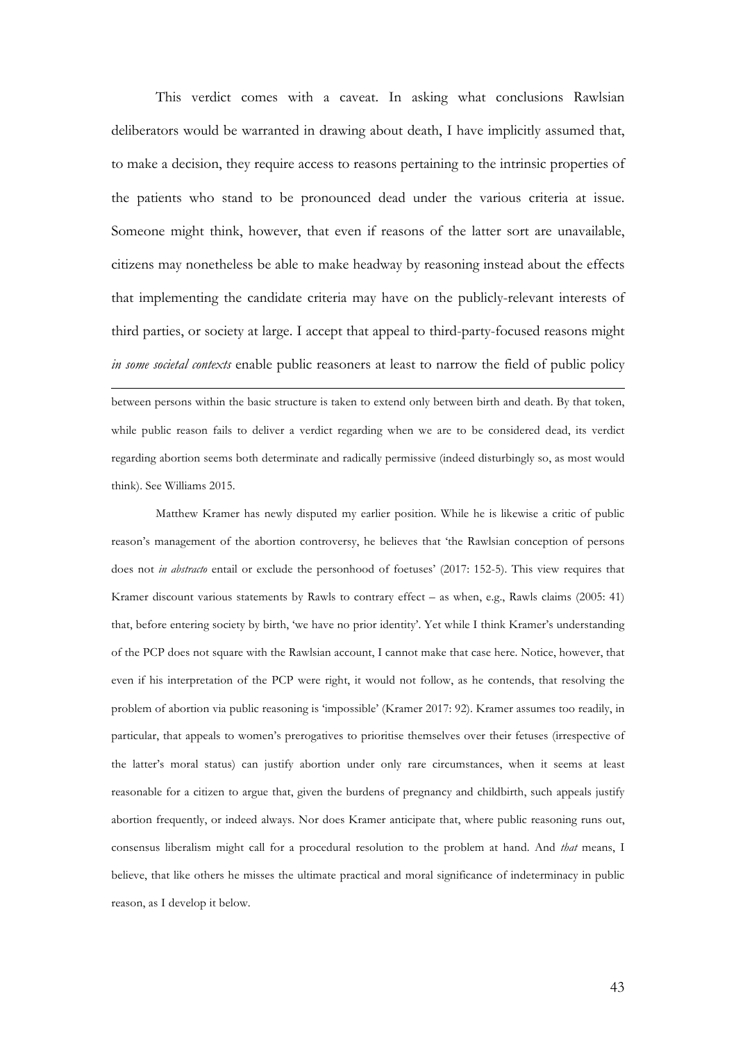This verdict comes with a caveat. In asking what conclusions Rawlsian deliberators would be warranted in drawing about death, I have implicitly assumed that, to make a decision, they require access to reasons pertaining to the intrinsic properties of the patients who stand to be pronounced dead under the various criteria at issue. Someone might think, however, that even if reasons of the latter sort are unavailable, citizens may nonetheless be able to make headway by reasoning instead about the effects that implementing the candidate criteria may have on the publicly-relevant interests of third parties, or society at large. I accept that appeal to third-party-focused reasons might *in some societal contexts* enable public reasoners at least to narrow the field of public policy

---

between persons within the basic structure is taken to extend only between birth and death. By that token, while public reason fails to deliver a verdict regarding when we are to be considered dead, its verdict regarding abortion seems both determinate and radically permissive (indeed disturbingly so, as most would think). See Williams 2015.

Matthew Kramer has newly disputed my earlier position. While he is likewise a critic of public reason's management of the abortion controversy, he believes that 'the Rawlsian conception of persons does not *in abstracto* entail or exclude the personhood of foetuses' (2017: 152-5). This view requires that Kramer discount various statements by Rawls to contrary effect – as when, e.g., Rawls claims (2005: 41) that, before entering society by birth, 'we have no prior identity'. Yet while I think Kramer's understanding of the PCP does not square with the Rawlsian account, I cannot make that case here. Notice, however, that even if his interpretation of the PCP were right, it would not follow, as he contends, that resolving the problem of abortion via public reasoning is 'impossible' (Kramer 2017: 92). Kramer assumes too readily, in particular, that appeals to women's prerogatives to prioritise themselves over their fetuses (irrespective of the latter's moral status) can justify abortion under only rare circumstances, when it seems at least reasonable for a citizen to argue that, given the burdens of pregnancy and childbirth, such appeals justify abortion frequently, or indeed always. Nor does Kramer anticipate that, where public reasoning runs out, consensus liberalism might call for a procedural resolution to the problem at hand. And *that* means, I believe, that like others he misses the ultimate practical and moral significance of indeterminacy in public reason, as I develop it below.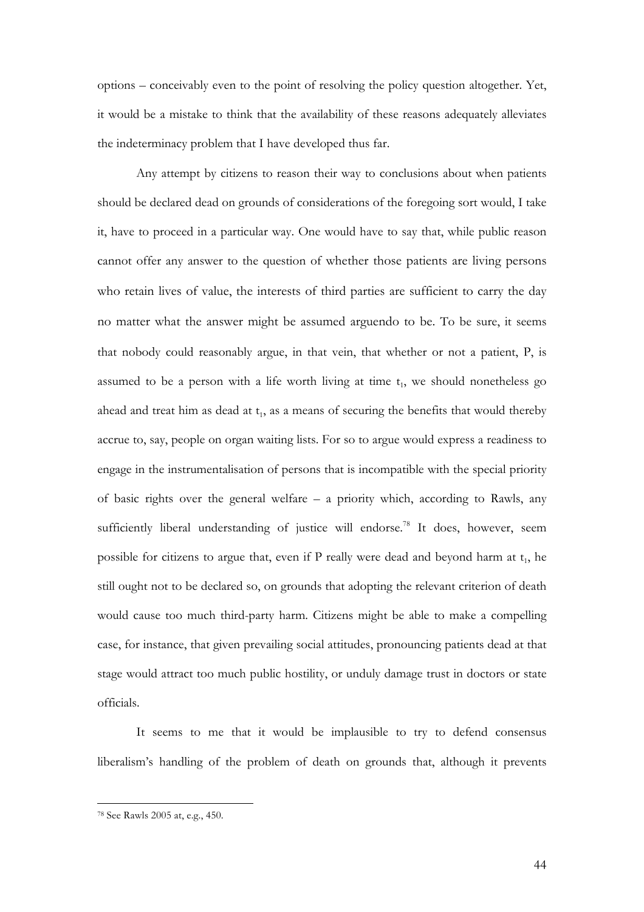options – conceivably even to the point of resolving the policy question altogether. Yet, it would be a mistake to think that the availability of these reasons adequately alleviates the indeterminacy problem that I have developed thus far.

Any attempt by citizens to reason their way to conclusions about when patients should be declared dead on grounds of considerations of the foregoing sort would, I take it, have to proceed in a particular way. One would have to say that, while public reason cannot offer any answer to the question of whether those patients are living persons who retain lives of value, the interests of third parties are sufficient to carry the day no matter what the answer might be assumed arguendo to be. To be sure, it seems that nobody could reasonably argue, in that vein, that whether or not a patient, P, is assumed to be a person with a life worth living at time $t_1$, we should nonetheless go ahead and treat him as dead at $t_1$, as a means of securing the benefits that would thereby accrue to, say, people on organ waiting lists. For so to argue would express a readiness to engage in the instrumentalisation of persons that is incompatible with the special priority of basic rights over the general welfare – a priority which, according to Rawls, any sufficiently liberal understanding of justice will endorse.[78] It does, however, seem possible for citizens to argue that, even if P really were dead and beyond harm at $t_1$, he still ought not to be declared so, on grounds that adopting the relevant criterion of death would cause too much third-party harm. Citizens might be able to make a compelling case, for instance, that given prevailing social attitudes, pronouncing patients dead at that stage would attract too much public hostility, or unduly damage trust in doctors or state officials.

It seems to me that it would be implausible to try to defend consensus liberalism's handling of the problem of death on grounds that, although it prevents

---

[78] See Rawls 2005 at, e.g., 450.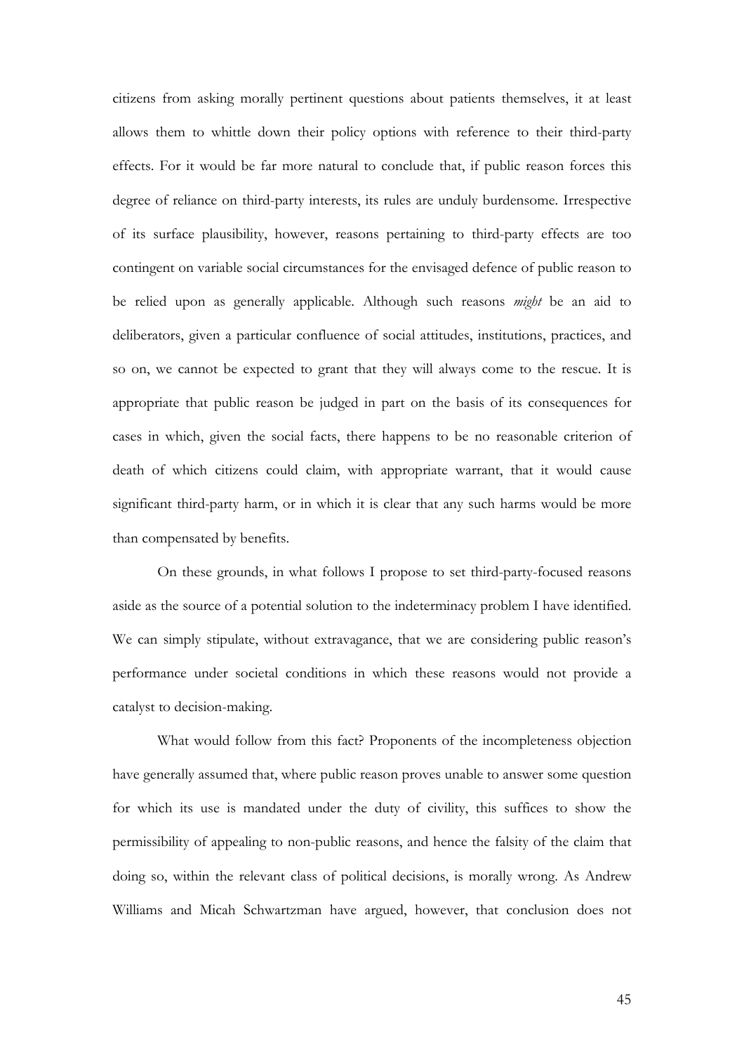citizens from asking morally pertinent questions about patients themselves, it at least allows them to whittle down their policy options with reference to their third-party effects. For it would be far more natural to conclude that, if public reason forces this degree of reliance on third-party interests, its rules are unduly burdensome. Irrespective of its surface plausibility, however, reasons pertaining to third-party effects are too contingent on variable social circumstances for the envisaged defence of public reason to be relied upon as generally applicable. Although such reasons *might* be an aid to deliberators, given a particular confluence of social attitudes, institutions, practices, and so on, we cannot be expected to grant that they will always come to the rescue. It is appropriate that public reason be judged in part on the basis of its consequences for cases in which, given the social facts, there happens to be no reasonable criterion of death of which citizens could claim, with appropriate warrant, that it would cause significant third-party harm, or in which it is clear that any such harms would be more than compensated by benefits.

On these grounds, in what follows I propose to set third-party-focused reasons aside as the source of a potential solution to the indeterminacy problem I have identified. We can simply stipulate, without extravagance, that we are considering public reason's performance under societal conditions in which these reasons would not provide a catalyst to decision-making.

What would follow from this fact? Proponents of the incompleteness objection have generally assumed that, where public reason proves unable to answer some question for which its use is mandated under the duty of civility, this suffices to show the permissibility of appealing to non-public reasons, and hence the falsity of the claim that doing so, within the relevant class of political decisions, is morally wrong. As Andrew Williams and Micah Schwartzman have argued, however, that conclusion does not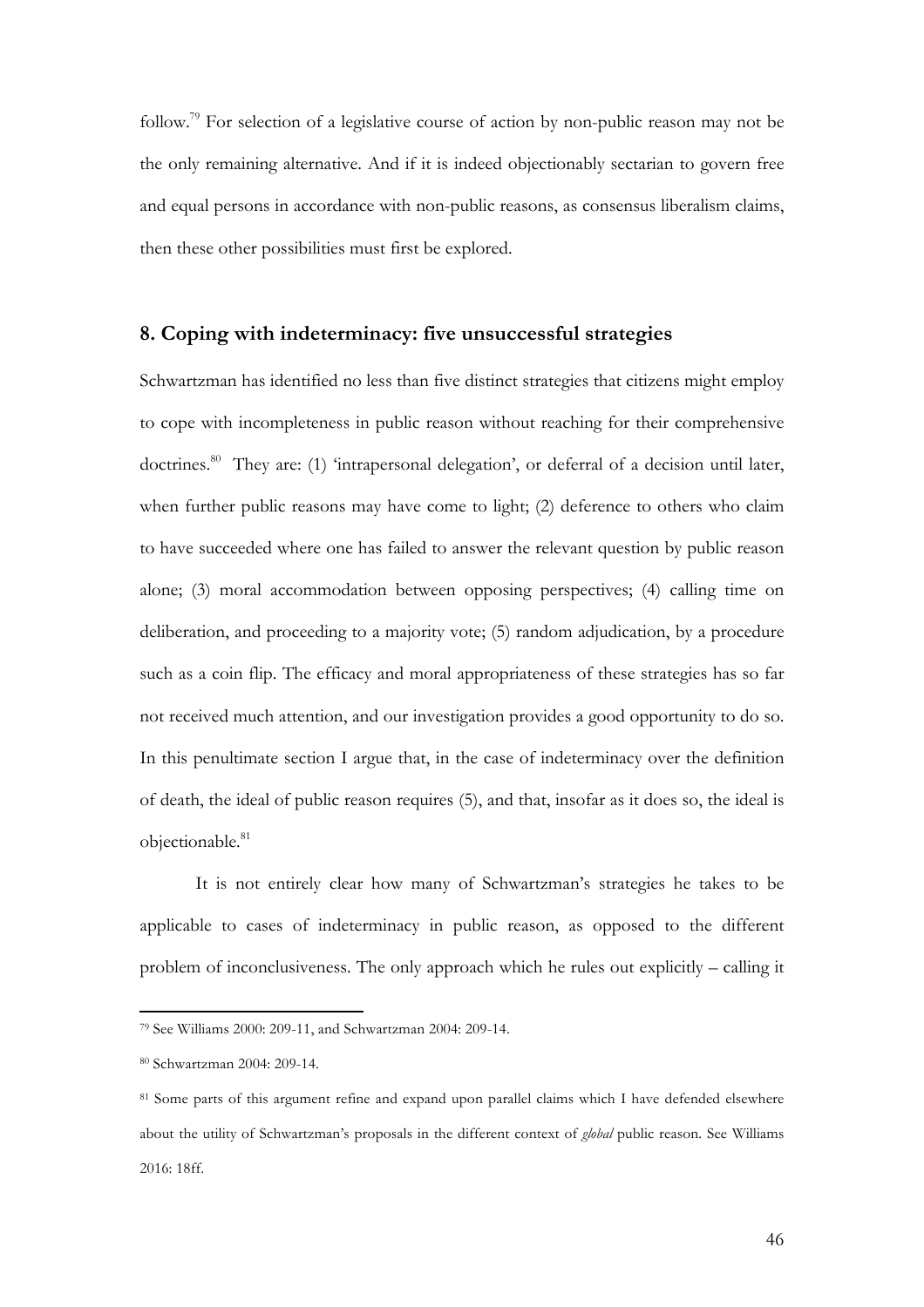follow.[79] For selection of a legislative course of action by non-public reason may not be the only remaining alternative. And if it is indeed objectionably sectarian to govern free and equal persons in accordance with non-public reasons, as consensus liberalism claims, then these other possibilities must first be explored.

## 8. Coping with indeterminacy: five unsuccessful strategies

Schwartzman has identified no less than five distinct strategies that citizens might employ to cope with incompleteness in public reason without reaching for their comprehensive doctrines.[80] They are: (1) 'intrapersonal delegation', or deferral of a decision until later, when further public reasons may have come to light; (2) deference to others who claim to have succeeded where one has failed to answer the relevant question by public reason alone; (3) moral accommodation between opposing perspectives; (4) calling time on deliberation, and proceeding to a majority vote; (5) random adjudication, by a procedure such as a coin flip. The efficacy and moral appropriateness of these strategies has so far not received much attention, and our investigation provides a good opportunity to do so. In this penultimate section I argue that, in the case of indeterminacy over the definition of death, the ideal of public reason requires (5), and that, insofar as it does so, the ideal is objectionable.[81]

It is not entirely clear how many of Schwartzman's strategies he takes to be applicable to cases of indeterminacy in public reason, as opposed to the different problem of inconclusiveness. The only approach which he rules out explicitly – calling it

---

[79] See Williams 2000: 209-11, and Schwartzman 2004: 209-14.

[80] Schwartzman 2004: 209-14.

[81] Some parts of this argument refine and expand upon parallel claims which I have defended elsewhere about the utility of Schwartzman's proposals in the different context of *global* public reason. See Williams 2016: 18ff.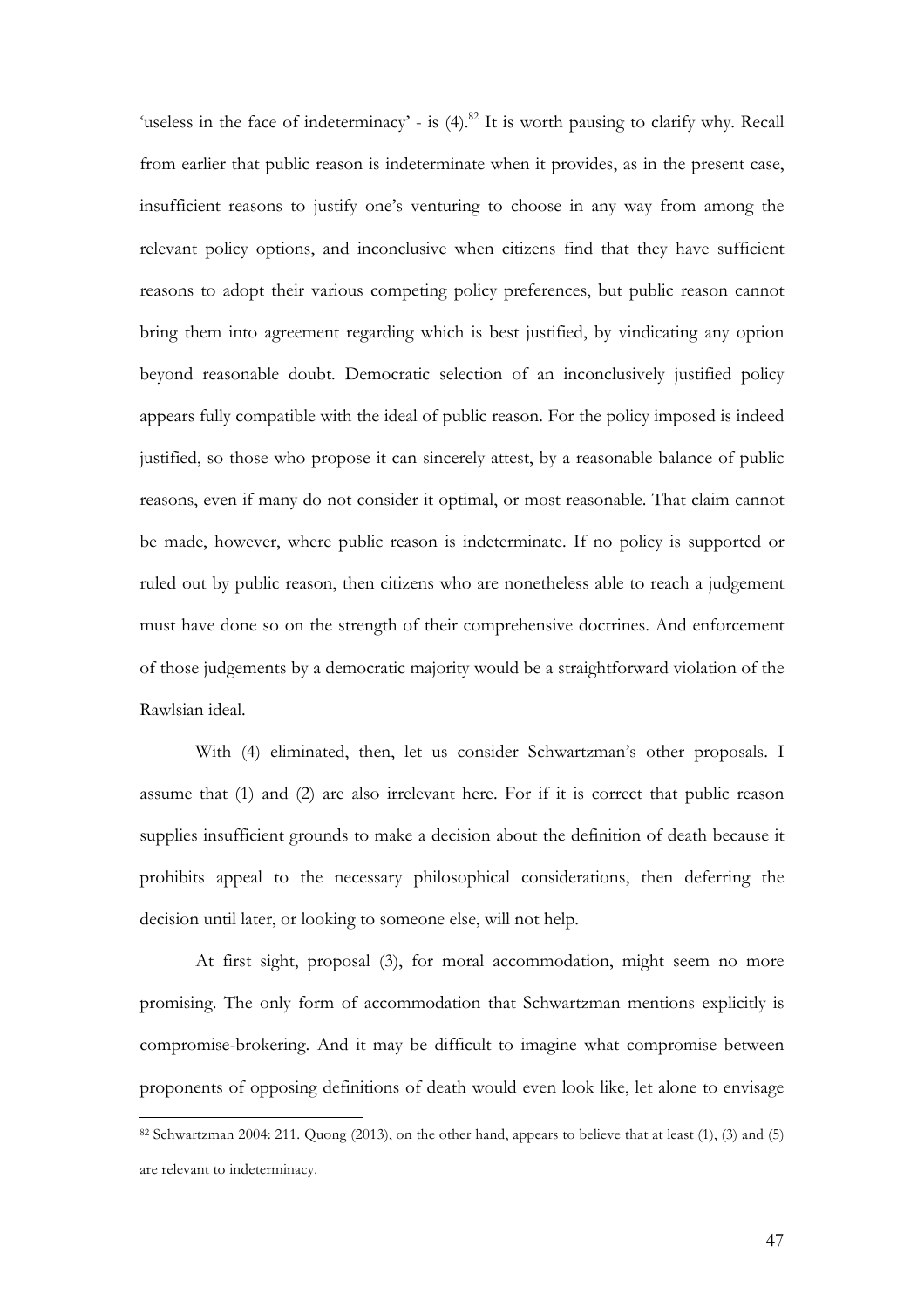'useless in the face of indeterminacy' - is (4).[82] It is worth pausing to clarify why. Recall from earlier that public reason is indeterminate when it provides, as in the present case, insufficient reasons to justify one's venturing to choose in any way from among the relevant policy options, and inconclusive when citizens find that they have sufficient reasons to adopt their various competing policy preferences, but public reason cannot bring them into agreement regarding which is best justified, by vindicating any option beyond reasonable doubt. Democratic selection of an inconclusively justified policy appears fully compatible with the ideal of public reason. For the policy imposed is indeed justified, so those who propose it can sincerely attest, by a reasonable balance of public reasons, even if many do not consider it optimal, or most reasonable. That claim cannot be made, however, where public reason is indeterminate. If no policy is supported or ruled out by public reason, then citizens who are nonetheless able to reach a judgement must have done so on the strength of their comprehensive doctrines. And enforcement of those judgements by a democratic majority would be a straightforward violation of the Rawlsian ideal.

With (4) eliminated, then, let us consider Schwartzman's other proposals. I assume that (1) and (2) are also irrelevant here. For if it is correct that public reason supplies insufficient grounds to make a decision about the definition of death because it prohibits appeal to the necessary philosophical considerations, then deferring the decision until later, or looking to someone else, will not help.

At first sight, proposal (3), for moral accommodation, might seem no more promising. The only form of accommodation that Schwartzman mentions explicitly is compromise-brokering. And it may be difficult to imagine what compromise between proponents of opposing definitions of death would even look like, let alone to envisage

[82] Schwartzman 2004: 211. Quong (2013), on the other hand, appears to believe that at least (1), (3) and (5) are relevant to indeterminacy.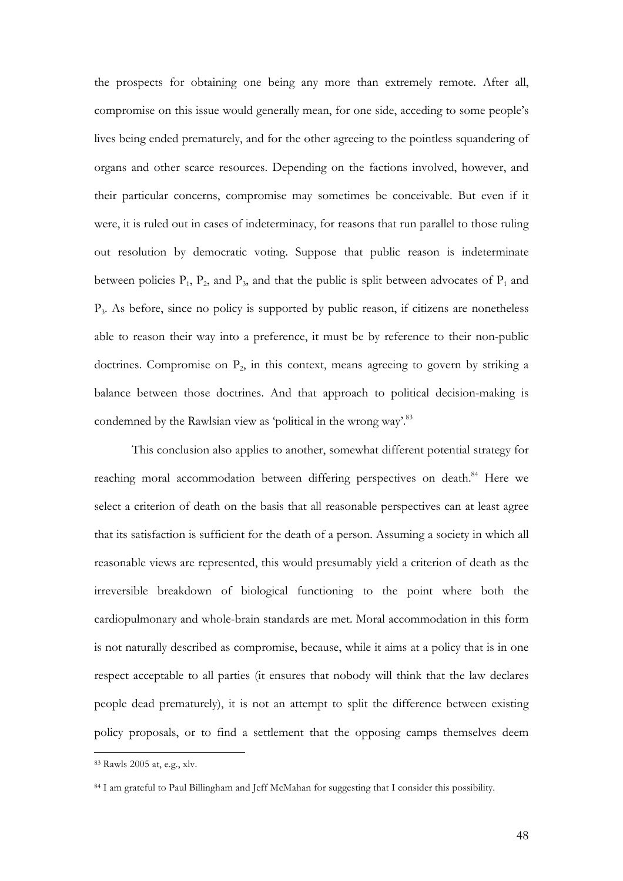the prospects for obtaining one being any more than extremely remote. After all, compromise on this issue would generally mean, for one side, acceding to some people's lives being ended prematurely, and for the other agreeing to the pointless squandering of organs and other scarce resources. Depending on the factions involved, however, and their particular concerns, compromise may sometimes be conceivable. But even if it were, it is ruled out in cases of indeterminacy, for reasons that run parallel to those ruling out resolution by democratic voting. Suppose that public reason is indeterminate between policies $P_1$, $P_2$, and $P_3$, and that the public is split between advocates of $P_1$ and $P_3$. As before, since no policy is supported by public reason, if citizens are nonetheless able to reason their way into a preference, it must be by reference to their non-public doctrines. Compromise on $P_2$, in this context, means agreeing to govern by striking a balance between those doctrines. And that approach to political decision-making is condemned by the Rawlsian view as 'political in the wrong way'.[83]

This conclusion also applies to another, somewhat different potential strategy for reaching moral accommodation between differing perspectives on death.[84] Here we select a criterion of death on the basis that all reasonable perspectives can at least agree that its satisfaction is sufficient for the death of a person. Assuming a society in which all reasonable views are represented, this would presumably yield a criterion of death as the irreversible breakdown of biological functioning to the point where both the cardiopulmonary and whole-brain standards are met. Moral accommodation in this form is not naturally described as compromise, because, while it aims at a policy that is in one respect acceptable to all parties (it ensures that nobody will think that the law declares people dead prematurely), it is not an attempt to split the difference between existing policy proposals, or to find a settlement that the opposing camps themselves deem

[83] Rawls 2005 at, e.g., xlv.

[84] I am grateful to Paul Billingham and Jeff McMahan for suggesting that I consider this possibility.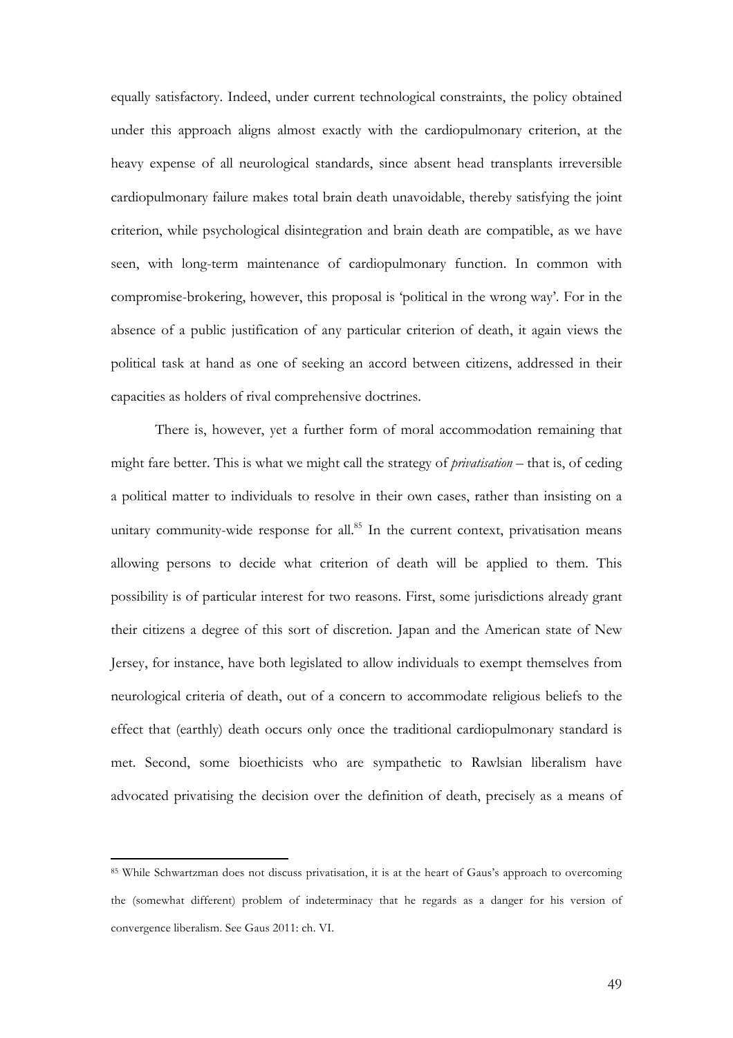equally satisfactory. Indeed, under current technological constraints, the policy obtained under this approach aligns almost exactly with the cardiopulmonary criterion, at the heavy expense of all neurological standards, since absent head transplants irreversible cardiopulmonary failure makes total brain death unavoidable, thereby satisfying the joint criterion, while psychological disintegration and brain death are compatible, as we have seen, with long-term maintenance of cardiopulmonary function. In common with compromise-brokering, however, this proposal is 'political in the wrong way'. For in the absence of a public justification of any particular criterion of death, it again views the political task at hand as one of seeking an accord between citizens, addressed in their capacities as holders of rival comprehensive doctrines.

There is, however, yet a further form of moral accommodation remaining that might fare better. This is what we might call the strategy of *privatisation* – that is, of ceding a political matter to individuals to resolve in their own cases, rather than insisting on a unitary community-wide response for all.[85] In the current context, privatisation means allowing persons to decide what criterion of death will be applied to them. This possibility is of particular interest for two reasons. First, some jurisdictions already grant their citizens a degree of this sort of discretion. Japan and the American state of New Jersey, for instance, have both legislated to allow individuals to exempt themselves from neurological criteria of death, out of a concern to accommodate religious beliefs to the effect that (earthly) death occurs only once the traditional cardiopulmonary standard is met. Second, some bioethicists who are sympathetic to Rawlsian liberalism have advocated privatising the decision over the definition of death, precisely as a means of

---

[85] While Schwartzman does not discuss privatisation, it is at the heart of Gaus's approach to overcoming the (somewhat different) problem of indeterminacy that he regards as a danger for his version of convergence liberalism. See Gaus 2011: ch. VI.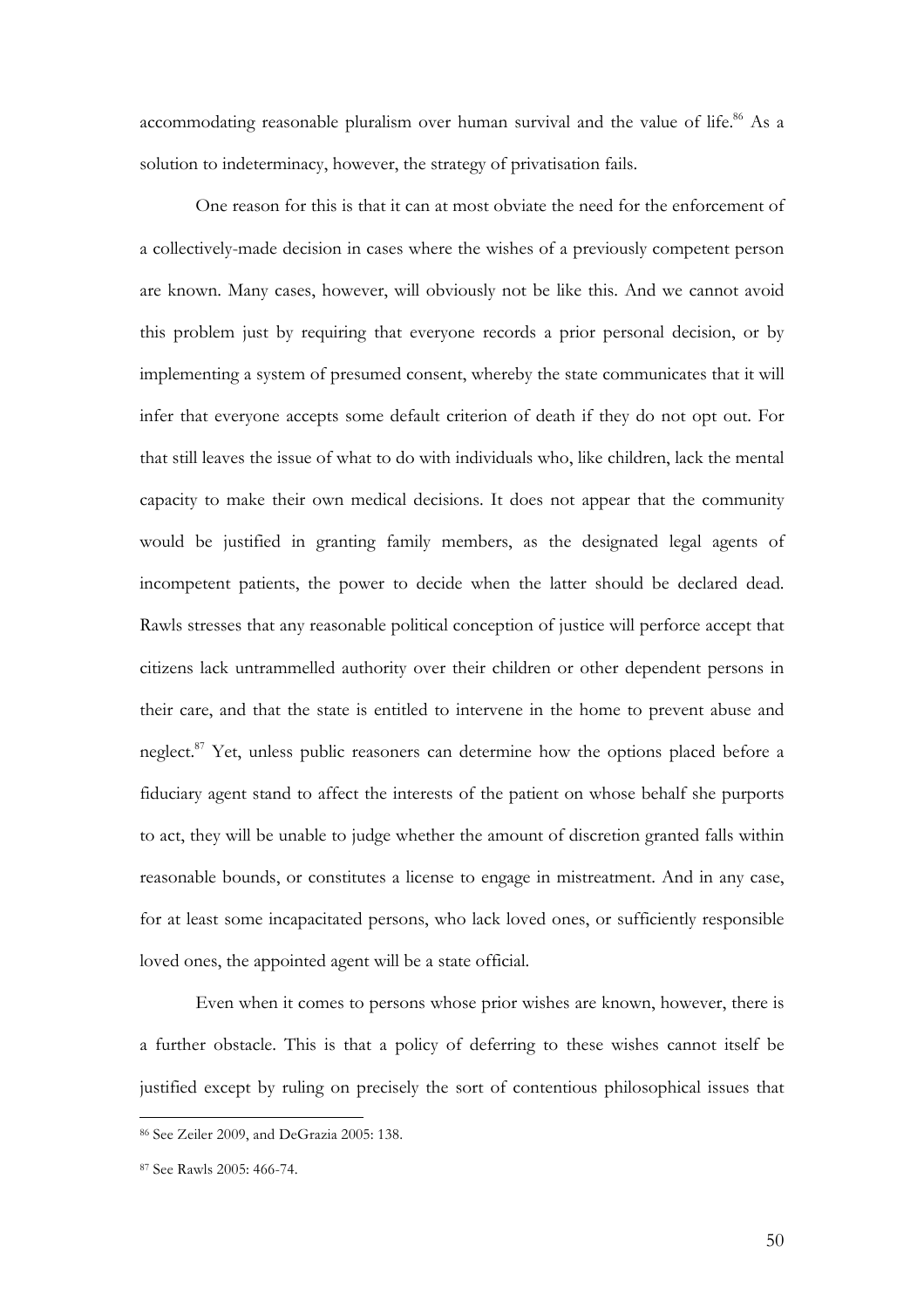accommodating reasonable pluralism over human survival and the value of life.[86] As a solution to indeterminacy, however, the strategy of privatisation fails.

One reason for this is that it can at most obviate the need for the enforcement of a collectively-made decision in cases where the wishes of a previously competent person are known. Many cases, however, will obviously not be like this. And we cannot avoid this problem just by requiring that everyone records a prior personal decision, or by implementing a system of presumed consent, whereby the state communicates that it will infer that everyone accepts some default criterion of death if they do not opt out. For that still leaves the issue of what to do with individuals who, like children, lack the mental capacity to make their own medical decisions. It does not appear that the community would be justified in granting family members, as the designated legal agents of incompetent patients, the power to decide when the latter should be declared dead. Rawls stresses that any reasonable political conception of justice will perforce accept that citizens lack untrammelled authority over their children or other dependent persons in their care, and that the state is entitled to intervene in the home to prevent abuse and neglect.[87] Yet, unless public reasoners can determine how the options placed before a fiduciary agent stand to affect the interests of the patient on whose behalf she purports to act, they will be unable to judge whether the amount of discretion granted falls within reasonable bounds, or constitutes a license to engage in mistreatment. And in any case, for at least some incapacitated persons, who lack loved ones, or sufficiently responsible loved ones, the appointed agent will be a state official.

Even when it comes to persons whose prior wishes are known, however, there is a further obstacle. This is that a policy of deferring to these wishes cannot itself be justified except by ruling on precisely the sort of contentious philosophical issues that

[86] See Zeiler 2009, and DeGrazia 2005: 138.

[87] See Rawls 2005: 466-74.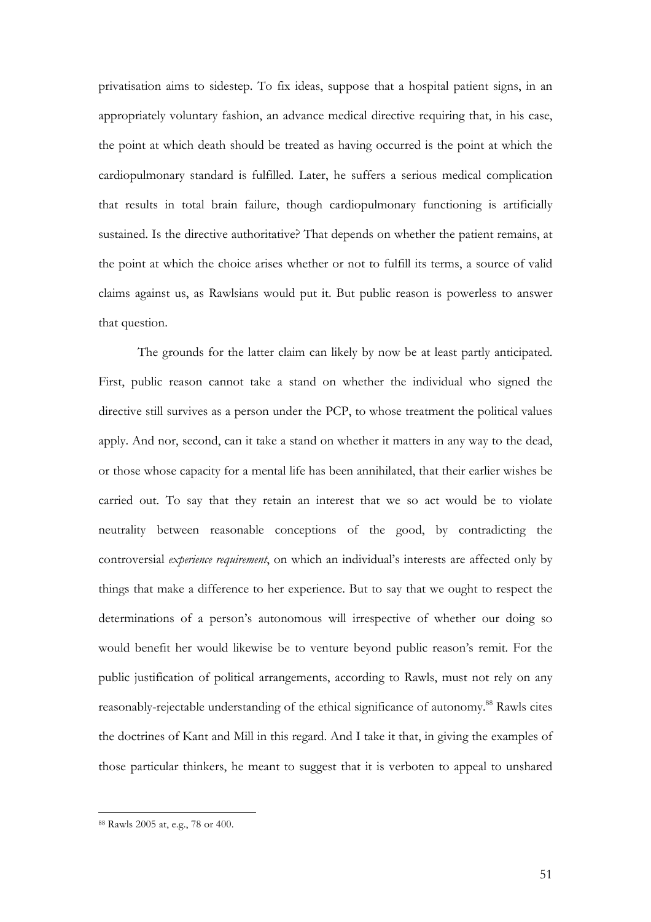privatisation aims to sidestep. To fix ideas, suppose that a hospital patient signs, in an appropriately voluntary fashion, an advance medical directive requiring that, in his case, the point at which death should be treated as having occurred is the point at which the cardiopulmonary standard is fulfilled. Later, he suffers a serious medical complication that results in total brain failure, though cardiopulmonary functioning is artificially sustained. Is the directive authoritative? That depends on whether the patient remains, at the point at which the choice arises whether or not to fulfill its terms, a source of valid claims against us, as Rawlsians would put it. But public reason is powerless to answer that question.

The grounds for the latter claim can likely by now be at least partly anticipated. First, public reason cannot take a stand on whether the individual who signed the directive still survives as a person under the PCP, to whose treatment the political values apply. And nor, second, can it take a stand on whether it matters in any way to the dead, or those whose capacity for a mental life has been annihilated, that their earlier wishes be carried out. To say that they retain an interest that we so act would be to violate neutrality between reasonable conceptions of the good, by contradicting the controversial *experience requirement*, on which an individual's interests are affected only by things that make a difference to her experience. But to say that we ought to respect the determinations of a person's autonomous will irrespective of whether our doing so would benefit her would likewise be to venture beyond public reason's remit. For the public justification of political arrangements, according to Rawls, must not rely on any reasonably-rejectable understanding of the ethical significance of autonomy.[88] Rawls cites the doctrines of Kant and Mill in this regard. And I take it that, in giving the examples of those particular thinkers, he meant to suggest that it is verboten to appeal to unshared

[88] Rawls 2005 at, e.g., 78 or 400.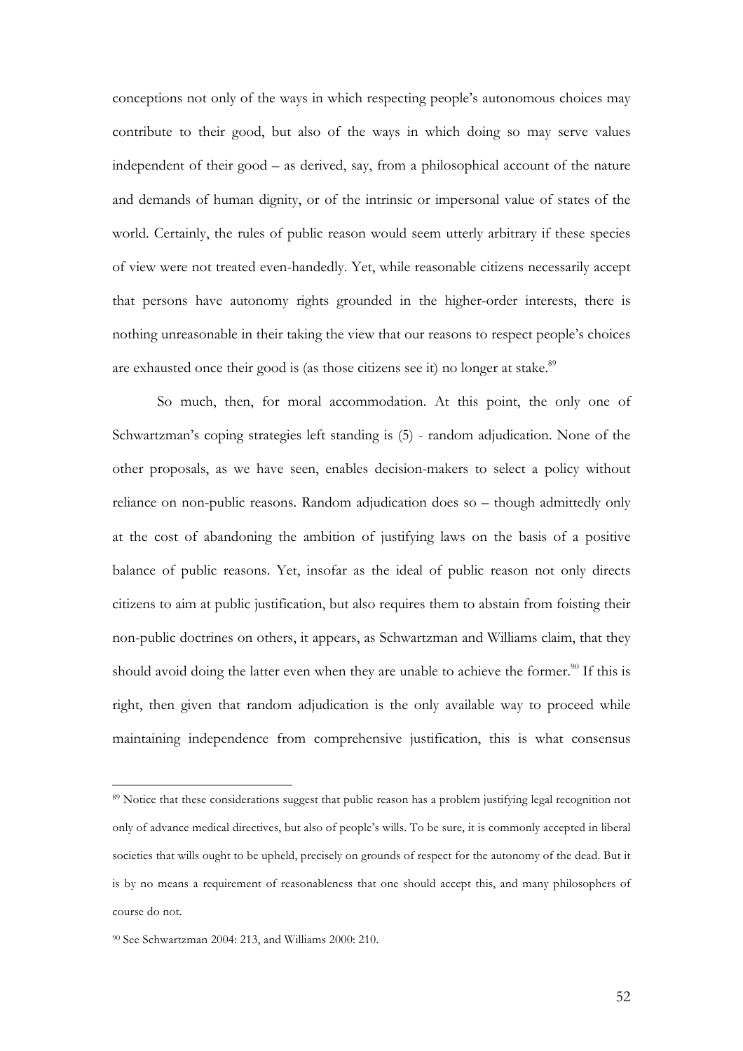conceptions not only of the ways in which respecting people's autonomous choices may contribute to their good, but also of the ways in which doing so may serve values independent of their good – as derived, say, from a philosophical account of the nature and demands of human dignity, or of the intrinsic or impersonal value of states of the world. Certainly, the rules of public reason would seem utterly arbitrary if these species of view were not treated even-handedly. Yet, while reasonable citizens necessarily accept that persons have autonomy rights grounded in the higher-order interests, there is nothing unreasonable in their taking the view that our reasons to respect people's choices are exhausted once their good is (as those citizens see it) no longer at stake.[89]

So much, then, for moral accommodation. At this point, the only one of Schwartzman's coping strategies left standing is (5) - random adjudication. None of the other proposals, as we have seen, enables decision-makers to select a policy without reliance on non-public reasons. Random adjudication does so – though admittedly only at the cost of abandoning the ambition of justifying laws on the basis of a positive balance of public reasons. Yet, insofar as the ideal of public reason not only directs citizens to aim at public justification, but also requires them to abstain from foisting their non-public doctrines on others, it appears, as Schwartzman and Williams claim, that they should avoid doing the latter even when they are unable to achieve the former.[90] If this is right, then given that random adjudication is the only available way to proceed while maintaining independence from comprehensive justification, this is what consensus

---

[89] Notice that these considerations suggest that public reason has a problem justifying legal recognition not only of advance medical directives, but also of people's wills. To be sure, it is commonly accepted in liberal societies that wills ought to be upheld, precisely on grounds of respect for the autonomy of the dead. But it is by no means a requirement of reasonableness that one should accept this, and many philosophers of course do not.

[90] See Schwartzman 2004: 213, and Williams 2000: 210.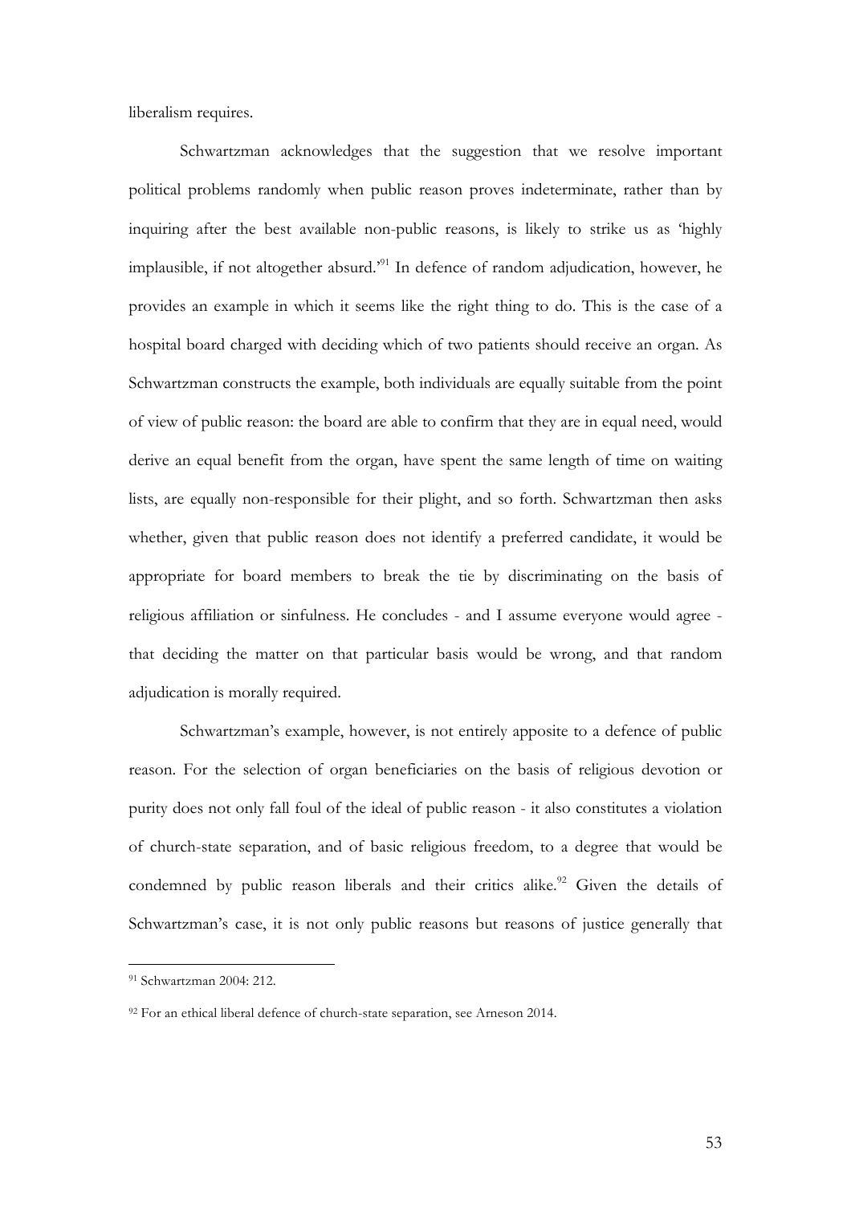liberalism requires.

Schwartzman acknowledges that the suggestion that we resolve important political problems randomly when public reason proves indeterminate, rather than by inquiring after the best available non-public reasons, is likely to strike us as 'highly implausible, if not altogether absurd.'[91] In defence of random adjudication, however, he provides an example in which it seems like the right thing to do. This is the case of a hospital board charged with deciding which of two patients should receive an organ. As Schwartzman constructs the example, both individuals are equally suitable from the point of view of public reason: the board are able to confirm that they are in equal need, would derive an equal benefit from the organ, have spent the same length of time on waiting lists, are equally non-responsible for their plight, and so forth. Schwartzman then asks whether, given that public reason does not identify a preferred candidate, it would be appropriate for board members to break the tie by discriminating on the basis of religious affiliation or sinfulness. He concludes - and I assume everyone would agree - that deciding the matter on that particular basis would be wrong, and that random adjudication is morally required.

Schwartzman's example, however, is not entirely apposite to a defence of public reason. For the selection of organ beneficiaries on the basis of religious devotion or purity does not only fall foul of the ideal of public reason - it also constitutes a violation of church-state separation, and of basic religious freedom, to a degree that would be condemned by public reason liberals and their critics alike.[92] Given the details of Schwartzman's case, it is not only public reasons but reasons of justice generally that

---

[91] Schwartzman 2004: 212.

[92] For an ethical liberal defence of church-state separation, see Arneson 2014.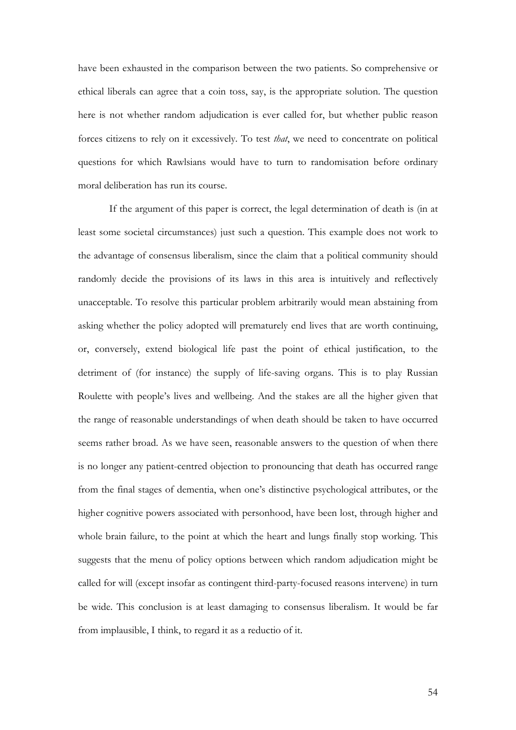have been exhausted in the comparison between the two patients. So comprehensive or ethical liberals can agree that a coin toss, say, is the appropriate solution. The question here is not whether random adjudication is ever called for, but whether public reason forces citizens to rely on it excessively. To test *that*, we need to concentrate on political questions for which Rawlsians would have to turn to randomisation before ordinary moral deliberation has run its course.

If the argument of this paper is correct, the legal determination of death is (in at least some societal circumstances) just such a question. This example does not work to the advantage of consensus liberalism, since the claim that a political community should randomly decide the provisions of its laws in this area is intuitively and reflectively unacceptable. To resolve this particular problem arbitrarily would mean abstaining from asking whether the policy adopted will prematurely end lives that are worth continuing, or, conversely, extend biological life past the point of ethical justification, to the detriment of (for instance) the supply of life-saving organs. This is to play Russian Roulette with people's lives and wellbeing. And the stakes are all the higher given that the range of reasonable understandings of when death should be taken to have occurred seems rather broad. As we have seen, reasonable answers to the question of when there is no longer any patient-centred objection to pronouncing that death has occurred range from the final stages of dementia, when one's distinctive psychological attributes, or the higher cognitive powers associated with personhood, have been lost, through higher and whole brain failure, to the point at which the heart and lungs finally stop working. This suggests that the menu of policy options between which random adjudication might be called for will (except insofar as contingent third-party-focused reasons intervene) in turn be wide. This conclusion is at least damaging to consensus liberalism. It would be far from implausible, I think, to regard it as a reductio of it.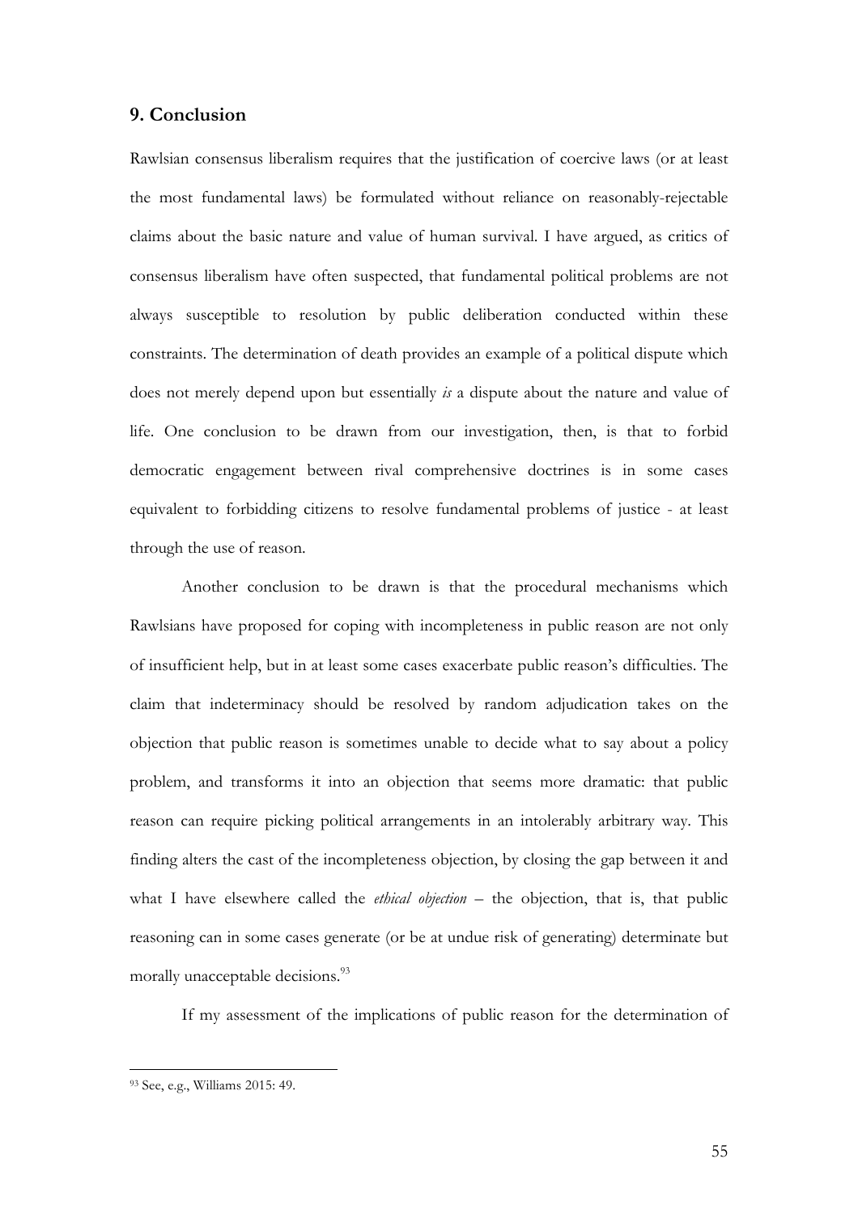## 9. Conclusion

Rawlsian consensus liberalism requires that the justification of coercive laws (or at least the most fundamental laws) be formulated without reliance on reasonably-rejectable claims about the basic nature and value of human survival. I have argued, as critics of consensus liberalism have often suspected, that fundamental political problems are not always susceptible to resolution by public deliberation conducted within these constraints. The determination of death provides an example of a political dispute which does not merely depend upon but essentially *is* a dispute about the nature and value of life. One conclusion to be drawn from our investigation, then, is that to forbid democratic engagement between rival comprehensive doctrines is in some cases equivalent to forbidding citizens to resolve fundamental problems of justice - at least through the use of reason.

Another conclusion to be drawn is that the procedural mechanisms which Rawlsians have proposed for coping with incompleteness in public reason are not only of insufficient help, but in at least some cases exacerbate public reason's difficulties. The claim that indeterminacy should be resolved by random adjudication takes on the objection that public reason is sometimes unable to decide what to say about a policy problem, and transforms it into an objection that seems more dramatic: that public reason can require picking political arrangements in an intolerably arbitrary way. This finding alters the cast of the incompleteness objection, by closing the gap between it and what I have elsewhere called the *ethical objection* – the objection, that is, that public reasoning can in some cases generate (or be at undue risk of generating) determinate but morally unacceptable decisions.[93]

If my assessment of the implications of public reason for the determination of

---

[93] See, e.g., Williams 2015: 49.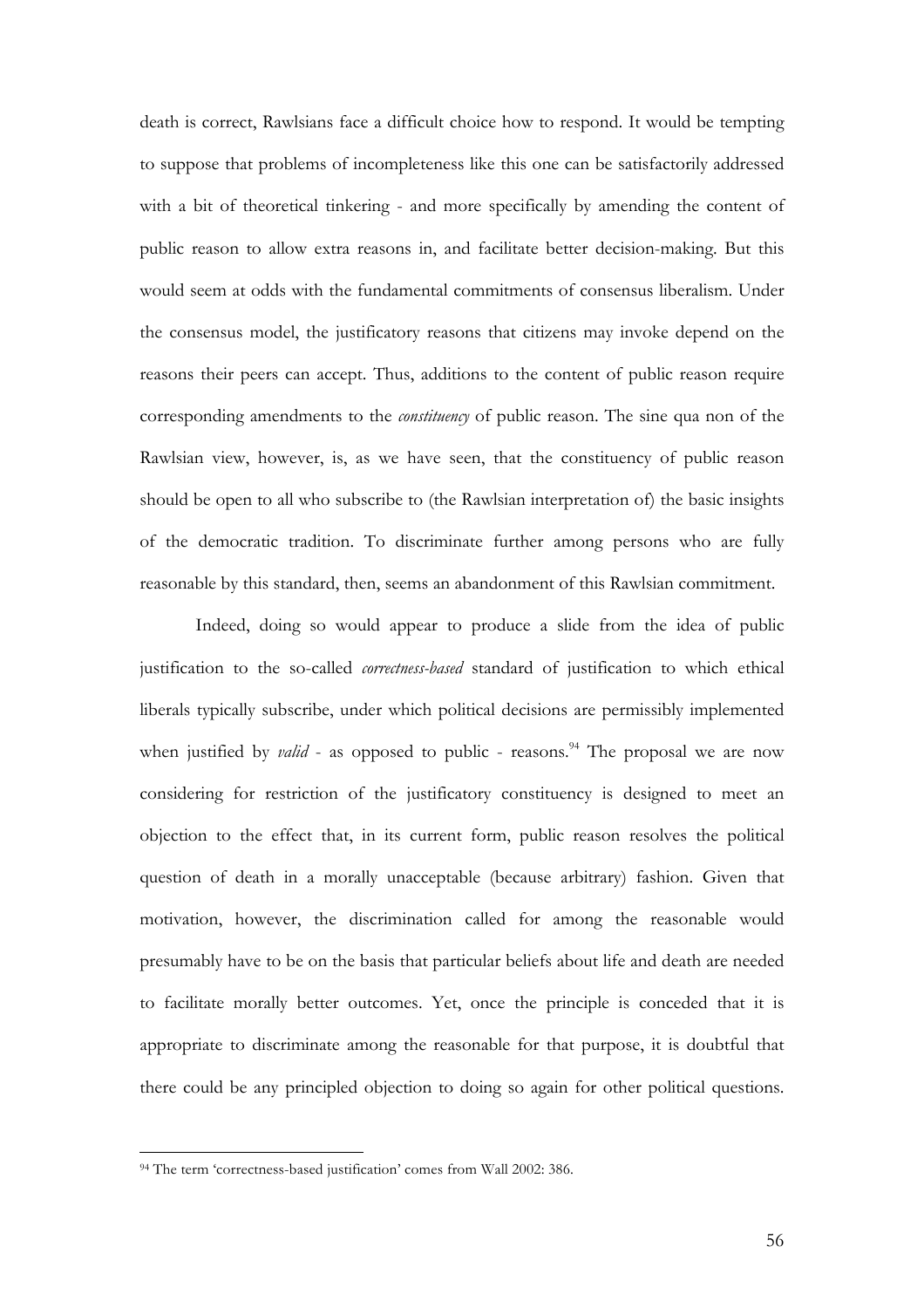death is correct, Rawlsians face a difficult choice how to respond. It would be tempting to suppose that problems of incompleteness like this one can be satisfactorily addressed with a bit of theoretical tinkering - and more specifically by amending the content of public reason to allow extra reasons in, and facilitate better decision-making. But this would seem at odds with the fundamental commitments of consensus liberalism. Under the consensus model, the justificatory reasons that citizens may invoke depend on the reasons their peers can accept. Thus, additions to the content of public reason require corresponding amendments to the *constituency* of public reason. The sine qua non of the Rawlsian view, however, is, as we have seen, that the constituency of public reason should be open to all who subscribe to (the Rawlsian interpretation of) the basic insights of the democratic tradition. To discriminate further among persons who are fully reasonable by this standard, then, seems an abandonment of this Rawlsian commitment.

Indeed, doing so would appear to produce a slide from the idea of public justification to the so-called *correctness-based* standard of justification to which ethical liberals typically subscribe, under which political decisions are permissibly implemented when justified by *valid* - as opposed to public - reasons.[94] The proposal we are now considering for restriction of the justificatory constituency is designed to meet an objection to the effect that, in its current form, public reason resolves the political question of death in a morally unacceptable (because arbitrary) fashion. Given that motivation, however, the discrimination called for among the reasonable would presumably have to be on the basis that particular beliefs about life and death are needed to facilitate morally better outcomes. Yet, once the principle is conceded that it is appropriate to discriminate among the reasonable for that purpose, it is doubtful that there could be any principled objection to doing so again for other political questions.

[94] The term 'correctness-based justification' comes from Wall 2002: 386.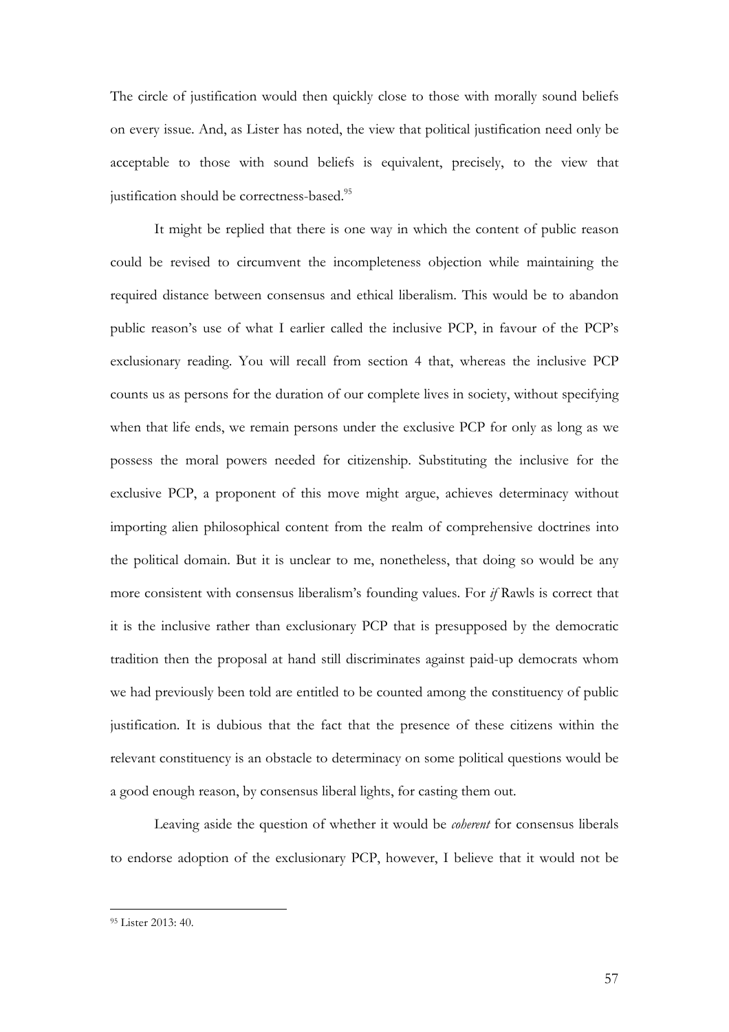The circle of justification would then quickly close to those with morally sound beliefs on every issue. And, as Lister has noted, the view that political justification need only be acceptable to those with sound beliefs is equivalent, precisely, to the view that justification should be correctness-based.[95]

It might be replied that there is one way in which the content of public reason could be revised to circumvent the incompleteness objection while maintaining the required distance between consensus and ethical liberalism. This would be to abandon public reason's use of what I earlier called the inclusive PCP, in favour of the PCP's exclusionary reading. You will recall from section 4 that, whereas the inclusive PCP counts us as persons for the duration of our complete lives in society, without specifying when that life ends, we remain persons under the exclusive PCP for only as long as we possess the moral powers needed for citizenship. Substituting the inclusive for the exclusive PCP, a proponent of this move might argue, achieves determinacy without importing alien philosophical content from the realm of comprehensive doctrines into the political domain. But it is unclear to me, nonetheless, that doing so would be any more consistent with consensus liberalism's founding values. For *if* Rawls is correct that it is the inclusive rather than exclusionary PCP that is presupposed by the democratic tradition then the proposal at hand still discriminates against paid-up democrats whom we had previously been told are entitled to be counted among the constituency of public justification. It is dubious that the fact that the presence of these citizens within the relevant constituency is an obstacle to determinacy on some political questions would be a good enough reason, by consensus liberal lights, for casting them out.

Leaving aside the question of whether it would be *coherent* for consensus liberals to endorse adoption of the exclusionary PCP, however, I believe that it would not be

---

[95] Lister 2013: 40.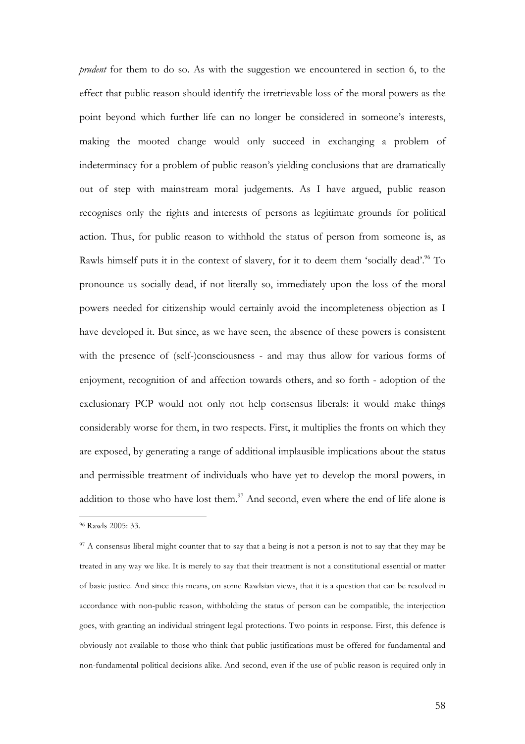*prudent* for them to do so. As with the suggestion we encountered in section 6, to the effect that public reason should identify the irretrievable loss of the moral powers as the point beyond which further life can no longer be considered in someone's interests, making the mooted change would only succeed in exchanging a problem of indeterminacy for a problem of public reason's yielding conclusions that are dramatically out of step with mainstream moral judgements. As I have argued, public reason recognises only the rights and interests of persons as legitimate grounds for political action. Thus, for public reason to withhold the status of person from someone is, as Rawls himself puts it in the context of slavery, for it to deem them 'socially dead'.[96] To pronounce us socially dead, if not literally so, immediately upon the loss of the moral powers needed for citizenship would certainly avoid the incompleteness objection as I have developed it. But since, as we have seen, the absence of these powers is consistent with the presence of (self-)consciousness - and may thus allow for various forms of enjoyment, recognition of and affection towards others, and so forth - adoption of the exclusionary PCP would not only not help consensus liberals: it would make things considerably worse for them, in two respects. First, it multiplies the fronts on which they are exposed, by generating a range of additional implausible implications about the status and permissible treatment of individuals who have yet to develop the moral powers, in addition to those who have lost them.[97] And second, even where the end of life alone is

---

[96] Rawls 2005: 33.

[97] A consensus liberal might counter that to say that a being is not a person is not to say that they may be treated in any way we like. It is merely to say that their treatment is not a constitutional essential or matter of basic justice. And since this means, on some Rawlsian views, that it is a question that can be resolved in accordance with non-public reason, withholding the status of person can be compatible, the interjection goes, with granting an individual stringent legal protections. Two points in response. First, this defence is obviously not available to those who think that public justifications must be offered for fundamental and non-fundamental political decisions alike. And second, even if the use of public reason is required only in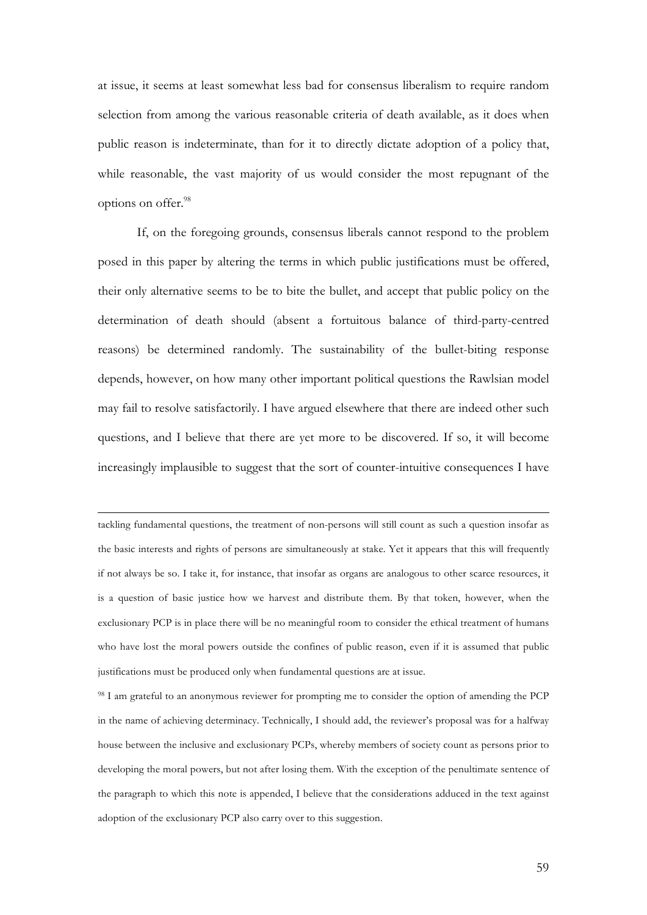at issue, it seems at least somewhat less bad for consensus liberalism to require random selection from among the various reasonable criteria of death available, as it does when public reason is indeterminate, than for it to directly dictate adoption of a policy that, while reasonable, the vast majority of us would consider the most repugnant of the options on offer.[98]

If, on the foregoing grounds, consensus liberals cannot respond to the problem posed in this paper by altering the terms in which public justifications must be offered, their only alternative seems to be to bite the bullet, and accept that public policy on the determination of death should (absent a fortuitous balance of third-party-centred reasons) be determined randomly. The sustainability of the bullet-biting response depends, however, on how many other important political questions the Rawlsian model may fail to resolve satisfactorily. I have argued elsewhere that there are indeed other such questions, and I believe that there are yet more to be discovered. If so, it will become increasingly implausible to suggest that the sort of counter-intuitive consequences I have

---

tackling fundamental questions, the treatment of non-persons will still count as such a question insofar as the basic interests and rights of persons are simultaneously at stake. Yet it appears that this will frequently if not always be so. I take it, for instance, that insofar as organs are analogous to other scarce resources, it is a question of basic justice how we harvest and distribute them. By that token, however, when the exclusionary PCP is in place there will be no meaningful room to consider the ethical treatment of humans who have lost the moral powers outside the confines of public reason, even if it is assumed that public justifications must be produced only when fundamental questions are at issue.

[98] I am grateful to an anonymous reviewer for prompting me to consider the option of amending the PCP in the name of achieving determinacy. Technically, I should add, the reviewer's proposal was for a halfway house between the inclusive and exclusionary PCPs, whereby members of society count as persons prior to developing the moral powers, but not after losing them. With the exception of the penultimate sentence of the paragraph to which this note is appended, I believe that the considerations adduced in the text against adoption of the exclusionary PCP also carry over to this suggestion.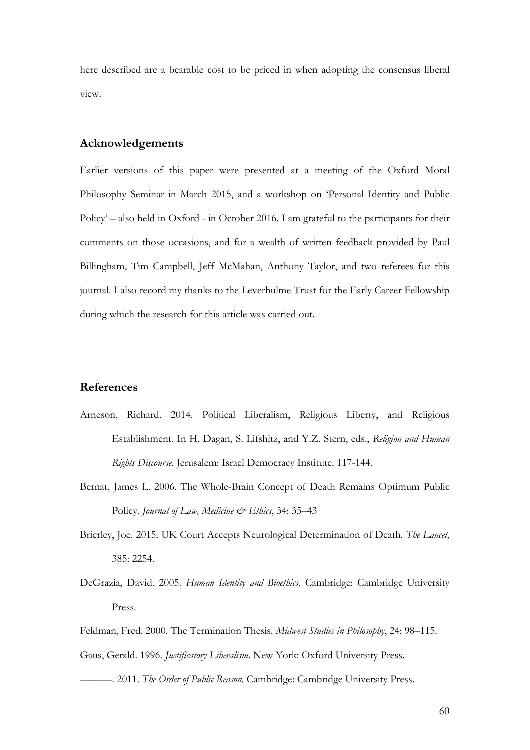here described are a bearable cost to be priced in when adopting the consensus liberal view.

## Acknowledgements

Earlier versions of this paper were presented at a meeting of the Oxford Moral Philosophy Seminar in March 2015, and a workshop on 'Personal Identity and Public Policy' – also held in Oxford - in October 2016. I am grateful to the participants for their comments on those occasions, and for a wealth of written feedback provided by Paul Billingham, Tim Campbell, Jeff McMahan, Anthony Taylor, and two referees for this journal. I also record my thanks to the Leverhulme Trust for the Early Career Fellowship during which the research for this article was carried out.

## References

Arneson, Richard. 2014. Political Liberalism, Religious Liberty, and Religious Establishment. In H. Dagan, S. Lifshitz, and Y.Z. Stern, eds., *Religion and Human Rights Discourse*. Jerusalem: Israel Democracy Institute. 117-144.

Bernat, James L. 2006. The Whole-Brain Concept of Death Remains Optimum Public Policy. *Journal of Law, Medicine & Ethics*, 34: 35–43

Brierley, Joe. 2015. UK Court Accepts Neurological Determination of Death. *The Lancet*, 385: 2254.

DeGrazia, David. 2005. *Human Identity and Bioethics*. Cambridge: Cambridge University Press.

Feldman, Fred. 2000. The Termination Thesis. *Midwest Studies in Philosophy*, 24: 98–115.

Gaus, Gerald. 1996. *Justificatory Liberalism*. New York: Oxford University Press.

———. 2011. *The Order of Public Reason*. Cambridge: Cambridge University Press.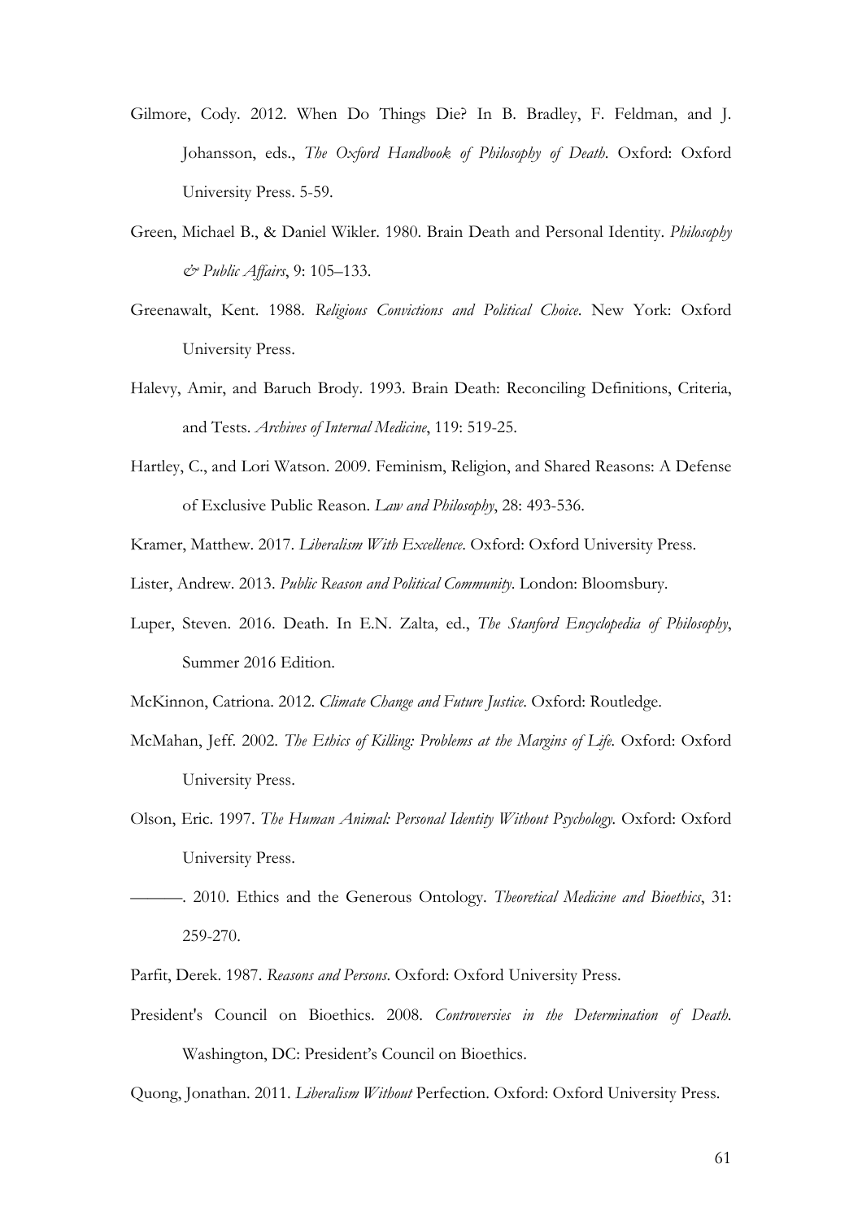Gilmore, Cody. 2012. When Do Things Die? In B. Bradley, F. Feldman, and J. Johansson, eds., *The Oxford Handbook of Philosophy of Death*. Oxford: Oxford University Press. 5-59.

Green, Michael B., & Daniel Wikler. 1980. Brain Death and Personal Identity. *Philosophy & Public Affairs*, 9: 105–133.

Greenawalt, Kent. 1988. *Religious Convictions and Political Choice*. New York: Oxford University Press.

Halevy, Amir, and Baruch Brody. 1993. Brain Death: Reconciling Definitions, Criteria, and Tests. *Archives of Internal Medicine*, 119: 519-25.

Hartley, C., and Lori Watson. 2009. Feminism, Religion, and Shared Reasons: A Defense of Exclusive Public Reason. *Law and Philosophy*, 28: 493-536.

Kramer, Matthew. 2017. *Liberalism With Excellence*. Oxford: Oxford University Press.

Lister, Andrew. 2013. *Public Reason and Political Community*. London: Bloomsbury.

Luper, Steven. 2016. Death. In E.N. Zalta, ed., *The Stanford Encyclopedia of Philosophy*, Summer 2016 Edition.

McKinnon, Catriona. 2012. *Climate Change and Future Justice*. Oxford: Routledge.

McMahan, Jeff. 2002. *The Ethics of Killing: Problems at the Margins of Life*. Oxford: Oxford University Press.

Olson, Eric. 1997. *The Human Animal: Personal Identity Without Psychology*. Oxford: Oxford University Press.

———. 2010. Ethics and the Generous Ontology. *Theoretical Medicine and Bioethics*, 31: 259-270.

Parfit, Derek. 1987. *Reasons and Persons*. Oxford: Oxford University Press.

President's Council on Bioethics. 2008. *Controversies in the Determination of Death*. Washington, DC: President's Council on Bioethics.

Quong, Jonathan. 2011. *Liberalism Without* Perfection. Oxford: Oxford University Press.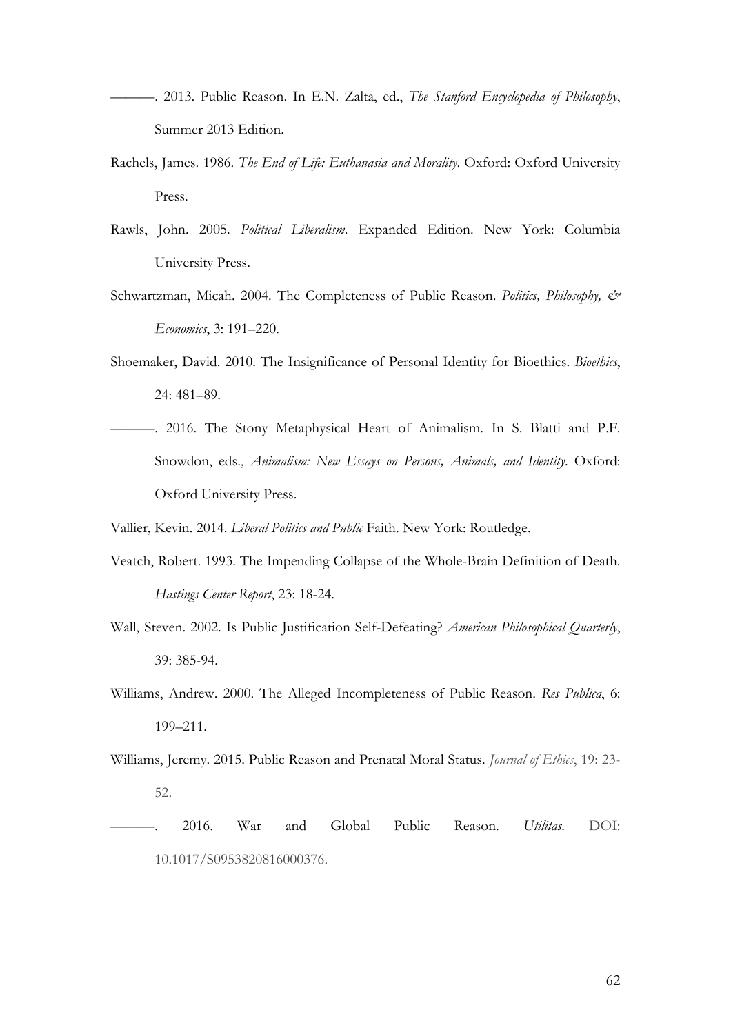———. 2013. Public Reason. In E.N. Zalta, ed., *The Stanford Encyclopedia of Philosophy*, Summer 2013 Edition.

Rachels, James. 1986. *The End of Life: Euthanasia and Morality*. Oxford: Oxford University Press.

Rawls, John. 2005. *Political Liberalism*. Expanded Edition. New York: Columbia University Press.

Schwartzman, Micah. 2004. The Completeness of Public Reason. *Politics, Philosophy, & Economics*, 3: 191–220.

Shoemaker, David. 2010. The Insignificance of Personal Identity for Bioethics. *Bioethics*, 24: 481–89.

———. 2016. The Stony Metaphysical Heart of Animalism. In S. Blatti and P.F. Snowdon, eds., *Animalism: New Essays on Persons, Animals, and Identity*. Oxford: Oxford University Press.

Vallier, Kevin. 2014. *Liberal Politics and Public* Faith. New York: Routledge.

Veatch, Robert. 1993. The Impending Collapse of the Whole-Brain Definition of Death. *Hastings Center Report*, 23: 18-24.

Wall, Steven. 2002. Is Public Justification Self-Defeating? *American Philosophical Quarterly*, 39: 385-94.

Williams, Andrew. 2000. The Alleged Incompleteness of Public Reason. *Res Publica*, 6: 199–211.

Williams, Jeremy. 2015. Public Reason and Prenatal Moral Status. *Journal of Ethics*, 19: 23-52.

———. 2016. War and Global Public Reason. *Utilitas*. DOI: 10.1017/S0953820816000376.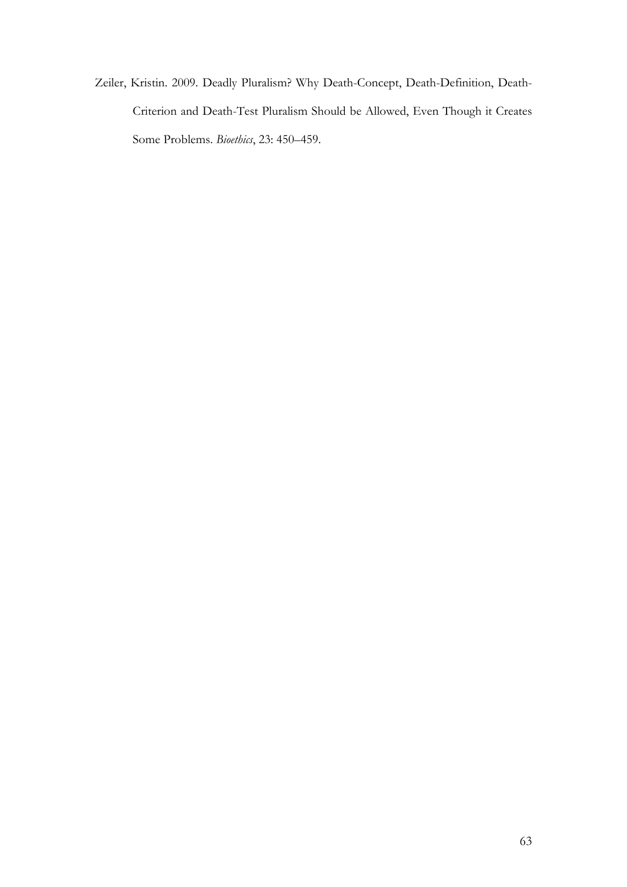Zeiler, Kristin. 2009. Deadly Pluralism? Why Death-Concept, Death-Definition, Death-Criterion and Death-Test Pluralism Should be Allowed, Even Though it Creates Some Problems. *Bioethics*, 23: 450–459.